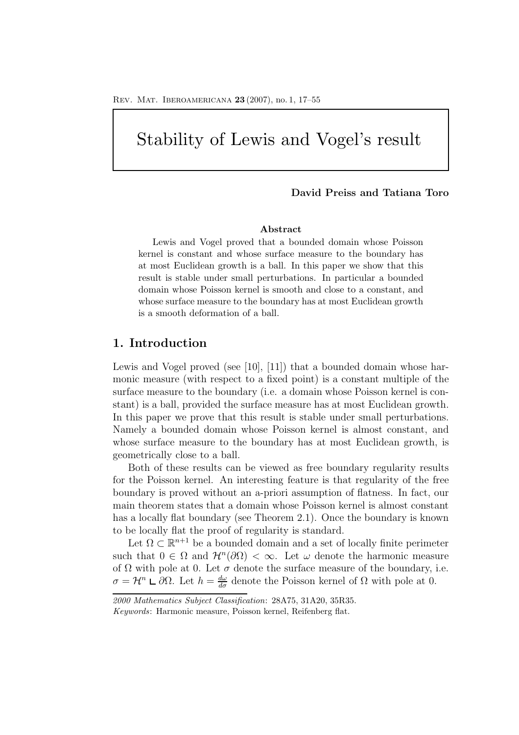# Stability of Lewis and Vogel's result

**David Preiss and Tatiana Toro**

**Abstract**

Lewis and Vogel proved that a bounded domain whose Poisson kernel is constant and whose surface measure to the boundary has at most Euclidean growth is a ball. In this paper we show that this result is stable under small perturbations. In particular a bounded domain whose Poisson kernel is smooth and close to a constant, and whose surface measure to the boundary has at most Euclidean growth is a smooth deformation of a ball.

## 1. Introduction

Lewis and Vogel proved (see [10], [11]) that a bounded domain whose harmonic measure (with respect to a fixed point) is a constant multiple of the surface measure to the boundary (i.e. a domain whose Poisson kernel is constant) is a ball, provided the surface measure has at most Euclidean growth. In this paper we prove that this result is stable under small perturbations. Namely a bounded domain whose Poisson kernel is almost constant, and whose surface measure to the boundary has at most Euclidean growth, is geometrically close to a ball.

Both of these results can be viewed as free boundary regularity results for the Poisson kernel. An interesting feature is that regularity of the free boundary is proved without an a-priori assumption of flatness. In fact, our main theorem states that a domain whose Poisson kernel is almost constant has a locally flat boundary (see Theorem 2.1). Once the boundary is known to be locally flat the proof of regularity is standard.

Let $\Omega \subset \mathbb{R}^{n+1}$ be a bounded domain and a set of locally finite perimeter such that $0 \in \Omega$ and $\mathcal{H}^n(\partial\Omega) < \infty$. Let $\omega$ denote the harmonic measure of $\Omega$ with pole at 0. Let $\sigma$ denote the surface measure of the boundary, i.e. $\sigma = \mathcal{H}^n \llcorner \partial\Omega$. Let $h = \frac{d\omega}{d\sigma}$ denote the Poisson kernel of $\Omega$ with pole at 0.

---

*2000 Mathematics Subject Classification*: 28A75, 31A20, 35R35.

*Keywords*: Harmonic measure, Poisson kernel, Reifenberg flat.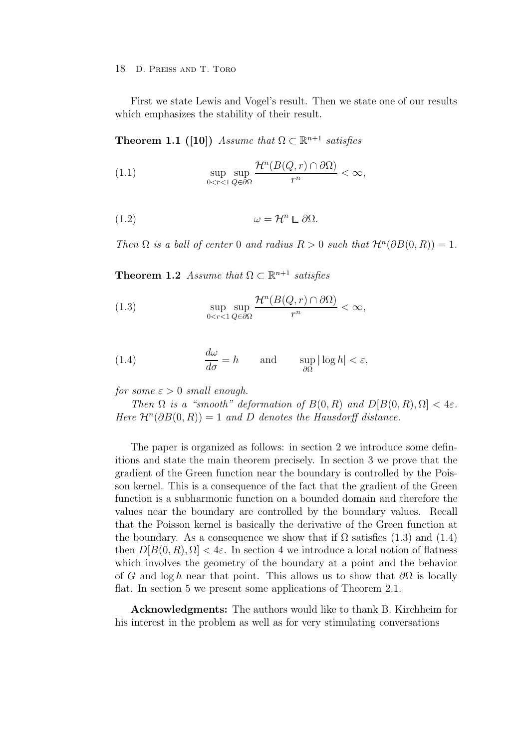First we state Lewis and Vogel's result. Then we state one of our results which emphasizes the stability of their result.

**Theorem 1.1 ([10])** *Assume that $\Omega \subset \mathbb{R}^{n+1}$ satisfies*

$$\sup_{0<r<1} \sup_{Q \in \partial\Omega} \frac{\mathcal{H}^n(B(Q,r) \cap \partial\Omega)}{r^n} < \infty, \tag{1.1}$$

$$\omega = \mathcal{H}^n \llcorner \partial\Omega. \tag{1.2}$$

*Then $\Omega$ is a ball of center 0 and radius $R > 0$ such that $\mathcal{H}^n(\partial B(0,R)) = 1$.*

**Theorem 1.2** *Assume that $\Omega \subset \mathbb{R}^{n+1}$ satisfies*

$$\sup_{0<r<1} \sup_{Q \in \partial\Omega} \frac{\mathcal{H}^n(B(Q,r) \cap \partial\Omega)}{r^n} < \infty, \tag{1.3}$$

$$\frac{d\omega}{d\sigma} = h \qquad \text{and} \qquad \sup_{\partial\Omega} |\log h| < \varepsilon, \tag{1.4}$$

*for some $\varepsilon > 0$ small enough.*

*Then $\Omega$ is a "smooth" deformation of $B(0,R)$ and $D[B(0,R),\Omega] < 4\varepsilon$. Here $\mathcal{H}^n(\partial B(0,R)) = 1$ and $D$ denotes the Hausdorff distance.*

The paper is organized as follows: in section 2 we introduce some definitions and state the main theorem precisely. In section 3 we prove that the gradient of the Green function near the boundary is controlled by the Poisson kernel. This is a consequence of the fact that the gradient of the Green function is a subharmonic function on a bounded domain and therefore the values near the boundary are controlled by the boundary values. Recall that the Poisson kernel is basically the derivative of the Green function at the boundary. As a consequence we show that if $\Omega$ satisfies (1.3) and (1.4) then $D[B(0,R),\Omega] < 4\varepsilon$. In section 4 we introduce a local notion of flatness which involves the geometry of the boundary at a point and the behavior of $G$ and $\log h$ near that point. This allows us to show that $\partial\Omega$ is locally flat. In section 5 we present some applications of Theorem 2.1.

**Acknowledgments:** The authors would like to thank B. Kirchheim for his interest in the problem as well as for very stimulating conversations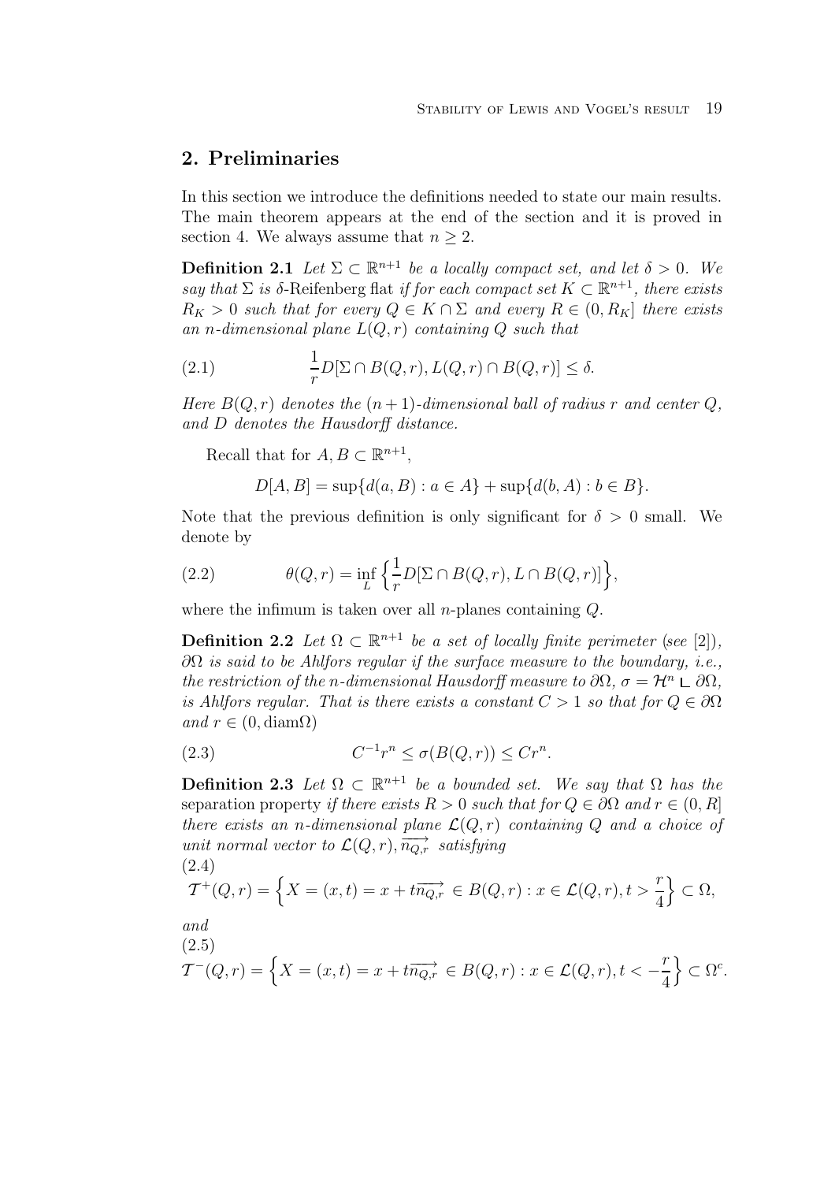## 2. Preliminaries

In this section we introduce the definitions needed to state our main results. The main theorem appears at the end of the section and it is proved in section 4. We always assume that $n \geq 2$.

**Definition 2.1** *Let $\Sigma \subset \mathbb{R}^{n+1}$ be a locally compact set, and let $\delta > 0$. We say that $\Sigma$ is $\delta$-*Reifenberg flat *if for each compact set $K \subset \mathbb{R}^{n+1}$, there exists $R_K > 0$ such that for every $Q \in K \cap \Sigma$ and every $R \in (0, R_K]$ there exists an $n$-dimensional plane $L(Q, r)$ containing $Q$ such that*

$$\frac{1}{r} D[\Sigma \cap B(Q, r), L(Q, r) \cap B(Q, r)] \leq \delta. \tag{2.1}$$

*Here $B(Q, r)$ denotes the $(n+1)$-dimensional ball of radius $r$ and center $Q$, and $D$ denotes the Hausdorff distance.*

Recall that for $A, B \subset \mathbb{R}^{n+1}$,

$$D[A, B] = \sup\{d(a, B) : a \in A\} + \sup\{d(b, A) : b \in B\}.$$

Note that the previous definition is only significant for $\delta > 0$ small. We denote by

$$\theta(Q, r) = \inf_L \left\{ \frac{1}{r} D[\Sigma \cap B(Q, r), L \cap B(Q, r)] \right\}, \tag{2.2}$$

where the infimum is taken over all $n$-planes containing $Q$.

**Definition 2.2** *Let $\Omega \subset \mathbb{R}^{n+1}$ be a set of locally finite perimeter (see [2]), $\partial\Omega$ is said to be Ahlfors regular if the surface measure to the boundary, i.e., the restriction of the $n$-dimensional Hausdorff measure to $\partial\Omega$, $\sigma = \mathcal{H}^n \llcorner \partial\Omega$, is Ahlfors regular. That is there exists a constant $C > 1$ so that for $Q \in \partial\Omega$ and $r \in (0, \operatorname{diam}\Omega)$*

$$C^{-1} r^n \leq \sigma(B(Q, r)) \leq C r^n. \tag{2.3}$$

**Definition 2.3** *Let $\Omega \subset \mathbb{R}^{n+1}$ be a bounded set. We say that $\Omega$ has the* separation property *if there exists $R > 0$ such that for $Q \in \partial\Omega$ and $r \in (0, R]$ there exists an $n$-dimensional plane $\mathcal{L}(Q, r)$ containing $Q$ and a choice of unit normal vector to $\mathcal{L}(Q, r), \overrightarrow{n_{Q,r}}$ satisfying*

$$\mathcal{T}^+(Q, r) = \left\{ X = (x, t) = x + t\overrightarrow{n_{Q,r}} \in B(Q, r) : x \in \mathcal{L}(Q, r), t > \frac{r}{4} \right\} \subset \Omega, \tag{2.4}$$

*and*

$$\mathcal{T}^-(Q, r) = \left\{ X = (x, t) = x + t\overrightarrow{n_{Q,r}} \in B(Q, r) : x \in \mathcal{L}(Q, r), t < -\frac{r}{4} \right\} \subset \Omega^c. \tag{2.5}$$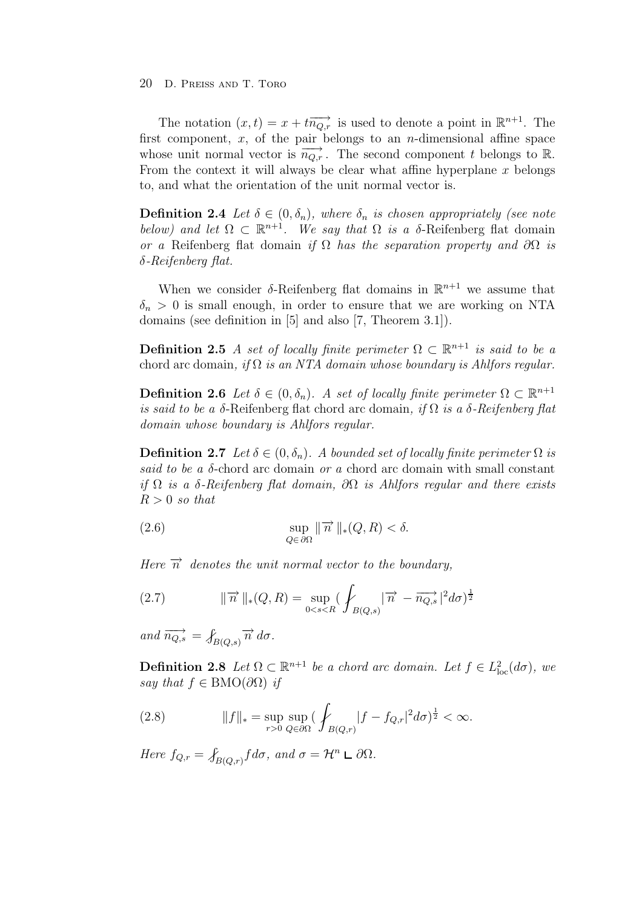The notation $(x, t) = x + t\overrightarrow{n_{Q,r}}$ is used to denote a point in $\mathbb{R}^{n+1}$. The first component, $x$, of the pair belongs to an $n$-dimensional affine space whose unit normal vector is $\overrightarrow{n_{Q,r}}$. The second component $t$ belongs to $\mathbb{R}$. From the context it will always be clear what affine hyperplane $x$ belongs to, and what the orientation of the unit normal vector is.

**Definition 2.4** *Let $\delta \in (0, \delta_n)$, where $\delta_n$ is chosen appropriately (see note below) and let $\Omega \subset \mathbb{R}^{n+1}$. We say that $\Omega$ is a $\delta$-*Reifenberg flat domain *or a* Reifenberg flat domain *if $\Omega$ has the separation property and $\partial\Omega$ is $\delta$-Reifenberg flat.*

When we consider $\delta$-Reifenberg flat domains in $\mathbb{R}^{n+1}$ we assume that $\delta_n > 0$ is small enough, in order to ensure that we are working on NTA domains (see definition in [5] and also [7, Theorem 3.1]).

**Definition 2.5** *A set of locally finite perimeter $\Omega \subset \mathbb{R}^{n+1}$ is said to be a* chord arc domain*, if $\Omega$ is an NTA domain whose boundary is Ahlfors regular.*

**Definition 2.6** *Let $\delta \in (0, \delta_n)$. A set of locally finite perimeter $\Omega \subset \mathbb{R}^{n+1}$ is said to be a $\delta$-*Reifenberg flat chord arc domain*, if $\Omega$ is a $\delta$-Reifenberg flat domain whose boundary is Ahlfors regular.*

**Definition 2.7** *Let $\delta \in (0, \delta_n)$. A bounded set of locally finite perimeter $\Omega$ is said to be a $\delta$-*chord arc domain *or a* chord arc domain with small constant *if $\Omega$ is a $\delta$-Reifenberg flat domain, $\partial\Omega$ is Ahlfors regular and there exists $R > 0$ so that*

$$\sup_{Q \in \partial\Omega} \|\overrightarrow{n}\|_*(Q, R) < \delta. \tag{2.6}$$

*Here $\overrightarrow{n}$ denotes the unit normal vector to the boundary,*

$$\|\overrightarrow{n}\|_*(Q, R) = \sup_{0<s<R} \Big( ⨍_{B(Q,s)} |\overrightarrow{n} - \overrightarrow{n_{Q,s}}|^2 d\sigma \Big)^{\frac{1}{2}} \tag{2.7}$$

*and $\overrightarrow{n_{Q,s}} = ⨍_{B(Q,s)} \overrightarrow{n}\, d\sigma$.*

**Definition 2.8** *Let $\Omega \subset \mathbb{R}^{n+1}$ be a chord arc domain. Let $f \in L^2_{\text{loc}}(d\sigma)$, we say that $f \in \text{BMO}(\partial\Omega)$ if*

$$\|f\|_* = \sup_{r>0} \sup_{Q \in \partial\Omega} \Big( ⨍_{B(Q,r)} |f - f_{Q,r}|^2 d\sigma \Big)^{\frac{1}{2}} < \infty. \tag{2.8}$$

*Here $f_{Q,r} = ⨍_{B(Q,r)} f d\sigma$, and $\sigma = \mathcal{H}^n \llcorner \partial\Omega$.*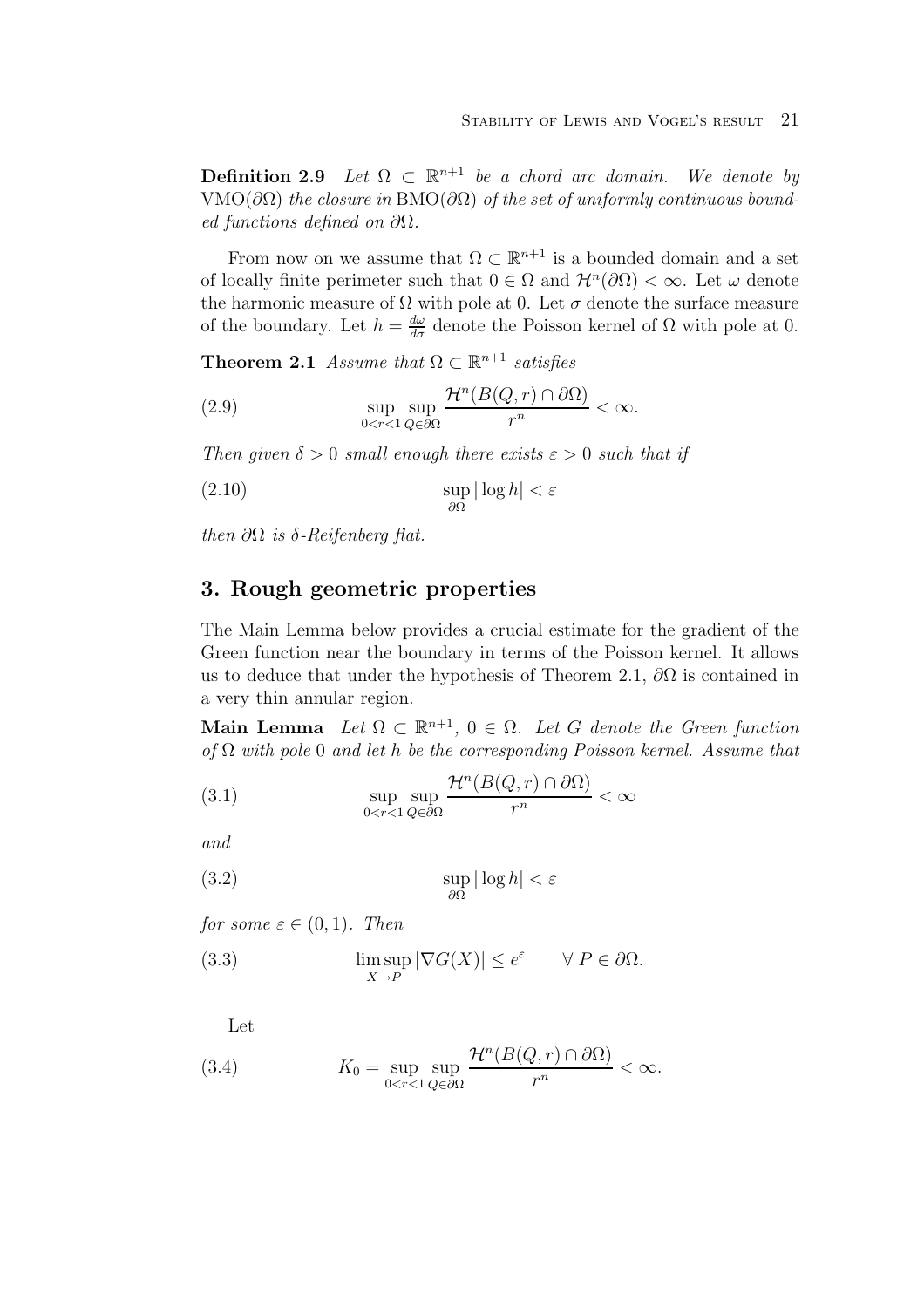**Definition 2.9** *Let $\Omega \subset \mathbb{R}^{n+1}$ be a chord arc domain. We denote by* $\mathrm{VMO}(\partial\Omega)$ *the closure in* $\mathrm{BMO}(\partial\Omega)$ *of the set of uniformly continuous bounded functions defined on* $\partial\Omega$.

From now on we assume that $\Omega \subset \mathbb{R}^{n+1}$ is a bounded domain and a set of locally finite perimeter such that $0 \in \Omega$ and $\mathcal{H}^n(\partial\Omega) < \infty$. Let $\omega$ denote the harmonic measure of $\Omega$ with pole at 0. Let $\sigma$ denote the surface measure of the boundary. Let $h = \frac{d\omega}{d\sigma}$ denote the Poisson kernel of $\Omega$ with pole at 0.

**Theorem 2.1** *Assume that $\Omega \subset \mathbb{R}^{n+1}$ satisfies*

$$\sup_{0<r<1} \sup_{Q \in \partial\Omega} \frac{\mathcal{H}^n(B(Q,r) \cap \partial\Omega)}{r^n} < \infty. \tag{2.9}$$

*Then given $\delta > 0$ small enough there exists $\varepsilon > 0$ such that if*

$$\sup_{\partial\Omega} |\log h| < \varepsilon \tag{2.10}$$

*then $\partial\Omega$ is $\delta$-Reifenberg flat.*

## 3. Rough geometric properties

The Main Lemma below provides a crucial estimate for the gradient of the Green function near the boundary in terms of the Poisson kernel. It allows us to deduce that under the hypothesis of Theorem 2.1, $\partial\Omega$ is contained in a very thin annular region.

**Main Lemma** *Let $\Omega \subset \mathbb{R}^{n+1}$, $0 \in \Omega$. Let $G$ denote the Green function of $\Omega$ with pole 0 and let $h$ be the corresponding Poisson kernel. Assume that*

$$\sup_{0<r<1} \sup_{Q \in \partial\Omega} \frac{\mathcal{H}^n(B(Q,r) \cap \partial\Omega)}{r^n} < \infty \tag{3.1}$$

*and*

$$\sup_{\partial\Omega} |\log h| < \varepsilon \tag{3.2}$$

*for some $\varepsilon \in (0,1)$. Then*

$$\limsup_{X \to P} |\nabla G(X)| \leq e^{\varepsilon} \qquad \forall\, P \in \partial\Omega. \tag{3.3}$$

Let

$$K_0 = \sup_{0<r<1} \sup_{Q \in \partial\Omega} \frac{\mathcal{H}^n(B(Q,r) \cap \partial\Omega)}{r^n} < \infty. \tag{3.4}$$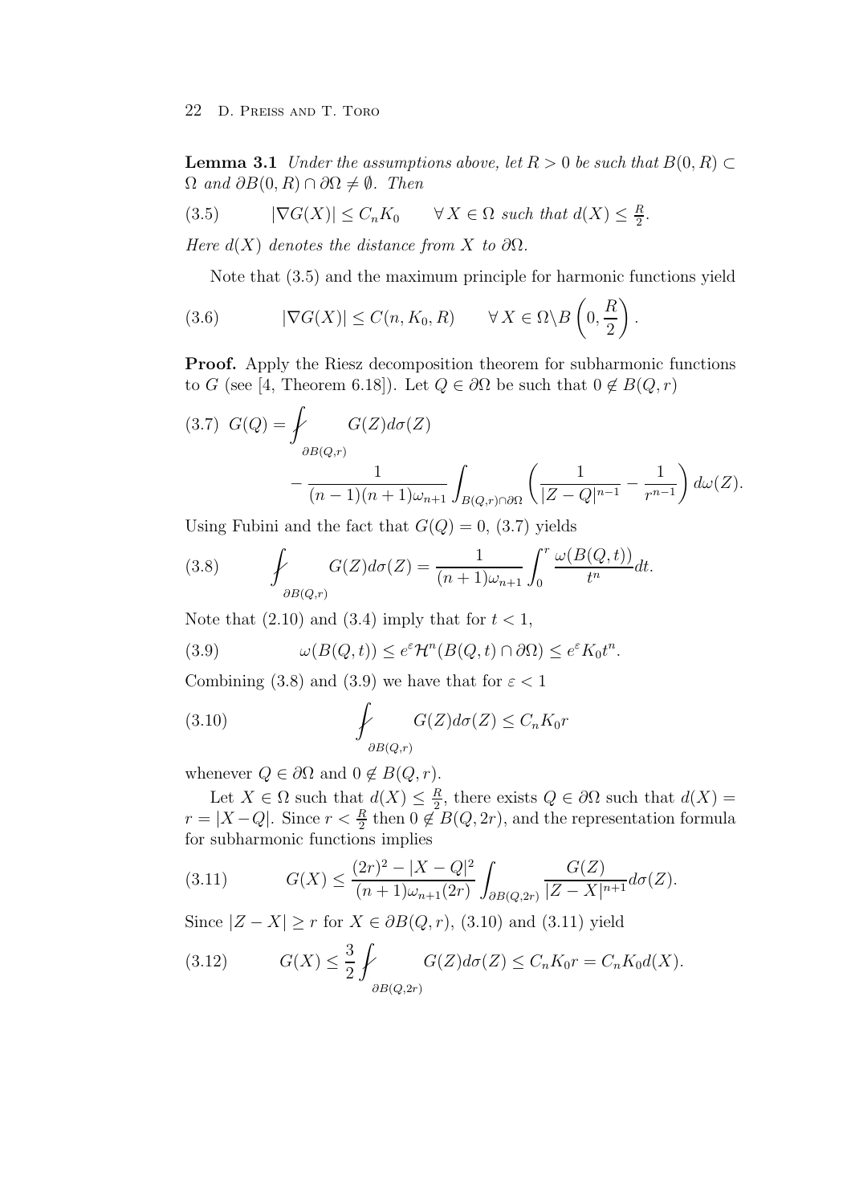**Lemma 3.1** *Under the assumptions above, let $R > 0$ be such that $B(0, R) \subset \Omega$ and $\partial B(0, R) \cap \partial\Omega \neq \emptyset$. Then*

$$|\nabla G(X)| \leq C_n K_0 \qquad \forall\, X \in \Omega \text{ such that } d(X) \leq \tfrac{R}{2}. \tag{3.5}$$

*Here $d(X)$ denotes the distance from $X$ to $\partial\Omega$.*

Note that (3.5) and the maximum principle for harmonic functions yield

$$|\nabla G(X)| \leq C(n, K_0, R) \qquad \forall\, X \in \Omega \backslash B\left(0, \frac{R}{2}\right). \tag{3.6}$$

**Proof.** Apply the Riesz decomposition theorem for subharmonic functions to $G$ (see [4, Theorem 6.18]). Let $Q \in \partial\Omega$ be such that $0 \notin B(Q, r)$

$$G(Q) = \fint_{\partial B(Q,r)} G(Z) d\sigma(Z) - \frac{1}{(n-1)(n+1)\omega_{n+1}} \int_{B(Q,r)\cap\partial\Omega} \left( \frac{1}{|Z-Q|^{n-1}} - \frac{1}{r^{n-1}} \right) d\omega(Z). \tag{3.7}$$

Using Fubini and the fact that $G(Q) = 0$, (3.7) yields

$$\fint_{\partial B(Q,r)} G(Z) d\sigma(Z) = \frac{1}{(n+1)\omega_{n+1}} \int_0^r \frac{\omega(B(Q,t))}{t^n} dt. \tag{3.8}$$

Note that (2.10) and (3.4) imply that for $t < 1$,

$$\omega(B(Q,t)) \leq e^{\varepsilon} \mathcal{H}^n(B(Q,t) \cap \partial\Omega) \leq e^{\varepsilon} K_0 t^n. \tag{3.9}$$

Combining (3.8) and (3.9) we have that for $\varepsilon < 1$

$$\fint_{\partial B(Q,r)} G(Z) d\sigma(Z) \leq C_n K_0 r \tag{3.10}$$

whenever $Q \in \partial\Omega$ and $0 \notin B(Q, r)$.

Let $X \in \Omega$ such that $d(X) \leq \frac{R}{2}$, there exists $Q \in \partial\Omega$ such that $d(X) = r = |X - Q|$. Since $r < \frac{R}{2}$ then $0 \notin B(Q, 2r)$, and the representation formula for subharmonic functions implies

$$G(X) \leq \frac{(2r)^2 - |X-Q|^2}{(n+1)\omega_{n+1}(2r)} \int_{\partial B(Q,2r)} \frac{G(Z)}{|Z-X|^{n+1}} d\sigma(Z). \tag{3.11}$$

Since $|Z - X| \geq r$ for $X \in \partial B(Q, r)$, (3.10) and (3.11) yield

$$G(X) \leq \frac{3}{2} \fint_{\partial B(Q,2r)} G(Z) d\sigma(Z) \leq C_n K_0 r = C_n K_0 d(X). \tag{3.12}$$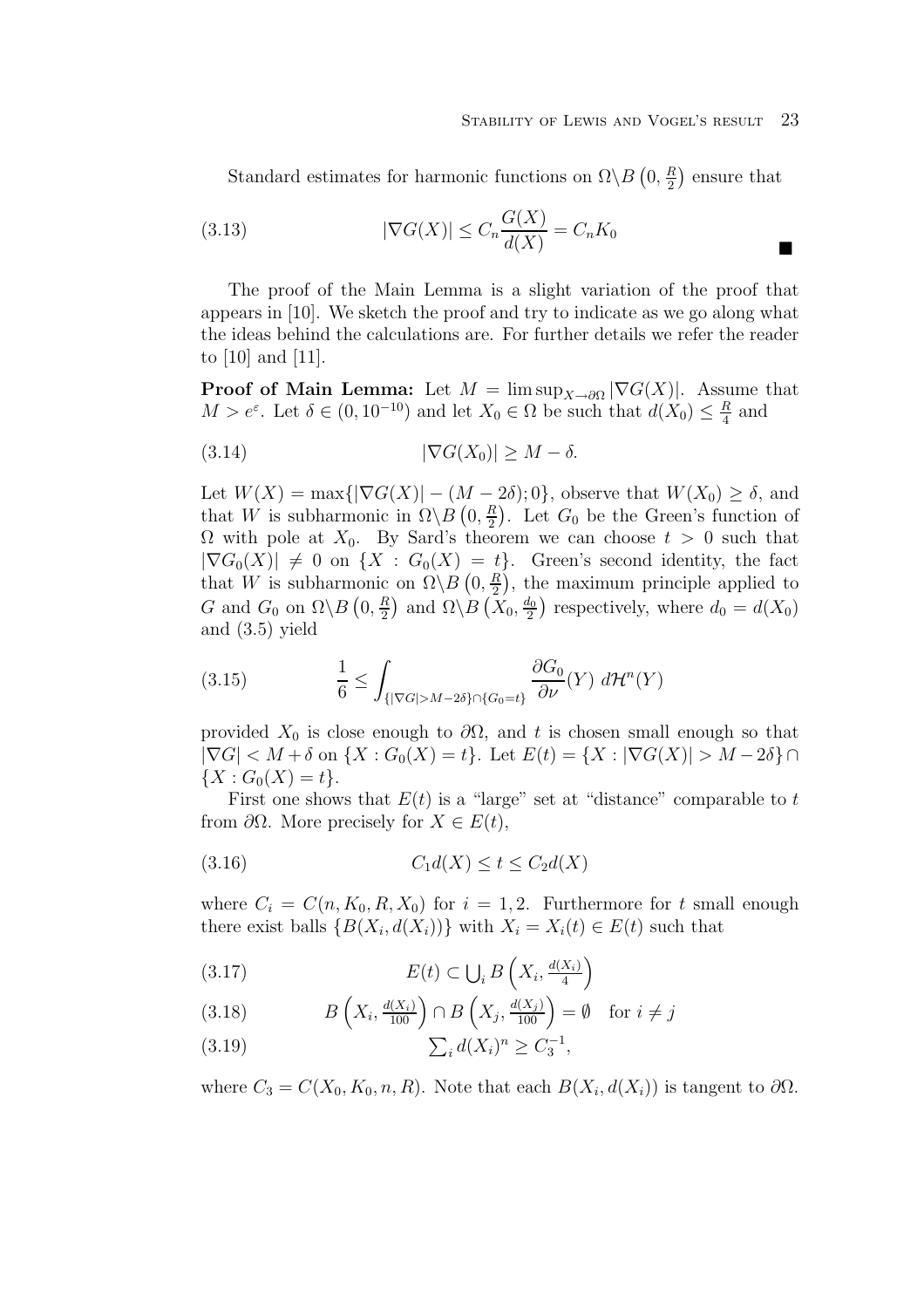Standard estimates for harmonic functions on $\Omega \backslash B\left(0, \frac{R}{2}\right)$ ensure that

$$
|\nabla G(X)| \leq C_n \frac{G(X)}{d(X)} = C_n K_0 \tag{3.13}
$$

■

The proof of the Main Lemma is a slight variation of the proof that appears in [10]. We sketch the proof and try to indicate as we go along what the ideas behind the calculations are. For further details we refer the reader to [10] and [11].

**Proof of Main Lemma:** Let $M = \limsup_{X \to \partial\Omega} |\nabla G(X)|$. Assume that $M > e^{\varepsilon}$. Let $\delta \in (0, 10^{-10})$ and let $X_0 \in \Omega$ be such that $d(X_0) \leq \frac{R}{4}$ and

$$
|\nabla G(X_0)| \geq M - \delta. \tag{3.14}
$$

Let $W(X) = \max\{|\nabla G(X)| - (M - 2\delta); 0\}$, observe that $W(X_0) \geq \delta$, and that $W$ is subharmonic in $\Omega \backslash B\left(0, \frac{R}{2}\right)$. Let $G_0$ be the Green's function of $\Omega$ with pole at $X_0$. By Sard's theorem we can choose $t > 0$ such that $|\nabla G_0(X)| \neq 0$ on $\{X : G_0(X) = t\}$. Green's second identity, the fact that $W$ is subharmonic on $\Omega \backslash B\left(0, \frac{R}{2}\right)$, the maximum principle applied to $G$ and $G_0$ on $\Omega \backslash B\left(0, \frac{R}{2}\right)$ and $\Omega \backslash B\left(X_0, \frac{d_0}{2}\right)$ respectively, where $d_0 = d(X_0)$ and (3.5) yield

$$
\frac{1}{6} \leq \int_{\{|\nabla G| > M - 2\delta\} \cap \{G_0 = t\}} \frac{\partial G_0}{\partial \nu}(Y) \, d\mathcal{H}^n(Y) \tag{3.15}
$$

provided $X_0$ is close enough to $\partial\Omega$, and $t$ is chosen small enough so that $|\nabla G| < M + \delta$ on $\{X : G_0(X) = t\}$. Let $E(t) = \{X : |\nabla G(X)| > M - 2\delta\} \cap \{X : G_0(X) = t\}$.

First one shows that $E(t)$ is a "large" set at "distance" comparable to $t$ from $\partial\Omega$. More precisely for $X \in E(t)$,

$$
C_1 d(X) \leq t \leq C_2 d(X) \tag{3.16}
$$

where $C_i = C(n, K_0, R, X_0)$ for $i = 1, 2$. Furthermore for $t$ small enough there exist balls $\{B(X_i, d(X_i))\}$ with $X_i = X_i(t) \in E(t)$ such that

$$
E(t) \subset \textstyle\bigcup_i B\left(X_i, \frac{d(X_i)}{4}\right) \tag{3.17}
$$

$$
B\left(X_i, \frac{d(X_i)}{100}\right) \cap B\left(X_j, \frac{d(X_j)}{100}\right) = \emptyset \quad \text{for } i \neq j \tag{3.18}
$$

$$
\textstyle\sum_i d(X_i)^n \geq C_3^{-1}, \tag{3.19}
$$

where $C_3 = C(X_0, K_0, n, R)$. Note that each $B(X_i, d(X_i))$ is tangent to $\partial\Omega$.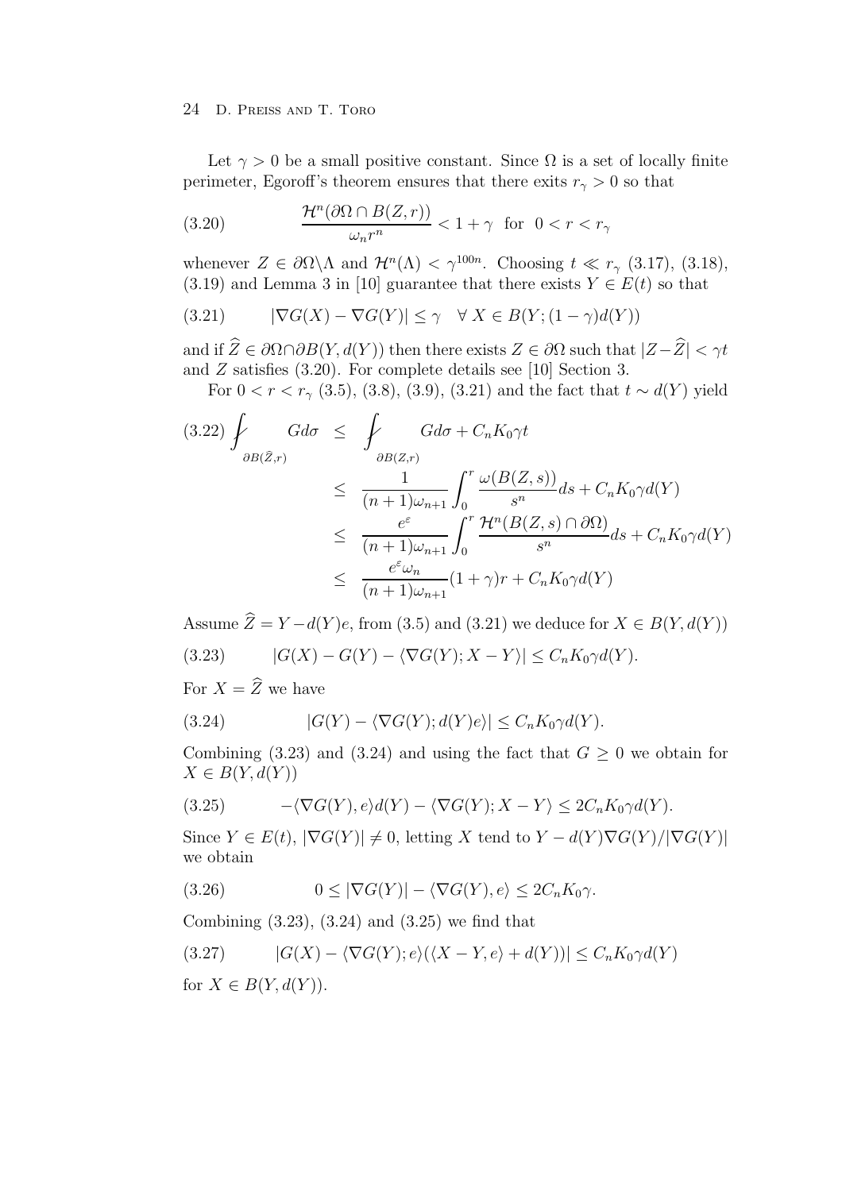Let $\gamma > 0$ be a small positive constant. Since $\Omega$ is a set of locally finite perimeter, Egoroff's theorem ensures that there exits $r_\gamma > 0$ so that

$$\frac{\mathcal{H}^n(\partial\Omega \cap B(Z,r))}{\omega_n r^n} < 1 + \gamma \quad \text{for} \quad 0 < r < r_\gamma \tag{3.20}$$

whenever $Z \in \partial\Omega \backslash \Lambda$ and $\mathcal{H}^n(\Lambda) < \gamma^{100n}$. Choosing $t \ll r_\gamma$ (3.17), (3.18), (3.19) and Lemma 3 in [10] guarantee that there exists $Y \in E(t)$ so that

$$|\nabla G(X) - \nabla G(Y)| \leq \gamma \quad \forall\, X \in B(Y;(1-\gamma)d(Y)) \tag{3.21}$$

and if $\widehat{Z} \in \partial\Omega \cap \partial B(Y, d(Y))$ then there exists $Z \in \partial\Omega$ such that $|Z - \widehat{Z}| < \gamma t$ and $Z$ satisfies (3.20). For complete details see [10] Section 3.

For $0 < r < r_\gamma$ (3.5), (3.8), (3.9), (3.21) and the fact that $t \sim d(Y)$ yield

$$\begin{aligned}
⨍_{\partial B(\widehat{Z},r)} G\, d\sigma &\leq ⨍_{\partial B(Z,r)} G\, d\sigma + C_n K_0 \gamma t \\
&\leq \frac{1}{(n+1)\omega_{n+1}} \int_0^r \frac{\omega(B(Z,s))}{s^n} ds + C_n K_0 \gamma d(Y) \\
&\leq \frac{e^\varepsilon}{(n+1)\omega_{n+1}} \int_0^r \frac{\mathcal{H}^n(B(Z,s)\cap\partial\Omega)}{s^n} ds + C_n K_0 \gamma d(Y) \\
&\leq \frac{e^\varepsilon \omega_n}{(n+1)\omega_{n+1}} (1+\gamma) r + C_n K_0 \gamma d(Y)
\end{aligned} \tag{3.22}$$

Assume $\widehat{Z} = Y - d(Y)e$, from (3.5) and (3.21) we deduce for $X \in B(Y, d(Y))$

$$|G(X) - G(Y) - \langle \nabla G(Y); X - Y\rangle| \leq C_n K_0 \gamma d(Y). \tag{3.23}$$

For $X = \widehat{Z}$ we have

$$|G(Y) - \langle \nabla G(Y); d(Y)e\rangle| \leq C_n K_0 \gamma d(Y). \tag{3.24}$$

Combining (3.23) and (3.24) and using the fact that $G \geq 0$ we obtain for $X \in B(Y, d(Y))$

$$-\langle \nabla G(Y), e\rangle d(Y) - \langle \nabla G(Y); X - Y\rangle \leq 2C_n K_0 \gamma d(Y). \tag{3.25}$$

Since $Y \in E(t)$, $|\nabla G(Y)| \neq 0$, letting $X$ tend to $Y - d(Y)\nabla G(Y)/|\nabla G(Y)|$ we obtain

$$0 \leq |\nabla G(Y)| - \langle \nabla G(Y), e\rangle \leq 2C_n K_0 \gamma. \tag{3.26}$$

Combining (3.23), (3.24) and (3.25) we find that

$$|G(X) - \langle \nabla G(Y); e\rangle(\langle X - Y, e\rangle + d(Y))| \leq C_n K_0 \gamma d(Y) \tag{3.27}$$

for $X \in B(Y, d(Y))$.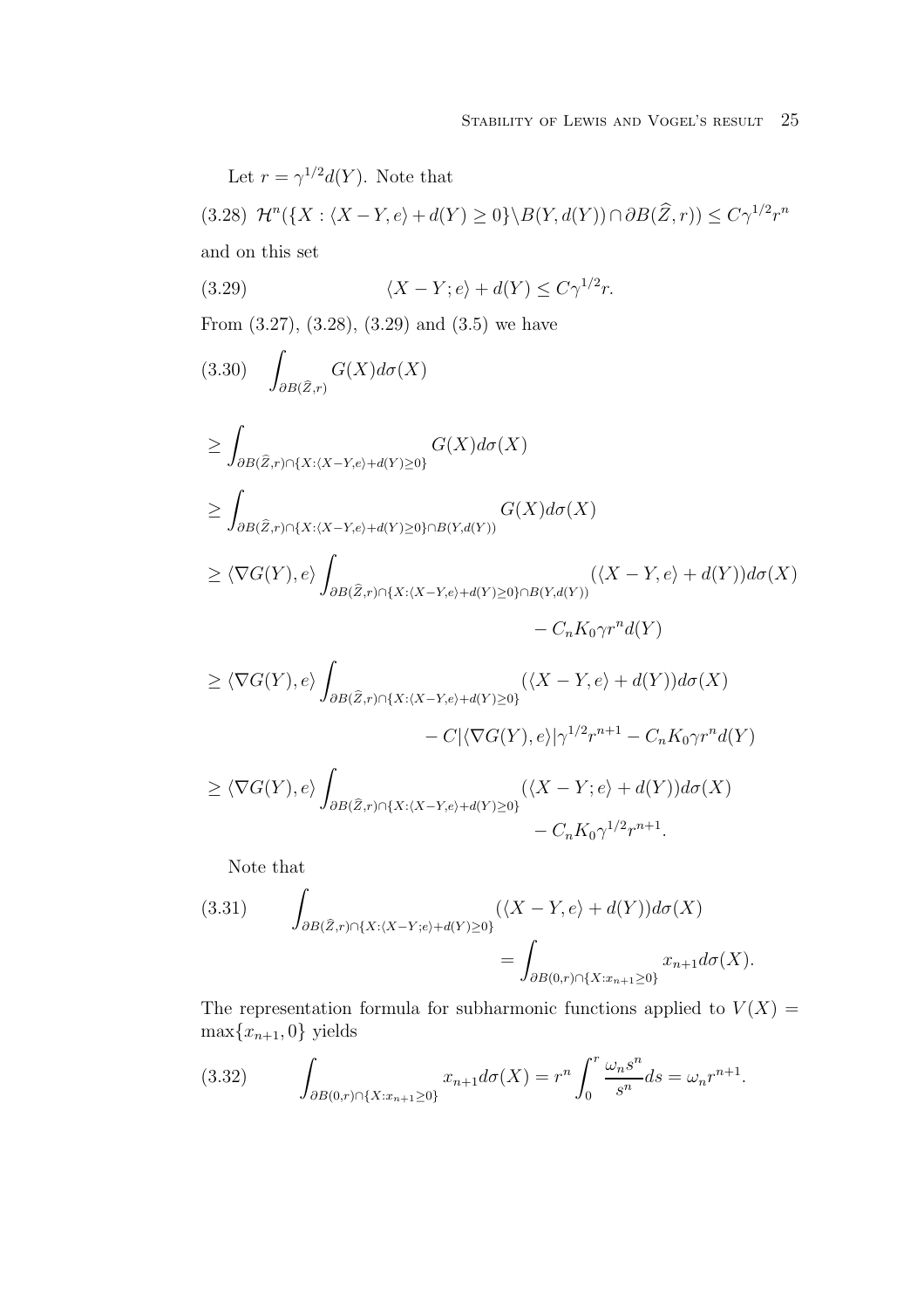Let $r = \gamma^{1/2} d(Y)$. Note that

$$
\mathcal{H}^n(\{X : \langle X - Y, e\rangle + d(Y) \geq 0\} \setminus B(Y, d(Y)) \cap \partial B(\widehat{Z}, r)) \leq C\gamma^{1/2} r^n \tag{3.28}
$$

and on this set

$$
\langle X - Y; e\rangle + d(Y) \leq C\gamma^{1/2} r. \tag{3.29}
$$

From (3.27), (3.28), (3.29) and (3.5) we have

$$
\begin{aligned}
&\int_{\partial B(\widehat{Z},r)} G(X) d\sigma(X) \qquad (3.30)\\
&\geq \int_{\partial B(\widehat{Z},r)\cap\{X:\langle X-Y,e\rangle+d(Y)\geq 0\}} G(X) d\sigma(X)\\
&\geq \int_{\partial B(\widehat{Z},r)\cap\{X:\langle X-Y,e\rangle+d(Y)\geq 0\}\cap B(Y,d(Y))} G(X) d\sigma(X)\\
&\geq \langle \nabla G(Y), e\rangle \int_{\partial B(\widehat{Z},r)\cap\{X:\langle X-Y,e\rangle+d(Y)\geq 0\}\cap B(Y,d(Y))} (\langle X - Y, e\rangle + d(Y)) d\sigma(X)\\
&\qquad\qquad - C_n K_0 \gamma r^n d(Y)\\
&\geq \langle \nabla G(Y), e\rangle \int_{\partial B(\widehat{Z},r)\cap\{X:\langle X-Y,e\rangle+d(Y)\geq 0\}} (\langle X - Y, e\rangle + d(Y)) d\sigma(X)\\
&\qquad\qquad - C|\langle \nabla G(Y), e\rangle| \gamma^{1/2} r^{n+1} - C_n K_0 \gamma r^n d(Y)\\
&\geq \langle \nabla G(Y), e\rangle \int_{\partial B(\widehat{Z},r)\cap\{X:\langle X-Y,e\rangle+d(Y)\geq 0\}} (\langle X - Y; e\rangle + d(Y)) d\sigma(X)\\
&\qquad\qquad - C_n K_0 \gamma^{1/2} r^{n+1}.
\end{aligned}
$$

Note that

$$
\begin{aligned}
\int_{\partial B(\widehat{Z},r)\cap\{X:\langle X-Y;e\rangle+d(Y)\geq 0\}} (\langle X - Y, e\rangle + d(Y)) d\sigma(X) \qquad (3.31)\\
= \int_{\partial B(0,r)\cap\{X:x_{n+1}\geq 0\}} x_{n+1} d\sigma(X).
\end{aligned}
$$

The representation formula for subharmonic functions applied to $V(X) = \max\{x_{n+1}, 0\}$ yields

$$
\int_{\partial B(0,r)\cap\{X:x_{n+1}\geq 0\}} x_{n+1} d\sigma(X) = r^n \int_0^r \frac{\omega_n s^n}{s^n} ds = \omega_n r^{n+1}. \tag{3.32}
$$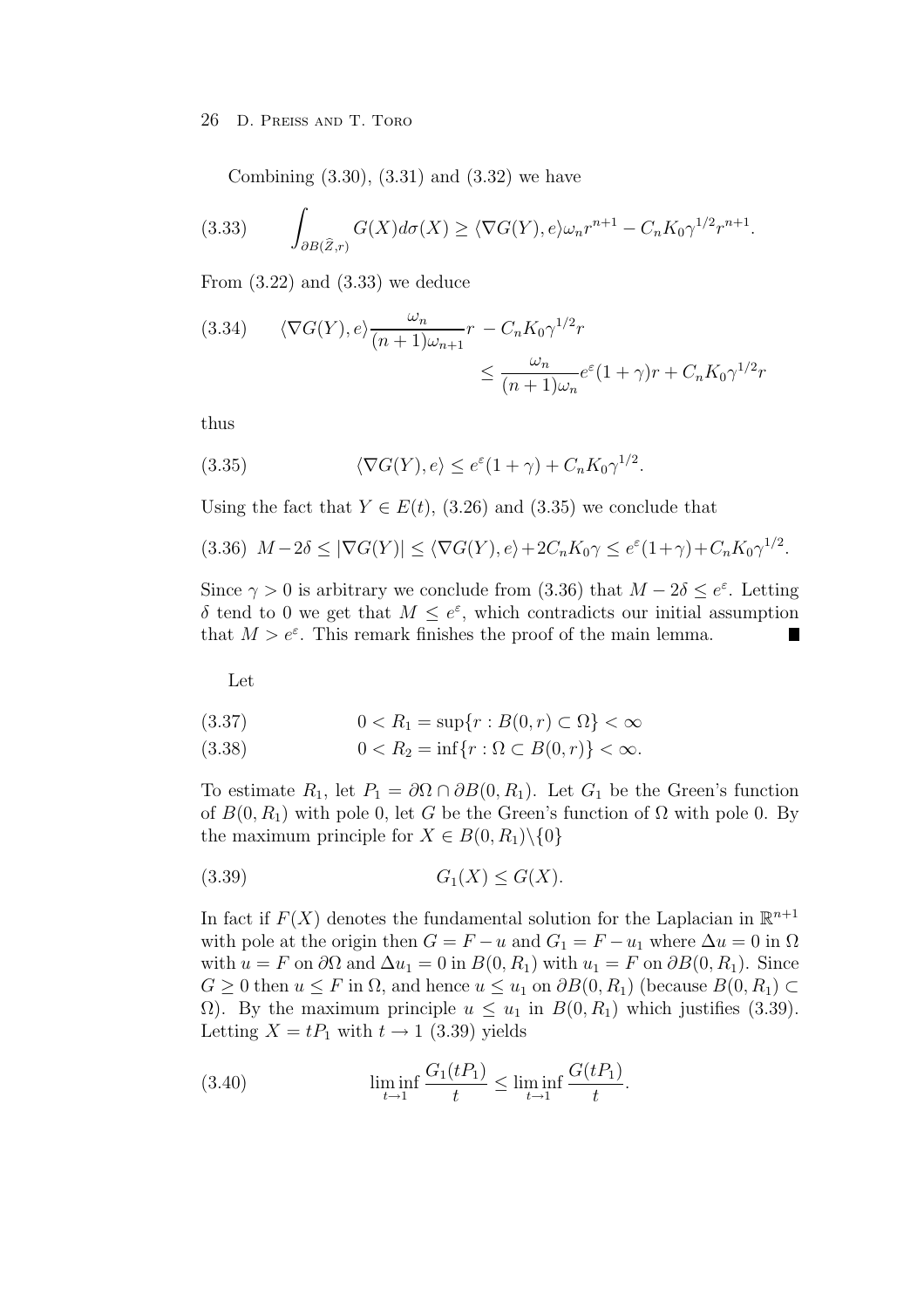Combining (3.30), (3.31) and (3.32) we have

$$\int_{\partial B(\widehat{Z},r)} G(X)d\sigma(X) \geq \langle \nabla G(Y), e\rangle \omega_n r^{n+1} - C_n K_0 \gamma^{1/2} r^{n+1}. \tag{3.33}$$

From (3.22) and (3.33) we deduce

$$\begin{aligned}\langle \nabla G(Y), e\rangle \frac{\omega_n}{(n+1)\omega_{n+1}} r \; - C_n K_0 \gamma^{1/2} r \\ \leq \frac{\omega_n}{(n+1)\omega_n} e^{\varepsilon}(1+\gamma) r + C_n K_0 \gamma^{1/2} r\end{aligned} \tag{3.34}$$

thus

$$\langle \nabla G(Y), e\rangle \leq e^{\varepsilon}(1+\gamma) + C_n K_0 \gamma^{1/2}. \tag{3.35}$$

Using the fact that $Y \in E(t)$, (3.26) and (3.35) we conclude that

$$M - 2\delta \leq |\nabla G(Y)| \leq \langle \nabla G(Y), e\rangle + 2C_n K_0 \gamma \leq e^{\varepsilon}(1+\gamma) + C_n K_0 \gamma^{1/2}. \tag{3.36}$$

Since $\gamma > 0$ is arbitrary we conclude from (3.36) that $M - 2\delta \leq e^{\varepsilon}$. Letting $\delta$ tend to 0 we get that $M \leq e^{\varepsilon}$, which contradicts our initial assumption that $M > e^{\varepsilon}$. This remark finishes the proof of the main lemma. ∎

Let

$$0 < R_1 = \sup\{r : B(0,r) \subset \Omega\} < \infty \tag{3.37}$$

$$0 < R_2 = \inf\{r : \Omega \subset B(0,r)\} < \infty. \tag{3.38}$$

To estimate $R_1$, let $P_1 = \partial\Omega \cap \partial B(0, R_1)$. Let $G_1$ be the Green's function of $B(0, R_1)$ with pole 0, let $G$ be the Green's function of $\Omega$ with pole 0. By the maximum principle for $X \in B(0, R_1)\backslash\{0\}$

$$G_1(X) \leq G(X). \tag{3.39}$$

In fact if $F(X)$ denotes the fundamental solution for the Laplacian in $\mathbb{R}^{n+1}$ with pole at the origin then $G = F - u$ and $G_1 = F - u_1$ where $\Delta u = 0$ in $\Omega$ with $u = F$ on $\partial\Omega$ and $\Delta u_1 = 0$ in $B(0, R_1)$ with $u_1 = F$ on $\partial B(0, R_1)$. Since $G \geq 0$ then $u \leq F$ in $\Omega$, and hence $u \leq u_1$ on $\partial B(0, R_1)$ (because $B(0, R_1) \subset \Omega$). By the maximum principle $u \leq u_1$ in $B(0, R_1)$ which justifies (3.39). Letting $X = tP_1$ with $t \to 1$ (3.39) yields

$$\liminf_{t\to 1} \frac{G_1(tP_1)}{t} \leq \liminf_{t\to 1} \frac{G(tP_1)}{t}. \tag{3.40}$$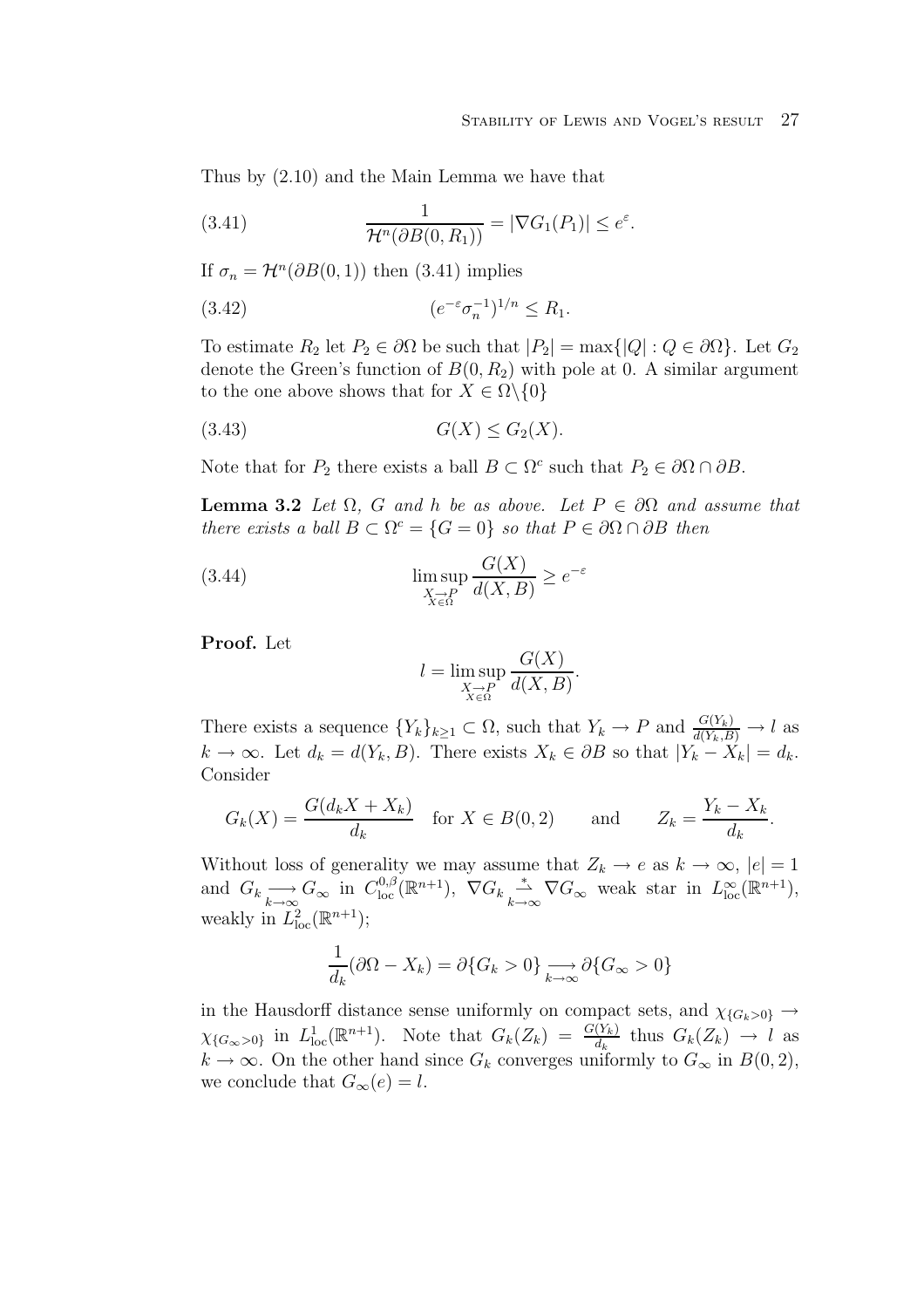Thus by (2.10) and the Main Lemma we have that

$$\frac{1}{\mathcal{H}^n(\partial B(0,R_1))} = |\nabla G_1(P_1)| \leq e^{\varepsilon}. \tag{3.41}$$

If $\sigma_n = \mathcal{H}^n(\partial B(0,1))$ then (3.41) implies

$$(e^{-\varepsilon}\sigma_n^{-1})^{1/n} \leq R_1. \tag{3.42}$$

To estimate $R_2$ let $P_2 \in \partial\Omega$ be such that $|P_2| = \max\{|Q| : Q \in \partial\Omega\}$. Let $G_2$ denote the Green's function of $B(0,R_2)$ with pole at 0. A similar argument to the one above shows that for $X \in \Omega\backslash\{0\}$

$$G(X) \leq G_2(X). \tag{3.43}$$

Note that for $P_2$ there exists a ball $B \subset \Omega^c$ such that $P_2 \in \partial\Omega \cap \partial B$.

**Lemma 3.2** *Let $\Omega$, $G$ and $h$ be as above. Let $P \in \partial\Omega$ and assume that there exists a ball $B \subset \Omega^c = \{G = 0\}$ so that $P \in \partial\Omega \cap \partial B$ then*

$$\limsup_{\substack{X \to P \\ X \in \Omega}} \frac{G(X)}{d(X,B)} \geq e^{-\varepsilon} \tag{3.44}$$

**Proof.** Let

$$l = \limsup_{\substack{X \to P \\ X \in \Omega}} \frac{G(X)}{d(X,B)}.$$

There exists a sequence $\{Y_k\}_{k\geq 1} \subset \Omega$, such that $Y_k \to P$ and $\frac{G(Y_k)}{d(Y_k,B)} \to l$ as $k \to \infty$. Let $d_k = d(Y_k, B)$. There exists $X_k \in \partial B$ so that $|Y_k - X_k| = d_k$. Consider

$$G_k(X) = \frac{G(d_k X + X_k)}{d_k} \quad \text{for } X \in B(0,2) \qquad \text{and} \qquad Z_k = \frac{Y_k - X_k}{d_k}.$$

Without loss of generality we may assume that $Z_k \to e$ as $k \to \infty$, $|e| = 1$ and $G_k \underset{k\to\infty}{\longrightarrow} G_\infty$ in $C^{0,\beta}_{\text{loc}}(\mathbb{R}^{n+1})$, $\nabla G_k \underset{k\to\infty}{\overset{*}{\rightharpoonup}} \nabla G_\infty$ weak star in $L^\infty_{\text{loc}}(\mathbb{R}^{n+1})$, weakly in $L^2_{\text{loc}}(\mathbb{R}^{n+1})$;

$$\frac{1}{d_k}(\partial\Omega - X_k) = \partial\{G_k > 0\} \underset{k\to\infty}{\longrightarrow} \partial\{G_\infty > 0\}$$

in the Hausdorff distance sense uniformly on compact sets, and $\chi_{\{G_k>0\}} \to \chi_{\{G_\infty>0\}}$ in $L^1_{\text{loc}}(\mathbb{R}^{n+1})$. Note that $G_k(Z_k) = \frac{G(Y_k)}{d_k}$ thus $G_k(Z_k) \to l$ as $k \to \infty$. On the other hand since $G_k$ converges uniformly to $G_\infty$ in $B(0,2)$, we conclude that $G_\infty(e) = l$.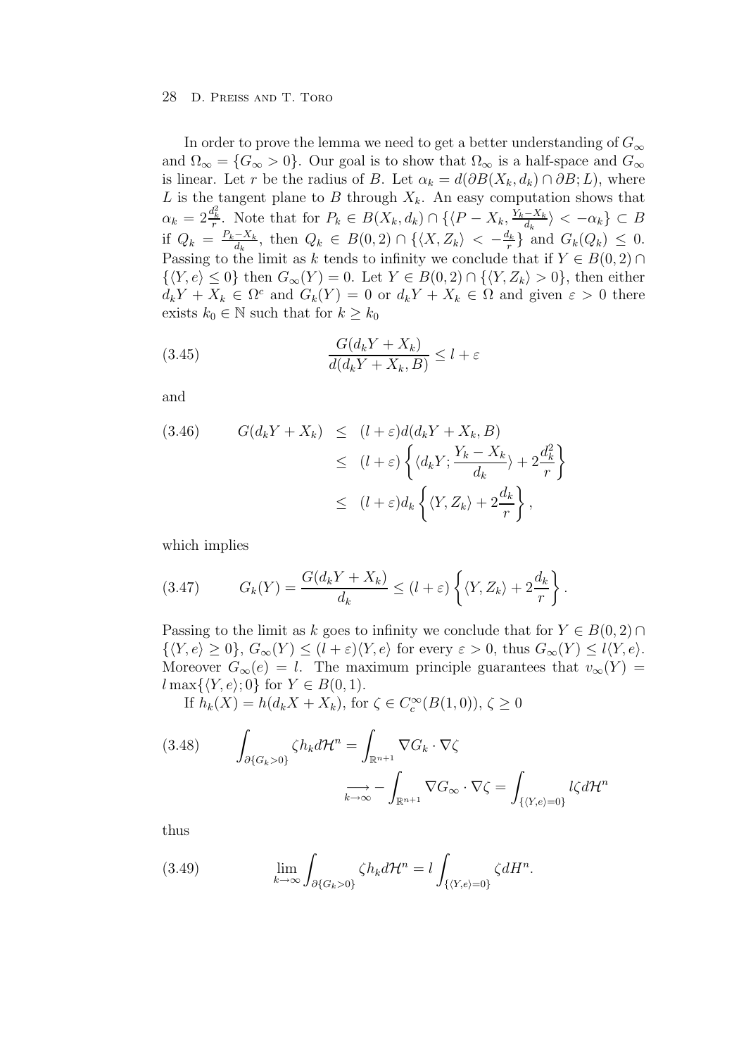In order to prove the lemma we need to get a better understanding of $G_\infty$ and $\Omega_\infty = \{G_\infty > 0\}$. Our goal is to show that $\Omega_\infty$ is a half-space and $G_\infty$ is linear. Let $r$ be the radius of $B$. Let $\alpha_k = d(\partial B(X_k, d_k) \cap \partial B; L)$, where $L$ is the tangent plane to $B$ through $X_k$. An easy computation shows that $\alpha_k = 2\frac{d_k^2}{r}$. Note that for $P_k \in B(X_k, d_k) \cap \{\langle P - X_k, \frac{Y_k - X_k}{d_k}\rangle < -\alpha_k\} \subset B$ if $Q_k = \frac{P_k - X_k}{d_k}$, then $Q_k \in B(0,2) \cap \{\langle X, Z_k\rangle < -\frac{d_k}{r}\}$ and $G_k(Q_k) \leq 0$. Passing to the limit as $k$ tends to infinity we conclude that if $Y \in B(0,2) \cap \{\langle Y, e\rangle \leq 0\}$ then $G_\infty(Y) = 0$. Let $Y \in B(0,2) \cap \{\langle Y, Z_k\rangle > 0\}$, then either $d_k Y + X_k \in \Omega^c$ and $G_k(Y) = 0$ or $d_k Y + X_k \in \Omega$ and given $\varepsilon > 0$ there exists $k_0 \in \mathbb{N}$ such that for $k \geq k_0$

$$\frac{G(d_k Y + X_k)}{d(d_k Y + X_k, B)} \leq l + \varepsilon \tag{3.45}$$

and

$$\begin{aligned}
G(d_k Y + X_k) &\leq (l+\varepsilon) d(d_k Y + X_k, B) \\
&\leq (l+\varepsilon)\left\{\langle d_k Y; \frac{Y_k - X_k}{d_k}\rangle + 2\frac{d_k^2}{r}\right\} \\
&\leq (l+\varepsilon) d_k \left\{\langle Y, Z_k\rangle + 2\frac{d_k}{r}\right\},
\end{aligned} \tag{3.46}$$

which implies

$$G_k(Y) = \frac{G(d_k Y + X_k)}{d_k} \leq (l+\varepsilon)\left\{\langle Y, Z_k\rangle + 2\frac{d_k}{r}\right\}. \tag{3.47}$$

Passing to the limit as $k$ goes to infinity we conclude that for $Y \in B(0,2) \cap \{\langle Y, e\rangle \geq 0\}$, $G_\infty(Y) \leq (l+\varepsilon)\langle Y, e\rangle$ for every $\varepsilon > 0$, thus $G_\infty(Y) \leq l\langle Y, e\rangle$. Moreover $G_\infty(e) = l$. The maximum principle guarantees that $v_\infty(Y) = l\max\{\langle Y, e\rangle; 0\}$ for $Y \in B(0,1)$.

If $h_k(X) = h(d_k X + X_k)$, for $\zeta \in C_c^\infty(B(1,0))$, $\zeta \geq 0$

$$\begin{aligned}
\int_{\partial\{G_k > 0\}} \zeta h_k d\mathcal{H}^n &= \int_{\mathbb{R}^{n+1}} \nabla G_k \cdot \nabla\zeta \\
&\underset{k\to\infty}{\longrightarrow} -\int_{\mathbb{R}^{n+1}} \nabla G_\infty \cdot \nabla\zeta = \int_{\{\langle Y, e\rangle = 0\}} l\zeta d\mathcal{H}^n
\end{aligned} \tag{3.48}$$

thus

$$\lim_{k\to\infty} \int_{\partial\{G_k > 0\}} \zeta h_k d\mathcal{H}^n = l\int_{\{\langle Y, e\rangle = 0\}} \zeta dH^n. \tag{3.49}$$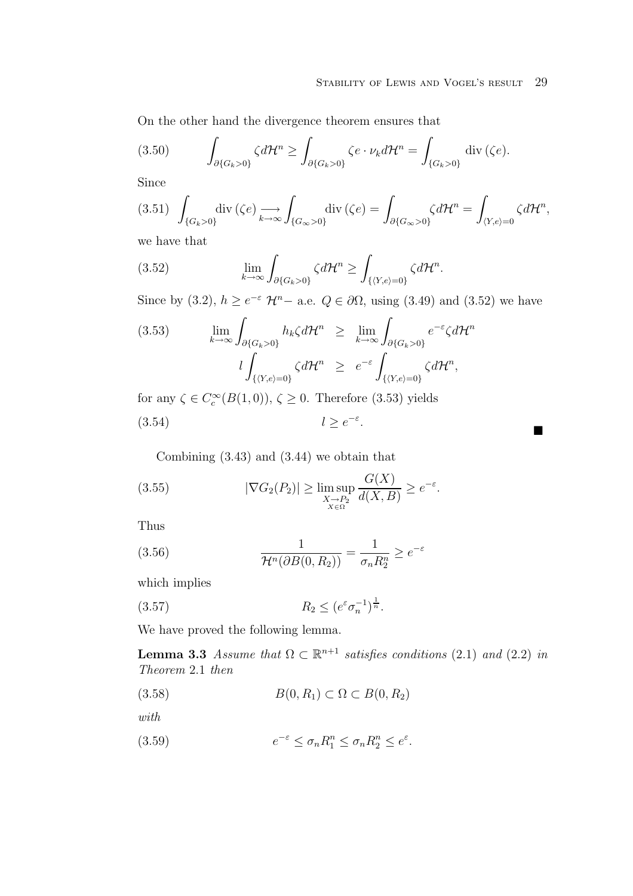On the other hand the divergence theorem ensures that

$$\int_{\partial\{G_k>0\}} \zeta d\mathcal{H}^n \geq \int_{\partial\{G_k>0\}} \zeta e\cdot \nu_k d\mathcal{H}^n = \int_{\{G_k>0\}} \operatorname{div}(\zeta e). \tag{3.50}$$

Since

$$\int_{\{G_k>0\}} \operatorname{div}(\zeta e) \underset{k\to\infty}{\longrightarrow} \int_{\{G_\infty>0\}} \operatorname{div}(\zeta e) = \int_{\partial\{G_\infty>0\}} \zeta d\mathcal{H}^n = \int_{\langle Y,e\rangle=0} \zeta d\mathcal{H}^n, \tag{3.51}$$

we have that

$$\lim_{k\to\infty} \int_{\partial\{G_k>0\}} \zeta d\mathcal{H}^n \geq \int_{\{\langle Y,e\rangle=0\}} \zeta d\mathcal{H}^n. \tag{3.52}$$

Since by (3.2), $h \geq e^{-\varepsilon}$ $\mathcal{H}^n-$ a.e. $Q \in \partial\Omega$, using (3.49) and (3.52) we have

$$\begin{aligned} \lim_{k\to\infty} \int_{\partial\{G_k>0\}} h_k \zeta d\mathcal{H}^n &\geq \lim_{k\to\infty} \int_{\partial\{G_k>0\}} e^{-\varepsilon} \zeta d\mathcal{H}^n \\ l \int_{\{\langle Y,e\rangle=0\}} \zeta d\mathcal{H}^n &\geq e^{-\varepsilon} \int_{\{\langle Y,e\rangle=0\}} \zeta d\mathcal{H}^n, \end{aligned} \tag{3.53}$$

for any $\zeta \in C_c^\infty(B(1,0))$, $\zeta \geq 0$. Therefore (3.53) yields

$$l \geq e^{-\varepsilon}. \tag{3.54}$$

■

Combining (3.43) and (3.44) we obtain that

$$|\nabla G_2(P_2)| \geq \limsup_{\substack{X\to P_2\\ X\in\Omega}} \frac{G(X)}{d(X,B)} \geq e^{-\varepsilon}. \tag{3.55}$$

Thus

$$\frac{1}{\mathcal{H}^n(\partial B(0,R_2))} = \frac{1}{\sigma_n R_2^n} \geq e^{-\varepsilon} \tag{3.56}$$

which implies

$$R_2 \leq (e^{\varepsilon}\sigma_n^{-1})^{\frac{1}{n}}. \tag{3.57}$$

We have proved the following lemma.

**Lemma 3.3** *Assume that* $\Omega \subset \mathbb{R}^{n+1}$ *satisfies conditions* (2.1) *and* (2.2) *in Theorem* 2.1 *then*

$$B(0,R_1) \subset \Omega \subset B(0,R_2) \tag{3.58}$$

*with*

$$e^{-\varepsilon} \leq \sigma_n R_1^n \leq \sigma_n R_2^n \leq e^{\varepsilon}. \tag{3.59}$$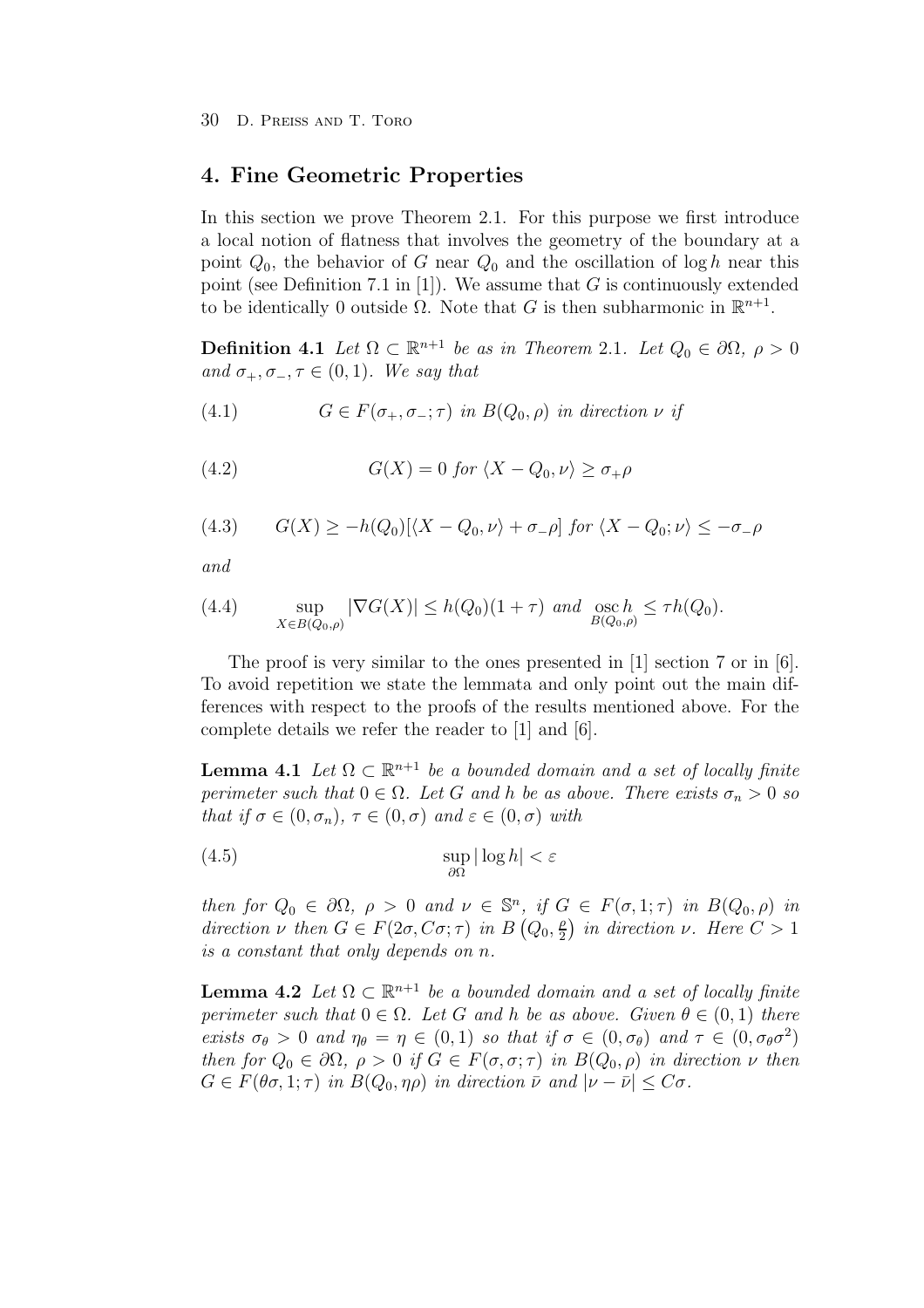## 4. Fine Geometric Properties

In this section we prove Theorem 2.1. For this purpose we first introduce a local notion of flatness that involves the geometry of the boundary at a point $Q_0$, the behavior of $G$ near $Q_0$ and the oscillation of $\log h$ near this point (see Definition 7.1 in [1]). We assume that $G$ is continuously extended to be identically 0 outside $\Omega$. Note that $G$ is then subharmonic in $\mathbb{R}^{n+1}$.

**Definition 4.1** *Let $\Omega \subset \mathbb{R}^{n+1}$ be as in Theorem 2.1. Let $Q_0 \in \partial\Omega$, $\rho > 0$ and $\sigma_+, \sigma_-, \tau \in (0,1)$. We say that*

$$G \in F(\sigma_+, \sigma_-; \tau) \text{ in } B(Q_0, \rho) \text{ in direction } \nu \text{ if} \tag{4.1}$$

$$G(X) = 0 \text{ for } \langle X - Q_0, \nu \rangle \geq \sigma_+ \rho \tag{4.2}$$

$$G(X) \geq -h(Q_0)[\langle X - Q_0, \nu \rangle + \sigma_- \rho] \text{ for } \langle X - Q_0; \nu \rangle \leq -\sigma_- \rho \tag{4.3}$$

*and*

$$\sup_{X \in B(Q_0,\rho)} |\nabla G(X)| \leq h(Q_0)(1+\tau) \text{ and } \operatorname*{osc}_{B(Q_0,\rho)} h \leq \tau h(Q_0). \tag{4.4}$$

The proof is very similar to the ones presented in [1] section 7 or in [6]. To avoid repetition we state the lemmata and only point out the main differences with respect to the proofs of the results mentioned above. For the complete details we refer the reader to [1] and [6].

**Lemma 4.1** *Let $\Omega \subset \mathbb{R}^{n+1}$ be a bounded domain and a set of locally finite perimeter such that $0 \in \Omega$. Let $G$ and $h$ be as above. There exists $\sigma_n > 0$ so that if $\sigma \in (0, \sigma_n)$, $\tau \in (0, \sigma)$ and $\varepsilon \in (0, \sigma)$ with*

$$\sup_{\partial\Omega} |\log h| < \varepsilon \tag{4.5}$$

*then for $Q_0 \in \partial\Omega$, $\rho > 0$ and $\nu \in \mathbb{S}^n$, if $G \in F(\sigma, 1; \tau)$ in $B(Q_0, \rho)$ in direction $\nu$ then $G \in F(2\sigma, C\sigma; \tau)$ in $B\left(Q_0, \frac{\rho}{2}\right)$ in direction $\nu$. Here $C > 1$ is a constant that only depends on $n$.*

**Lemma 4.2** *Let $\Omega \subset \mathbb{R}^{n+1}$ be a bounded domain and a set of locally finite perimeter such that $0 \in \Omega$. Let $G$ and $h$ be as above. Given $\theta \in (0,1)$ there exists $\sigma_\theta > 0$ and $\eta_\theta = \eta \in (0,1)$ so that if $\sigma \in (0, \sigma_\theta)$ and $\tau \in (0, \sigma_\theta \sigma^2)$ then for $Q_0 \in \partial\Omega$, $\rho > 0$ if $G \in F(\sigma, \sigma; \tau)$ in $B(Q_0, \rho)$ in direction $\nu$ then $G \in F(\theta\sigma, 1; \tau)$ in $B(Q_0, \eta\rho)$ in direction $\bar{\nu}$ and $|\nu - \bar{\nu}| \leq C\sigma$.*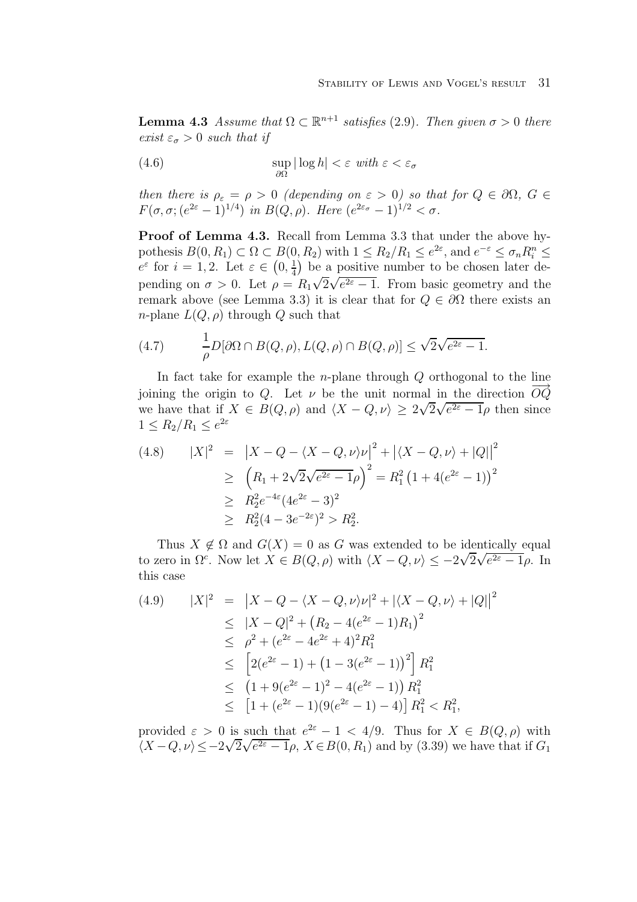**Lemma 4.3** *Assume that $\Omega \subset \mathbb{R}^{n+1}$ satisfies* (2.9)*. Then given $\sigma > 0$ there exist $\varepsilon_\sigma > 0$ such that if*

$$\sup_{\partial\Omega} |\log h| < \varepsilon \text{ with } \varepsilon < \varepsilon_\sigma \tag{4.6}$$

*then there is $\rho_\varepsilon = \rho > 0$ (depending on $\varepsilon > 0$) so that for $Q \in \partial\Omega$, $G \in F(\sigma, \sigma; (e^{2\varepsilon} - 1)^{1/4})$ in $B(Q, \rho)$. Here $(e^{2\varepsilon_\sigma} - 1)^{1/2} < \sigma$.*

**Proof of Lemma 4.3.** Recall from Lemma 3.3 that under the above hypothesis $B(0, R_1) \subset \Omega \subset B(0, R_2)$ with $1 \le R_2/R_1 \le e^{2\varepsilon}$, and $e^{-\varepsilon} \le \sigma_n R_i^n \le e^{\varepsilon}$ for $i = 1, 2$. Let $\varepsilon \in \left(0, \frac{1}{4}\right)$ be a positive number to be chosen later depending on $\sigma > 0$. Let $\rho = R_1\sqrt{2}\sqrt{e^{2\varepsilon} - 1}$. From basic geometry and the remark above (see Lemma 3.3) it is clear that for $Q \in \partial\Omega$ there exists an $n$-plane $L(Q, \rho)$ through $Q$ such that

$$\frac{1}{\rho} D[\partial\Omega \cap B(Q, \rho), L(Q, \rho) \cap B(Q, \rho)] \le \sqrt{2}\sqrt{e^{2\varepsilon} - 1}. \tag{4.7}$$

In fact take for example the $n$-plane through $Q$ orthogonal to the line joining the origin to $Q$. Let $\nu$ be the unit normal in the direction $\overrightarrow{OQ}$ we have that if $X \in B(Q, \rho)$ and $\langle X - Q, \nu \rangle \ge 2\sqrt{2}\sqrt{e^{2\varepsilon} - 1}\rho$ then since $1 \le R_2/R_1 \le e^{2\varepsilon}$

$$\begin{aligned}
|X|^2 &= \left|X - Q - \langle X - Q, \nu\rangle \nu\right|^2 + \left|\langle X - Q, \nu\rangle + |Q|\right|^2 \\
&\ge \left(R_1 + 2\sqrt{2}\sqrt{e^{2\varepsilon} - 1}\rho\right)^2 = R_1^2\left(1 + 4(e^{2\varepsilon} - 1)\right)^2 \\
&\ge R_2^2 e^{-4\varepsilon}(4e^{2\varepsilon} - 3)^2 \\
&\ge R_2^2(4 - 3e^{-2\varepsilon})^2 > R_2^2.
\end{aligned} \tag{4.8}$$

Thus $X \notin \Omega$ and $G(X) = 0$ as $G$ was extended to be identically equal to zero in $\Omega^c$. Now let $X \in B(Q, \rho)$ with $\langle X - Q, \nu \rangle \le -2\sqrt{2}\sqrt{e^{2\varepsilon} - 1}\rho$. In this case

$$\begin{aligned}
|X|^2 &= \left|X - Q - \langle X - Q, \nu\rangle \nu\right|^2 + \left|\langle X - Q, \nu\rangle + |Q|\right|^2 \\
&\le |X - Q|^2 + \left(R_2 - 4(e^{2\varepsilon} - 1)R_1\right)^2 \\
&\le \rho^2 + (e^{2\varepsilon} - 4e^{2\varepsilon} + 4)^2 R_1^2 \\
&\le \left[2(e^{2\varepsilon} - 1) + \left(1 - 3(e^{2\varepsilon} - 1)\right)^2\right] R_1^2 \\
&\le \left(1 + 9(e^{2\varepsilon} - 1)^2 - 4(e^{2\varepsilon} - 1)\right) R_1^2 \\
&\le \left[1 + (e^{2\varepsilon} - 1)(9(e^{2\varepsilon} - 1) - 4)\right] R_1^2 < R_1^2,
\end{aligned} \tag{4.9}$$

provided $\varepsilon > 0$ is such that $e^{2\varepsilon} - 1 < 4/9$. Thus for $X \in B(Q, \rho)$ with $\langle X - Q, \nu \rangle \le -2\sqrt{2}\sqrt{e^{2\varepsilon} - 1}\rho$, $X \in B(0, R_1)$ and by (3.39) we have that if $G_1$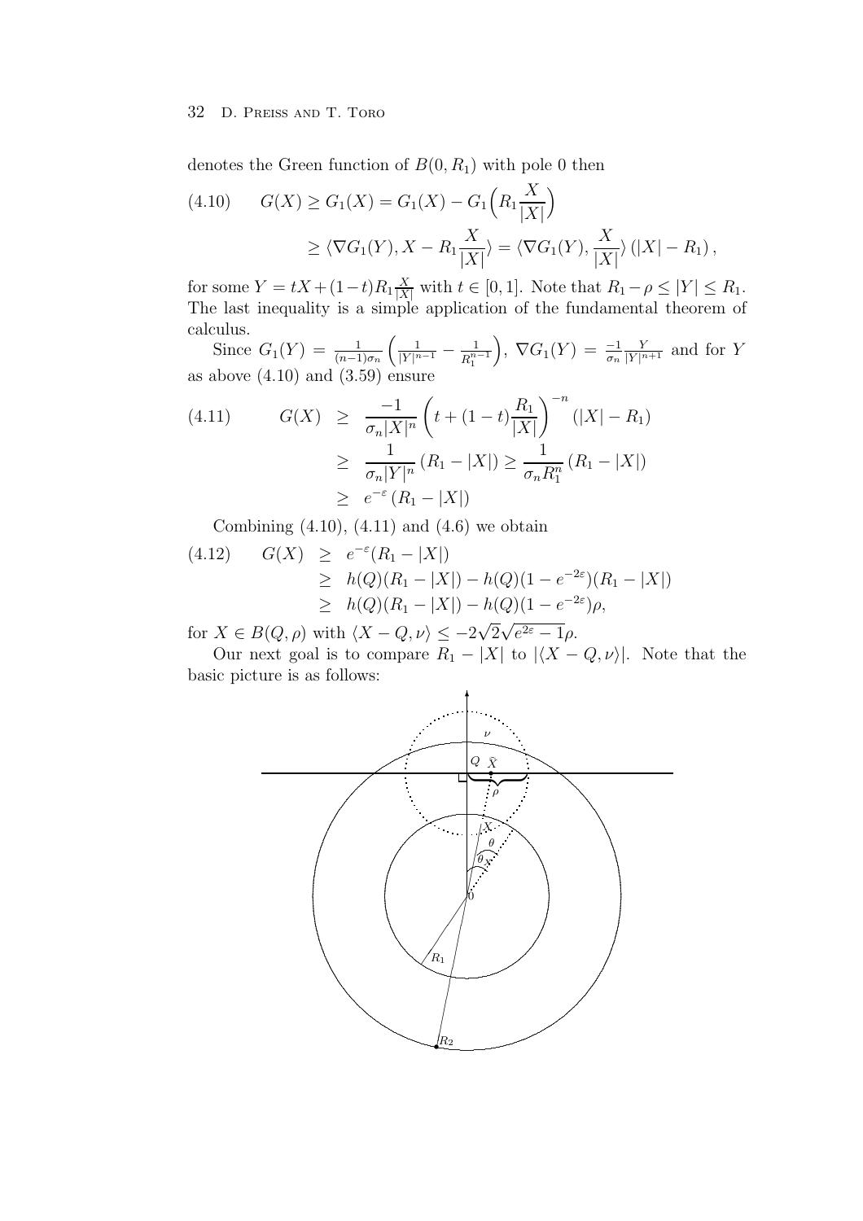denotes the Green function of $B(0, R_1)$ with pole 0 then

$$
\begin{aligned}
(4.10) \qquad G(X) \geq G_1(X) &= G_1(X) - G_1\Big(R_1 \frac{X}{|X|}\Big) \\
&\geq \langle \nabla G_1(Y), X - R_1 \frac{X}{|X|} \rangle = \langle \nabla G_1(Y), \frac{X}{|X|} \rangle \, (|X| - R_1) \, ,
\end{aligned}
$$

for some $Y = tX + (1-t)R_1 \frac{X}{|X|}$ with $t \in [0,1]$. Note that $R_1 - \rho \leq |Y| \leq R_1$. The last inequality is a simple application of the fundamental theorem of calculus.

Since $G_1(Y) = \frac{1}{(n-1)\sigma_n} \left( \frac{1}{|Y|^{n-1}} - \frac{1}{R_1^{n-1}} \right)$, $\nabla G_1(Y) = \frac{-1}{\sigma_n} \frac{Y}{|Y|^{n+1}}$ and for $Y$ as above (4.10) and (3.59) ensure

$$
\begin{aligned}
(4.11) \qquad G(X) &\geq \frac{-1}{\sigma_n |X|^n} \left( t + (1-t) \frac{R_1}{|X|} \right)^{-n} (|X| - R_1) \\
&\geq \frac{1}{\sigma_n |Y|^n} \, (R_1 - |X|) \geq \frac{1}{\sigma_n R_1^n} \, (R_1 - |X|) \\
&\geq e^{-\varepsilon} \, (R_1 - |X|)
\end{aligned}
$$

Combining (4.10), (4.11) and (4.6) we obtain

$$
\begin{aligned}
(4.12) \qquad G(X) &\geq e^{-\varepsilon} (R_1 - |X|) \\
&\geq h(Q)(R_1 - |X|) - h(Q)(1 - e^{-2\varepsilon})(R_1 - |X|) \\
&\geq h(Q)(R_1 - |X|) - h(Q)(1 - e^{-2\varepsilon})\rho,
\end{aligned}
$$

for $X \in B(Q, \rho)$ with $\langle X - Q, \nu \rangle \leq -2\sqrt{2}\sqrt{e^{2\varepsilon} - 1}\rho$.

Our next goal is to compare $R_1 - |X|$ to $|\langle X - Q, \nu \rangle|$. Note that the basic picture is as follows: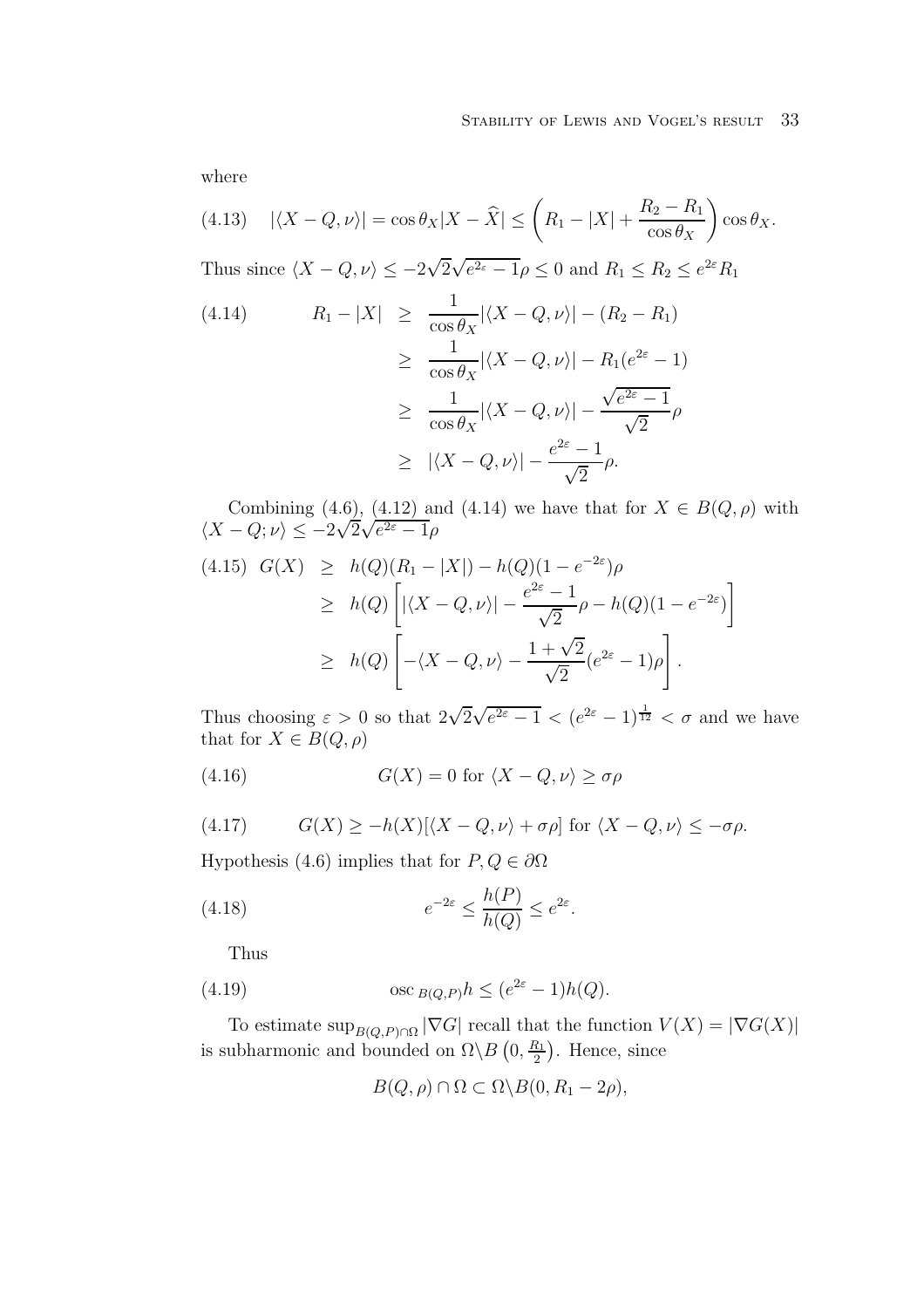where

$$
(4.13) \quad |\langle X-Q,\nu\rangle| = \cos\theta_X |X-\widehat{X}| \leq \left(R_1 - |X| + \frac{R_2-R_1}{\cos\theta_X}\right)\cos\theta_X .
$$

Thus since $\langle X-Q,\nu\rangle \leq -2\sqrt{2}\sqrt{e^{2\varepsilon}-1}\rho \leq 0$ and $R_1 \leq R_2 \leq e^{2\varepsilon}R_1$

$$
\begin{aligned}
(4.14) \qquad R_1 - |X| &\geq \frac{1}{\cos\theta_X}|\langle X-Q,\nu\rangle| - (R_2 - R_1) \\
&\geq \frac{1}{\cos\theta_X}|\langle X-Q,\nu\rangle| - R_1(e^{2\varepsilon}-1) \\
&\geq \frac{1}{\cos\theta_X}|\langle X-Q,\nu\rangle| - \frac{\sqrt{e^{2\varepsilon}-1}}{\sqrt{2}}\rho \\
&\geq |\langle X-Q,\nu\rangle| - \frac{e^{2\varepsilon}-1}{\sqrt{2}}\rho.
\end{aligned}
$$

Combining (4.6), (4.12) and (4.14) we have that for $X \in B(Q,\rho)$ with $\langle X-Q;\nu\rangle \leq -2\sqrt{2}\sqrt{e^{2\varepsilon}-1}\rho$

$$
\begin{aligned}
(4.15) \quad G(X) &\geq h(Q)(R_1-|X|) - h(Q)(1-e^{-2\varepsilon})\rho \\
&\geq h(Q)\left[|\langle X-Q,\nu\rangle| - \frac{e^{2\varepsilon}-1}{\sqrt{2}}\rho - h(Q)(1-e^{-2\varepsilon})\right] \\
&\geq h(Q)\left[-\langle X-Q,\nu\rangle - \frac{1+\sqrt{2}}{\sqrt{2}}(e^{2\varepsilon}-1)\rho\right].
\end{aligned}
$$

Thus choosing $\varepsilon > 0$ so that $2\sqrt{2}\sqrt{e^{2\varepsilon}-1} < (e^{2\varepsilon}-1)^{\frac{1}{12}} < \sigma$ and we have that for $X \in B(Q,\rho)$

$$
(4.16) \qquad G(X) = 0 \text{ for } \langle X-Q,\nu\rangle \geq \sigma\rho
$$

$$
(4.17) \qquad G(X) \geq -h(X)[\langle X-Q,\nu\rangle + \sigma\rho] \text{ for } \langle X-Q,\nu\rangle \leq -\sigma\rho.
$$

Hypothesis (4.6) implies that for $P,Q \in \partial\Omega$

$$
(4.18) \qquad e^{-2\varepsilon} \leq \frac{h(P)}{h(Q)} \leq e^{2\varepsilon}.
$$

Thus

$$
(4.19) \qquad \operatorname{osc}_{B(Q,P)} h \leq (e^{2\varepsilon}-1)h(Q).
$$

To estimate $\sup_{B(Q,P)\cap\Omega}|\nabla G|$ recall that the function $V(X) = |\nabla G(X)|$ is subharmonic and bounded on $\Omega\backslash B\left(0,\frac{R_1}{2}\right)$. Hence, since

$$
B(Q,\rho)\cap\Omega \subset \Omega\backslash B(0,R_1-2\rho),
$$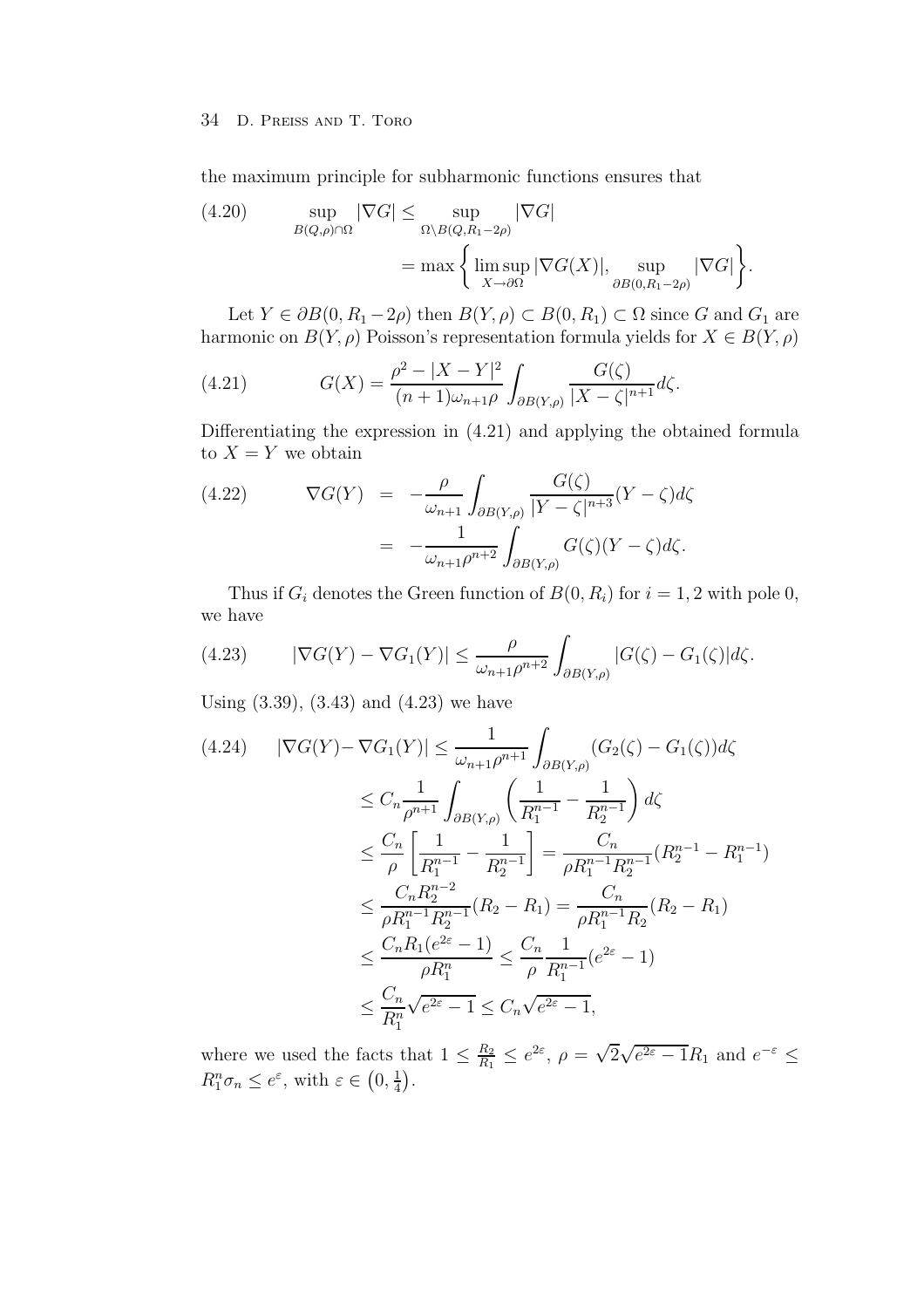the maximum principle for subharmonic functions ensures that

$$
\begin{aligned}
(4.20) \qquad \sup_{B(Q,\rho)\cap\Omega} |\nabla G| &\leq \sup_{\Omega\setminus B(Q,R_1-2\rho)} |\nabla G| \\
&= \max\left\{ \limsup_{X\to\partial\Omega} |\nabla G(X)|, \sup_{\partial B(0,R_1-2\rho)} |\nabla G| \right\}.
\end{aligned}
$$

Let $Y \in \partial B(0, R_1 - 2\rho)$ then $B(Y,\rho) \subset B(0,R_1) \subset \Omega$ since $G$ and $G_1$ are harmonic on $B(Y,\rho)$ Poisson's representation formula yields for $X \in B(Y,\rho)$

$$
(4.21) \qquad G(X) = \frac{\rho^2 - |X-Y|^2}{(n+1)\omega_{n+1}\rho} \int_{\partial B(Y,\rho)} \frac{G(\zeta)}{|X-\zeta|^{n+1}} d\zeta.
$$

Differentiating the expression in (4.21) and applying the obtained formula to $X = Y$ we obtain

$$
\begin{aligned}
(4.22) \qquad \nabla G(Y) &= -\frac{\rho}{\omega_{n+1}} \int_{\partial B(Y,\rho)} \frac{G(\zeta)}{|Y-\zeta|^{n+3}} (Y-\zeta) d\zeta \\
&= -\frac{1}{\omega_{n+1}\rho^{n+2}} \int_{\partial B(Y,\rho)} G(\zeta)(Y-\zeta) d\zeta.
\end{aligned}
$$

Thus if $G_i$ denotes the Green function of $B(0,R_i)$ for $i = 1,2$ with pole 0, we have

$$
(4.23) \qquad |\nabla G(Y) - \nabla G_1(Y)| \leq \frac{\rho}{\omega_{n+1}\rho^{n+2}} \int_{\partial B(Y,\rho)} |G(\zeta) - G_1(\zeta)| d\zeta.
$$

Using (3.39), (3.43) and (4.23) we have

$$
\begin{aligned}
(4.24) \qquad |\nabla G(Y) - \nabla G_1(Y)| &\leq \frac{1}{\omega_{n+1}\rho^{n+1}} \int_{\partial B(Y,\rho)} (G_2(\zeta) - G_1(\zeta)) d\zeta \\
&\leq C_n \frac{1}{\rho^{n+1}} \int_{\partial B(Y,\rho)} \left( \frac{1}{R_1^{n-1}} - \frac{1}{R_2^{n-1}} \right) d\zeta \\
&\leq \frac{C_n}{\rho} \left[ \frac{1}{R_1^{n-1}} - \frac{1}{R_2^{n-1}} \right] = \frac{C_n}{\rho R_1^{n-1} R_2^{n-1}} (R_2^{n-1} - R_1^{n-1}) \\
&\leq \frac{C_n R_2^{n-2}}{\rho R_1^{n-1} R_2^{n-1}} (R_2 - R_1) = \frac{C_n}{\rho R_1^{n-1} R_2} (R_2 - R_1) \\
&\leq \frac{C_n R_1 (e^{2\varepsilon} - 1)}{\rho R_1^n} \leq \frac{C_n}{\rho} \frac{1}{R_1^{n-1}} (e^{2\varepsilon} - 1) \\
&\leq \frac{C_n}{R_1^n} \sqrt{e^{2\varepsilon} - 1} \leq C_n \sqrt{e^{2\varepsilon} - 1},
\end{aligned}
$$

where we used the facts that $1 \leq \frac{R_2}{R_1} \leq e^{2\varepsilon}$, $\rho = \sqrt{2}\sqrt{e^{2\varepsilon} - 1} R_1$ and $e^{-\varepsilon} \leq R_1^n \sigma_n \leq e^{\varepsilon}$, with $\varepsilon \in \left(0, \frac{1}{4}\right)$.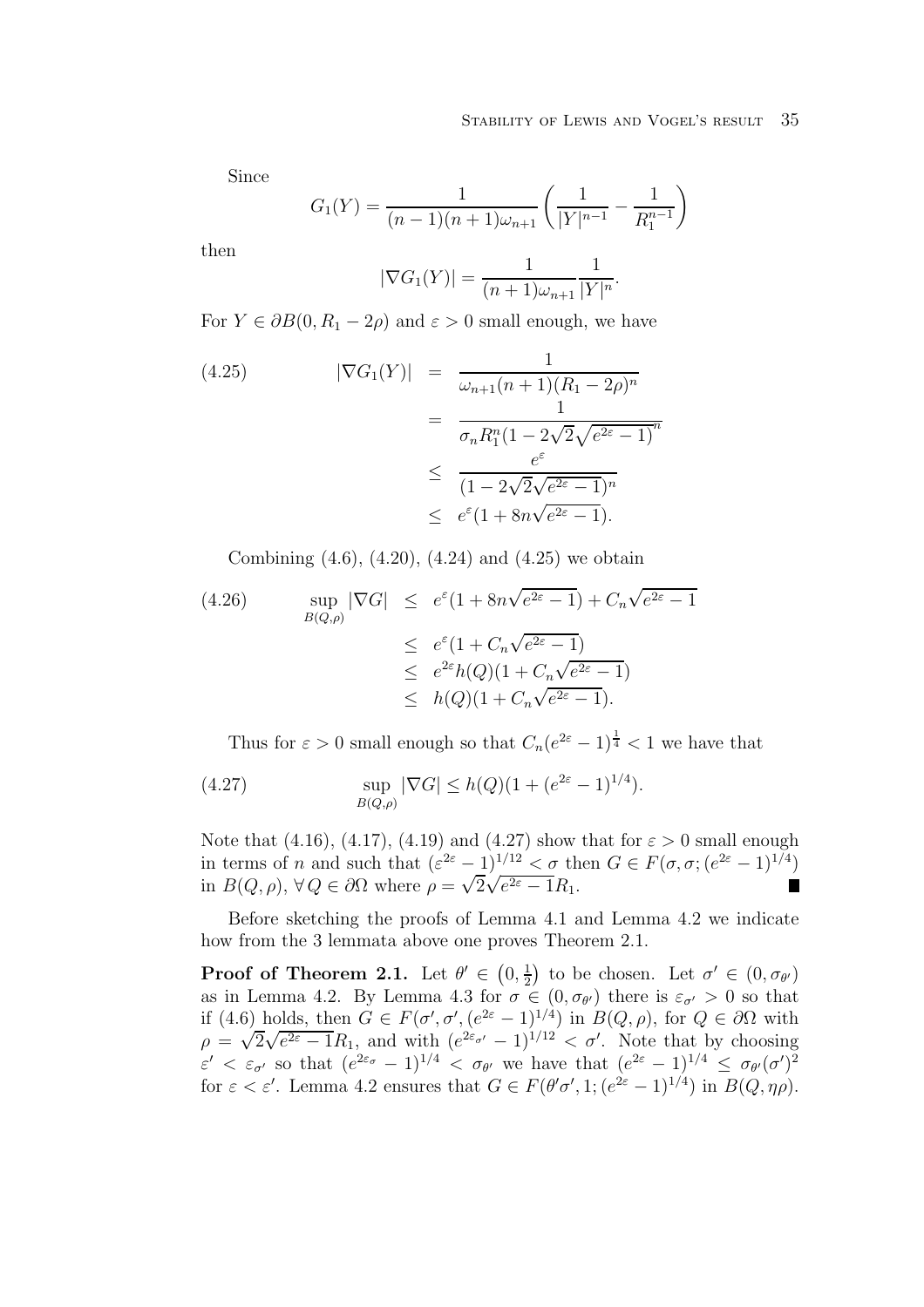Since

$$G_1(Y) = \frac{1}{(n-1)(n+1)\omega_{n+1}} \left( \frac{1}{|Y|^{n-1}} - \frac{1}{R_1^{n-1}} \right)$$

then

$$|\nabla G_1(Y)| = \frac{1}{(n+1)\omega_{n+1}} \frac{1}{|Y|^n}.$$

For $Y \in \partial B(0, R_1 - 2\rho)$ and $\varepsilon > 0$ small enough, we have

$$\begin{aligned}
|\nabla G_1(Y)| &= \frac{1}{\omega_{n+1}(n+1)(R_1 - 2\rho)^n} \\
&= \frac{1}{\sigma_n R_1^n (1 - 2\sqrt{2}\sqrt{e^{2\varepsilon} - 1})^n} \\
&\leq \frac{e^{\varepsilon}}{(1 - 2\sqrt{2}\sqrt{e^{2\varepsilon} - 1})^n} \\
&\leq e^{\varepsilon}(1 + 8n\sqrt{e^{2\varepsilon} - 1}).
\end{aligned} \tag{4.25}$$

Combining (4.6), (4.20), (4.24) and (4.25) we obtain

$$\begin{aligned}
\sup_{B(Q,\rho)} |\nabla G| &\leq e^{\varepsilon}(1 + 8n\sqrt{e^{2\varepsilon} - 1}) + C_n\sqrt{e^{2\varepsilon} - 1} \\
&\leq e^{\varepsilon}(1 + C_n\sqrt{e^{2\varepsilon} - 1}) \\
&\leq e^{2\varepsilon} h(Q)(1 + C_n\sqrt{e^{2\varepsilon} - 1}) \\
&\leq h(Q)(1 + C_n\sqrt{e^{2\varepsilon} - 1}).
\end{aligned} \tag{4.26}$$

Thus for $\varepsilon > 0$ small enough so that $C_n(e^{2\varepsilon} - 1)^{\frac{1}{4}} < 1$ we have that

$$\sup_{B(Q,\rho)} |\nabla G| \leq h(Q)(1 + (e^{2\varepsilon} - 1)^{1/4}). \tag{4.27}$$

Note that (4.16), (4.17), (4.19) and (4.27) show that for $\varepsilon > 0$ small enough in terms of $n$ and such that $(\varepsilon^{2\varepsilon} - 1)^{1/12} < \sigma$ then $G \in F(\sigma, \sigma; (e^{2\varepsilon} - 1)^{1/4})$ in $B(Q, \rho)$, $\forall\, Q \in \partial\Omega$ where $\rho = \sqrt{2}\sqrt{e^{2\varepsilon} - 1}R_1$. ■

Before sketching the proofs of Lemma 4.1 and Lemma 4.2 we indicate how from the 3 lemmata above one proves Theorem 2.1.

**Proof of Theorem 2.1.** Let $\theta' \in \left(0, \frac{1}{2}\right)$ to be chosen. Let $\sigma' \in (0, \sigma_{\theta'})$ as in Lemma 4.2. By Lemma 4.3 for $\sigma \in (0, \sigma_{\theta'})$ there is $\varepsilon_{\sigma'} > 0$ so that if (4.6) holds, then $G \in F(\sigma', \sigma', (e^{2\varepsilon} - 1)^{1/4})$ in $B(Q, \rho)$, for $Q \in \partial\Omega$ with $\rho = \sqrt{2}\sqrt{e^{2\varepsilon} - 1}R_1$, and with $(e^{2\varepsilon_{\sigma'}} - 1)^{1/12} < \sigma'$. Note that by choosing $\varepsilon' < \varepsilon_{\sigma'}$ so that $(e^{2\varepsilon_{\sigma}} - 1)^{1/4} < \sigma_{\theta'}$ we have that $(e^{2\varepsilon} - 1)^{1/4} \leq \sigma_{\theta'}(\sigma')^2$ for $\varepsilon < \varepsilon'$. Lemma 4.2 ensures that $G \in F(\theta'\sigma', 1; (e^{2\varepsilon} - 1)^{1/4})$ in $B(Q, \eta\rho)$.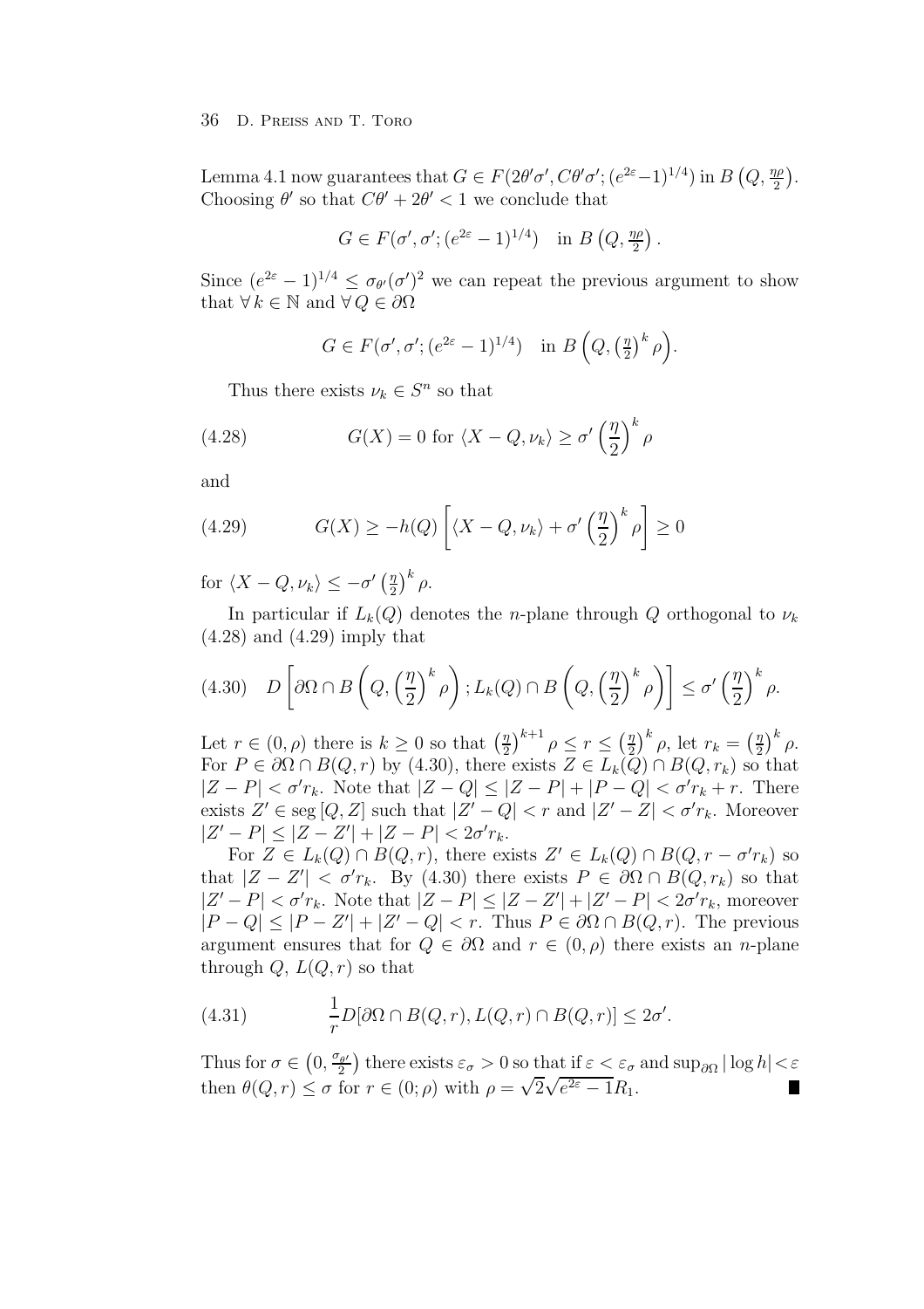Lemma 4.1 now guarantees that $G \in F(2\theta'\sigma', C\theta'\sigma'; (e^{2\varepsilon}-1)^{1/4})$ in $B\left(Q, \frac{\eta\rho}{2}\right)$. Choosing $\theta'$ so that $C\theta' + 2\theta' < 1$ we conclude that

$$G \in F(\sigma', \sigma'; (e^{2\varepsilon}-1)^{1/4}) \quad \text{in } B\left(Q, \tfrac{\eta\rho}{2}\right).$$

Since $(e^{2\varepsilon}-1)^{1/4} \leq \sigma_{\theta'}(\sigma')^2$ we can repeat the previous argument to show that $\forall\, k \in \mathbb{N}$ and $\forall\, Q \in \partial\Omega$

$$G \in F(\sigma', \sigma'; (e^{2\varepsilon}-1)^{1/4}) \quad \text{in } B\left(Q, \left(\tfrac{\eta}{2}\right)^k \rho\right).$$

Thus there exists $\nu_k \in S^n$ so that

$$G(X) = 0 \text{ for } \langle X - Q, \nu_k\rangle \geq \sigma' \left(\frac{\eta}{2}\right)^k \rho \tag{4.28}$$

and

$$G(X) \geq -h(Q)\left[\langle X - Q, \nu_k\rangle + \sigma' \left(\frac{\eta}{2}\right)^k \rho\right] \geq 0 \tag{4.29}$$

for $\langle X - Q, \nu_k\rangle \leq -\sigma' \left(\frac{\eta}{2}\right)^k \rho$.

In particular if $L_k(Q)$ denotes the $n$-plane through $Q$ orthogonal to $\nu_k$ (4.28) and (4.29) imply that

$$D\left[\partial\Omega \cap B\left(Q, \left(\frac{\eta}{2}\right)^k \rho\right); L_k(Q) \cap B\left(Q, \left(\frac{\eta}{2}\right)^k \rho\right)\right] \leq \sigma' \left(\frac{\eta}{2}\right)^k \rho. \tag{4.30}$$

Let $r \in (0, \rho)$ there is $k \geq 0$ so that $\left(\frac{\eta}{2}\right)^{k+1} \rho \leq r \leq \left(\frac{\eta}{2}\right)^k \rho$, let $r_k = \left(\frac{\eta}{2}\right)^k \rho$. For $P \in \partial\Omega \cap B(Q, r)$ by (4.30), there exists $Z \in L_k(Q) \cap B(Q, r_k)$ so that $|Z - P| < \sigma' r_k$. Note that $|Z - Q| \leq |Z - P| + |P - Q| < \sigma' r_k + r$. There exists $Z' \in \operatorname{seg}[Q, Z]$ such that $|Z' - Q| < r$ and $|Z' - Z| < \sigma' r_k$. Moreover $|Z' - P| \leq |Z - Z'| + |Z - P| < 2\sigma' r_k$.

For $Z \in L_k(Q) \cap B(Q, r)$, there exists $Z' \in L_k(Q) \cap B(Q, r - \sigma' r_k)$ so that $|Z - Z'| < \sigma' r_k$. By (4.30) there exists $P \in \partial\Omega \cap B(Q, r_k)$ so that $|Z' - P| < \sigma' r_k$. Note that $|Z - P| \leq |Z - Z'| + |Z' - P| < 2\sigma' r_k$, moreover $|P - Q| \leq |P - Z'| + |Z' - Q| < r$. Thus $P \in \partial\Omega \cap B(Q, r)$. The previous argument ensures that for $Q \in \partial\Omega$ and $r \in (0, \rho)$ there exists an $n$-plane through $Q$, $L(Q, r)$ so that

$$\frac{1}{r} D[\partial\Omega \cap B(Q, r), L(Q, r) \cap B(Q, r)] \leq 2\sigma'. \tag{4.31}$$

Thus for $\sigma \in \left(0, \frac{\sigma_{\theta'}}{2}\right)$ there exists $\varepsilon_\sigma > 0$ so that if $\varepsilon < \varepsilon_\sigma$ and $\sup_{\partial\Omega} |\log h| < \varepsilon$ then $\theta(Q, r) \leq \sigma$ for $r \in (0; \rho)$ with $\rho = \sqrt{2}\sqrt{e^{2\varepsilon} - 1} R_1$. ∎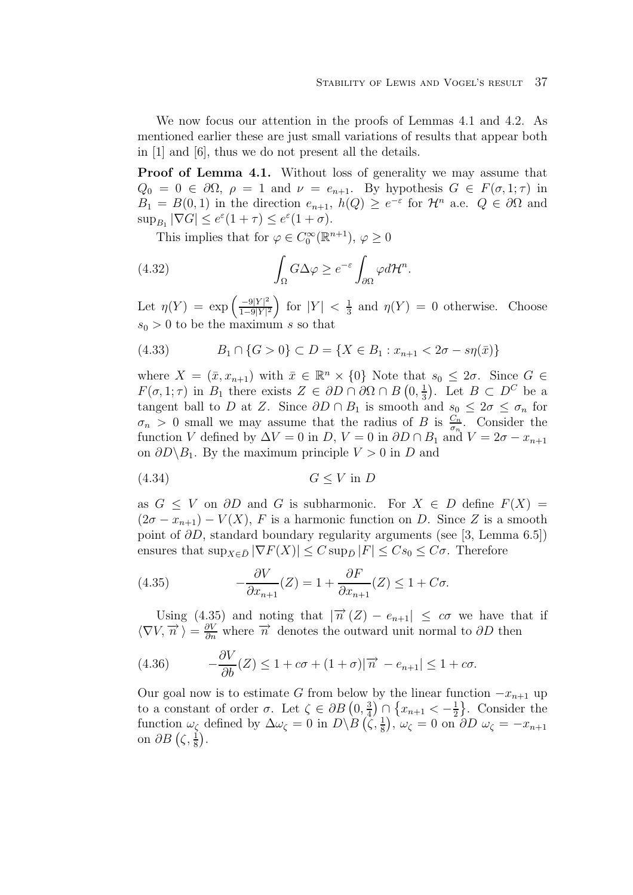We now focus our attention in the proofs of Lemmas 4.1 and 4.2. As mentioned earlier these are just small variations of results that appear both in [1] and [6], thus we do not present all the details.

**Proof of Lemma 4.1.** Without loss of generality we may assume that $Q_0 = 0 \in \partial\Omega$, $\rho = 1$ and $\nu = e_{n+1}$. By hypothesis $G \in F(\sigma, 1; \tau)$ in $B_1 = B(0,1)$ in the direction $e_{n+1}$, $h(Q) \geq e^{-\varepsilon}$ for $\mathcal{H}^n$ a.e. $Q \in \partial\Omega$ and $\sup_{B_1} |\nabla G| \leq e^{\varepsilon}(1+\tau) \leq e^{\varepsilon}(1+\sigma)$.

This implies that for $\varphi \in C_0^\infty(\mathbb{R}^{n+1})$, $\varphi \geq 0$

$$\int_\Omega G\Delta\varphi \geq e^{-\varepsilon}\int_{\partial\Omega}\varphi d\mathcal{H}^n. \tag{4.32}$$

Let $\eta(Y) = \exp\left(\frac{-9|Y|^2}{1-9|Y|^2}\right)$ for $|Y| < \frac{1}{3}$ and $\eta(Y) = 0$ otherwise. Choose $s_0 > 0$ to be the maximum $s$ so that

$$B_1 \cap \{G > 0\} \subset D = \{X \in B_1 : x_{n+1} < 2\sigma - s\eta(\bar{x})\} \tag{4.33}$$

where $X = (\bar{x}, x_{n+1})$ with $\bar{x} \in \mathbb{R}^n \times \{0\}$ Note that $s_0 \leq 2\sigma$. Since $G \in F(\sigma, 1; \tau)$ in $B_1$ there exists $Z \in \partial D \cap \partial\Omega \cap B\left(0, \frac{1}{3}\right)$. Let $B \subset D^C$ be a tangent ball to $D$ at $Z$. Since $\partial D \cap B_1$ is smooth and $s_0 \leq 2\sigma \leq \sigma_n$ for $\sigma_n > 0$ small we may assume that the radius of $B$ is $\frac{C_n}{\sigma_n}$. Consider the function $V$ defined by $\Delta V = 0$ in $D$, $V = 0$ in $\partial D \cap B_1$ and $V = 2\sigma - x_{n+1}$ on $\partial D \backslash B_1$. By the maximum principle $V > 0$ in $D$ and

$$G \leq V \text{ in } D \tag{4.34}$$

as $G \leq V$ on $\partial D$ and $G$ is subharmonic. For $X \in D$ define $F(X) = (2\sigma - x_{n+1}) - V(X)$, $F$ is a harmonic function on $D$. Since $Z$ is a smooth point of $\partial D$, standard boundary regularity arguments (see [3, Lemma 6.5]) ensures that $\sup_{X\in\bar{D}} |\nabla F(X)| \leq C\sup_{\bar{D}} |F| \leq Cs_0 \leq C\sigma$. Therefore

$$-\frac{\partial V}{\partial x_{n+1}}(Z) = 1 + \frac{\partial F}{\partial x_{n+1}}(Z) \leq 1 + C\sigma. \tag{4.35}$$

Using (4.35) and noting that $|\overrightarrow{n}(Z) - e_{n+1}| \leq c\sigma$ we have that if $\langle\nabla V, \overrightarrow{n}\rangle = \frac{\partial V}{\partial n}$ where $\overrightarrow{n}$ denotes the outward unit normal to $\partial D$ then

$$-\frac{\partial V}{\partial b}(Z) \leq 1 + c\sigma + (1+\sigma)|\overrightarrow{n} - e_{n+1}| \leq 1 + c\sigma. \tag{4.36}$$

Our goal now is to estimate $G$ from below by the linear function $-x_{n+1}$ up to a constant of order $\sigma$. Let $\zeta \in \partial B\left(0, \frac{3}{4}\right) \cap \left\{x_{n+1} < -\frac{1}{2}\right\}$. Consider the function $\omega_\zeta$ defined by $\Delta\omega_\zeta = 0$ in $D \backslash B\left(\zeta, \frac{1}{8}\right)$, $\omega_\zeta = 0$ on $\partial D$ $\omega_\zeta = -x_{n+1}$ on $\partial B\left(\zeta, \frac{1}{8}\right)$.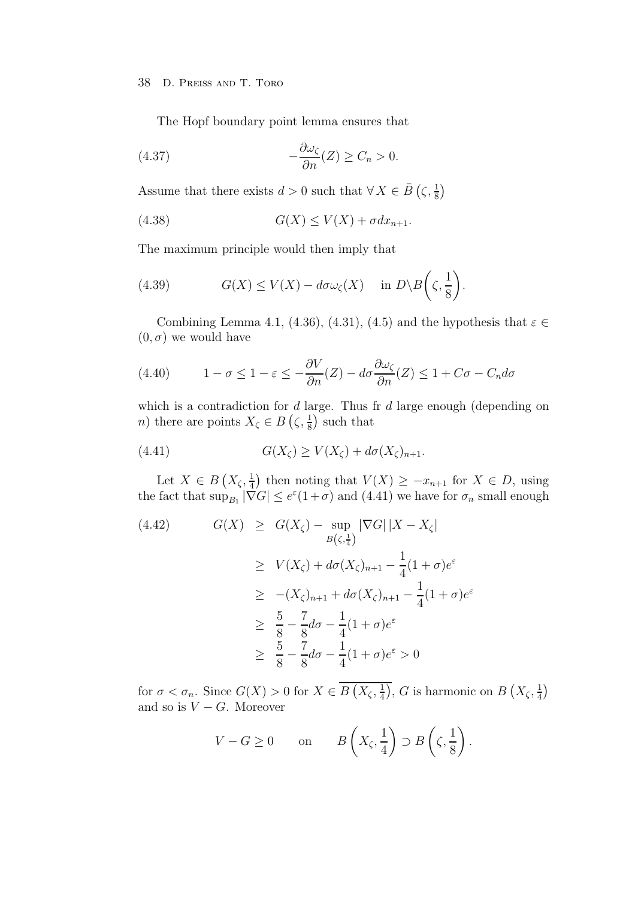The Hopf boundary point lemma ensures that

$$-\frac{\partial \omega_\zeta}{\partial n}(Z) \geq C_n > 0. \tag{4.37}$$

Assume that there exists $d > 0$ such that $\forall\, X \in \bar{B}\left(\zeta, \frac{1}{8}\right)$

$$G(X) \leq V(X) + \sigma d x_{n+1}. \tag{4.38}$$

The maximum principle would then imply that

$$G(X) \leq V(X) - d\sigma \omega_\zeta(X) \quad \text{in } D \backslash B\bigg(\zeta, \frac{1}{8}\bigg). \tag{4.39}$$

Combining Lemma 4.1, (4.36), (4.31), (4.5) and the hypothesis that $\varepsilon \in (0, \sigma)$ we would have

$$1 - \sigma \leq 1 - \varepsilon \leq -\frac{\partial V}{\partial n}(Z) - d\sigma \frac{\partial \omega_\zeta}{\partial n}(Z) \leq 1 + C\sigma - C_n d\sigma \tag{4.40}$$

which is a contradiction for $d$ large. Thus fr $d$ large enough (depending on $n$) there are points $X_\zeta \in B\left(\zeta, \frac{1}{8}\right)$ such that

$$G(X_\zeta) \geq V(X_\zeta) + d\sigma (X_\zeta)_{n+1}. \tag{4.41}$$

Let $X \in B\left(X_\zeta, \frac{1}{4}\right)$ then noting that $V(X) \geq -x_{n+1}$ for $X \in D$, using the fact that $\sup_{B_1} |\nabla G| \leq e^\varepsilon (1 + \sigma)$ and (4.41) we have for $\sigma_n$ small enough

$$\begin{aligned}
G(X) &\geq G(X_\zeta) - \sup_{B\left(\zeta, \frac{1}{4}\right)} |\nabla G|\, |X - X_\zeta| \\
&\geq V(X_\zeta) + d\sigma (X_\zeta)_{n+1} - \frac{1}{4}(1+\sigma)e^\varepsilon \\
&\geq -(X_\zeta)_{n+1} + d\sigma (X_\zeta)_{n+1} - \frac{1}{4}(1+\sigma)e^\varepsilon \\
&\geq \frac{5}{8} - \frac{7}{8} d\sigma - \frac{1}{4}(1+\sigma)e^\varepsilon \\
&\geq \frac{5}{8} - \frac{7}{8} d\sigma - \frac{1}{4}(1+\sigma)e^\varepsilon > 0
\end{aligned} \tag{4.42}$$

for $\sigma < \sigma_n$. Since $G(X) > 0$ for $X \in \overline{B\left(X_\zeta, \frac{1}{4}\right)}$, $G$ is harmonic on $B\left(X_\zeta, \frac{1}{4}\right)$ and so is $V - G$. Moreover

$$V - G \geq 0 \qquad \text{on} \qquad B\left(X_\zeta, \frac{1}{4}\right) \supset B\left(\zeta, \frac{1}{8}\right).$$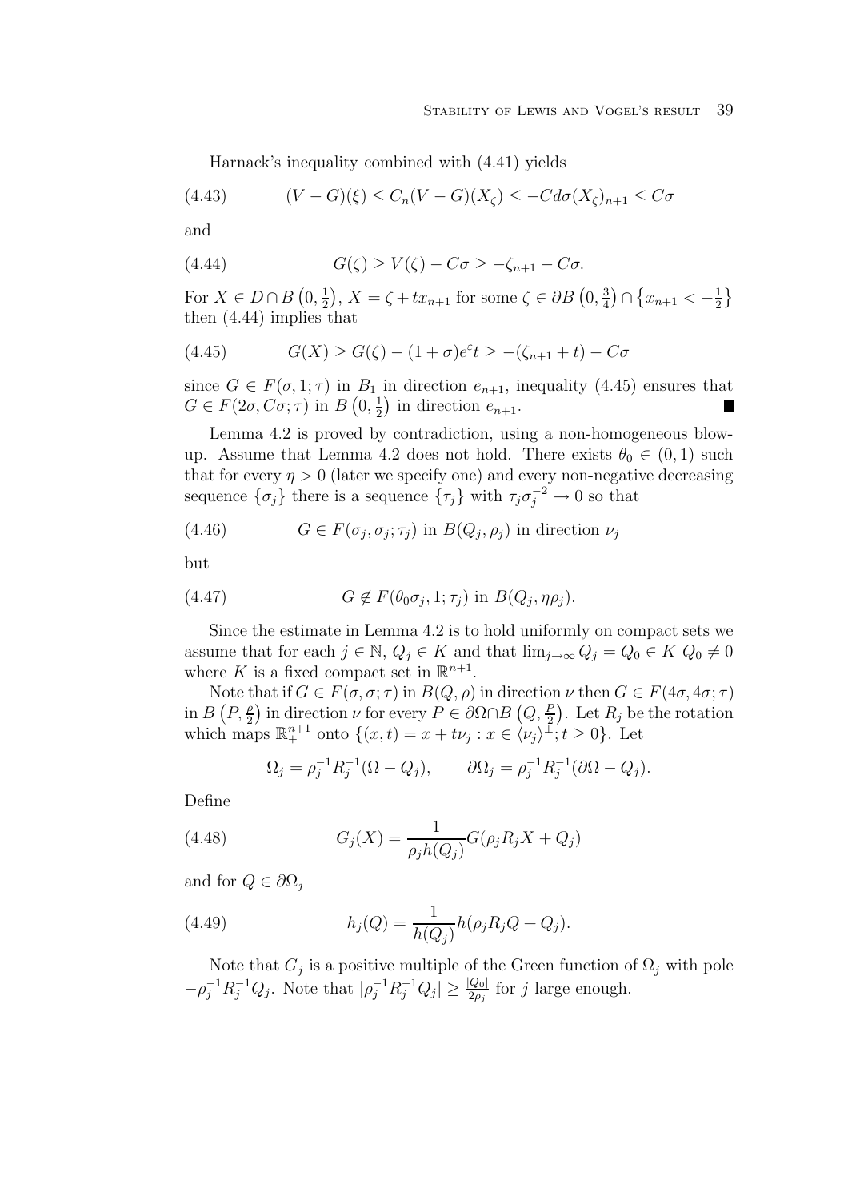Harnack's inequality combined with (4.41) yields

$$(V - G)(\xi) \leq C_n (V - G)(X_\zeta) \leq -C d\sigma (X_\zeta)_{n+1} \leq C\sigma \tag{4.43}$$

and

$$G(\zeta) \geq V(\zeta) - C\sigma \geq -\zeta_{n+1} - C\sigma. \tag{4.44}$$

For $X \in D \cap B\left(0, \frac{1}{2}\right)$, $X = \zeta + t x_{n+1}$ for some $\zeta \in \partial B\left(0, \frac{3}{4}\right) \cap \left\{x_{n+1} < -\frac{1}{2}\right\}$ then (4.44) implies that

$$G(X) \geq G(\zeta) - (1+\sigma)e^{\varepsilon} t \geq -(\zeta_{n+1} + t) - C\sigma \tag{4.45}$$

since $G \in F(\sigma, 1; \tau)$ in $B_1$ in direction $e_{n+1}$, inequality (4.45) ensures that $G \in F(2\sigma, C\sigma; \tau)$ in $B\left(0, \frac{1}{2}\right)$ in direction $e_{n+1}$. ∎

Lemma 4.2 is proved by contradiction, using a non-homogeneous blow-up. Assume that Lemma 4.2 does not hold. There exists $\theta_0 \in (0,1)$ such that for every $\eta > 0$ (later we specify one) and every non-negative decreasing sequence $\{\sigma_j\}$ there is a sequence $\{\tau_j\}$ with $\tau_j \sigma_j^{-2} \to 0$ so that

$$G \in F(\sigma_j, \sigma_j; \tau_j) \text{ in } B(Q_j, \rho_j) \text{ in direction } \nu_j \tag{4.46}$$

but

$$G \notin F(\theta_0 \sigma_j, 1; \tau_j) \text{ in } B(Q_j, \eta\rho_j). \tag{4.47}$$

Since the estimate in Lemma 4.2 is to hold uniformly on compact sets we assume that for each $j \in \mathbb{N}$, $Q_j \in K$ and that $\lim_{j\to\infty} Q_j = Q_0 \in K$ $Q_0 \neq 0$ where $K$ is a fixed compact set in $\mathbb{R}^{n+1}$.

Note that if $G \in F(\sigma, \sigma; \tau)$ in $B(Q, \rho)$ in direction $\nu$ then $G \in F(4\sigma, 4\sigma; \tau)$ in $B\left(P, \frac{\rho}{2}\right)$ in direction $\nu$ for every $P \in \partial\Omega \cap B\left(Q, \frac{P}{2}\right)$. Let $R_j$ be the rotation which maps $\mathbb{R}^{n+1}_+$ onto $\{(x,t) = x + t\nu_j : x \in \langle \nu_j \rangle^{\perp}; t \geq 0\}$. Let

$$\Omega_j = \rho_j^{-1} R_j^{-1}(\Omega - Q_j), \qquad \partial\Omega_j = \rho_j^{-1} R_j^{-1}(\partial\Omega - Q_j).$$

Define

$$G_j(X) = \frac{1}{\rho_j h(Q_j)} G(\rho_j R_j X + Q_j) \tag{4.48}$$

and for $Q \in \partial\Omega_j$

$$h_j(Q) = \frac{1}{h(Q_j)} h(\rho_j R_j Q + Q_j). \tag{4.49}$$

Note that $G_j$ is a positive multiple of the Green function of $\Omega_j$ with pole $-\rho_j^{-1} R_j^{-1} Q_j$. Note that $|\rho_j^{-1} R_j^{-1} Q_j| \geq \frac{|Q_0|}{2\rho_j}$ for $j$ large enough.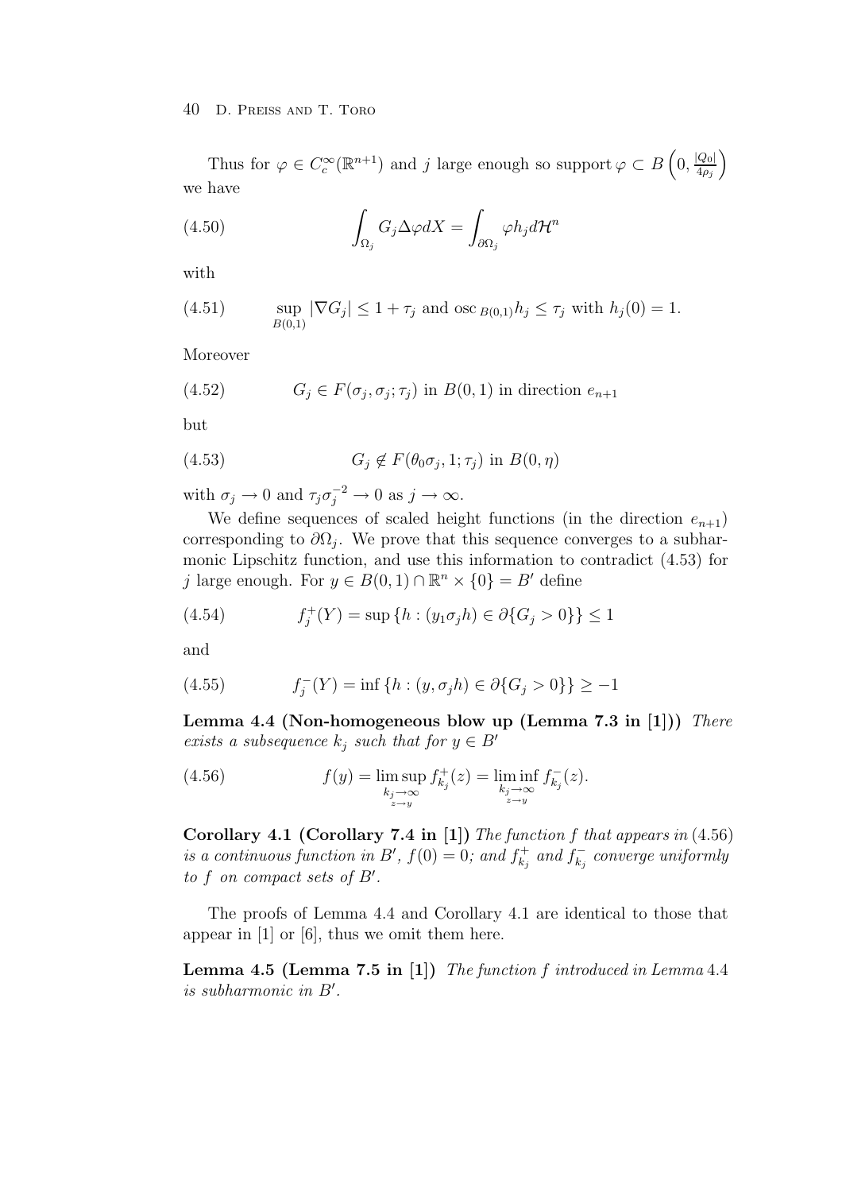Thus for $\varphi \in C_c^\infty(\mathbb{R}^{n+1})$ and $j$ large enough so support $\varphi \subset B\left(0, \frac{|Q_0|}{4\rho_j}\right)$ we have

$$\int_{\Omega_j} G_j \Delta\varphi dX = \int_{\partial\Omega_j} \varphi h_j d\mathcal{H}^n \tag{4.50}$$

with

$$\sup_{B(0,1)} |\nabla G_j| \leq 1 + \tau_j \text{ and osc}_{B(0,1)} h_j \leq \tau_j \text{ with } h_j(0) = 1. \tag{4.51}$$

Moreover

$$G_j \in F(\sigma_j, \sigma_j; \tau_j) \text{ in } B(0,1) \text{ in direction } e_{n+1} \tag{4.52}$$

but

$$G_j \notin F(\theta_0\sigma_j, 1; \tau_j) \text{ in } B(0, \eta) \tag{4.53}$$

with $\sigma_j \to 0$ and $\tau_j\sigma_j^{-2} \to 0$ as $j \to \infty$.

We define sequences of scaled height functions (in the direction $e_{n+1}$) corresponding to $\partial\Omega_j$. We prove that this sequence converges to a subharmonic Lipschitz function, and use this information to contradict (4.53) for $j$ large enough. For $y \in B(0,1) \cap \mathbb{R}^n \times \{0\} = B'$ define

$$f_j^+(Y) = \sup\{h : (y_1\sigma_j h) \in \partial\{G_j > 0\}\} \leq 1 \tag{4.54}$$

and

$$f_j^-(Y) = \inf\{h : (y, \sigma_j h) \in \partial\{G_j > 0\}\} \geq -1 \tag{4.55}$$

**Lemma 4.4 (Non-homogeneous blow up (Lemma 7.3 in [1]))** *There exists a subsequence $k_j$ such that for $y \in B'$*

$$f(y) = \limsup_{\substack{k_j\to\infty \\ z\to y}} f_{k_j}^+(z) = \liminf_{\substack{k_j\to\infty \\ z\to y}} f_{k_j}^-(z). \tag{4.56}$$

**Corollary 4.1 (Corollary 7.4 in [1])** *The function $f$ that appears in* (4.56) *is a continuous function in $B'$, $f(0) = 0$; and $f_{k_j}^+$ and $f_{k_j}^-$ converge uniformly to $f$ on compact sets of $B'$.*

The proofs of Lemma 4.4 and Corollary 4.1 are identical to those that appear in [1] or [6], thus we omit them here.

**Lemma 4.5 (Lemma 7.5 in [1])** *The function $f$ introduced in Lemma* 4.4 *is subharmonic in $B'$.*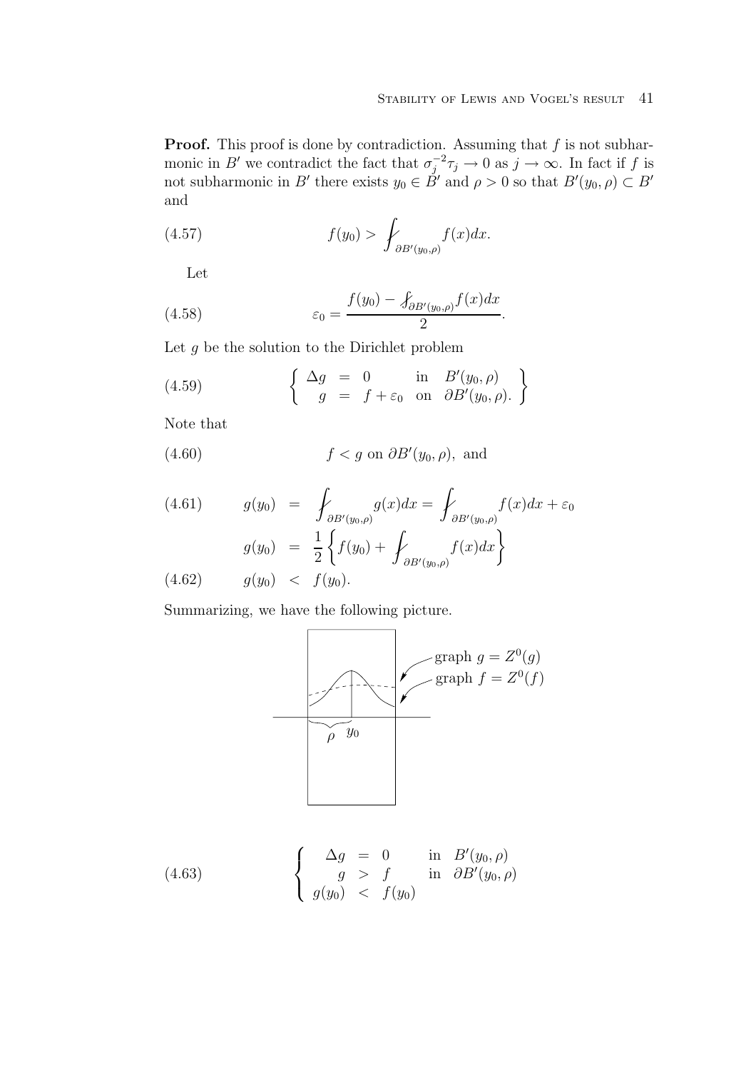**Proof.** This proof is done by contradiction. Assuming that $f$ is not subharmonic in $B'$ we contradict the fact that $\sigma_j^{-2}\tau_j \to 0$ as $j \to \infty$. In fact if $f$ is not subharmonic in $B'$ there exists $y_0 \in B'$ and $\rho > 0$ so that $B'(y_0, \rho) \subset B'$ and

$$f(y_0) > \fint_{\partial B'(y_0,\rho)} f(x)dx. \tag{4.57}$$

Let

$$\varepsilon_0 = \frac{f(y_0) - \fint_{\partial B'(y_0,\rho)} f(x)dx}{2}. \tag{4.58}$$

Let $g$ be the solution to the Dirichlet problem

$$\left\{ \begin{array}{rcll} \Delta g &=& 0 & \text{in} \quad B'(y_0,\rho) \\ g &=& f + \varepsilon_0 & \text{on} \quad \partial B'(y_0,\rho). \end{array} \right\} \tag{4.59}$$

Note that

$$f < g \text{ on } \partial B'(y_0,\rho), \text{ and} \tag{4.60}$$

$$\begin{aligned} g(y_0) &= \fint_{\partial B'(y_0,\rho)} g(x)dx = \fint_{\partial B'(y_0,\rho)} f(x)dx + \varepsilon_0 \qquad (4.61)\\ g(y_0) &= \frac{1}{2}\left\{ f(y_0) + \fint_{\partial B'(y_0,\rho)} f(x)dx \right\} \\ g(y_0) &< f(y_0). \qquad (4.62) \end{aligned}$$

Summarizing, we have the following picture.

$$\left\{ \begin{array}{rcll} \Delta g &=& 0 & \text{in} \quad B'(y_0,\rho) \\ g &>& f & \text{in} \quad \partial B'(y_0,\rho) \\ g(y_0) &<& f(y_0) & \end{array} \right. \tag{4.63}$$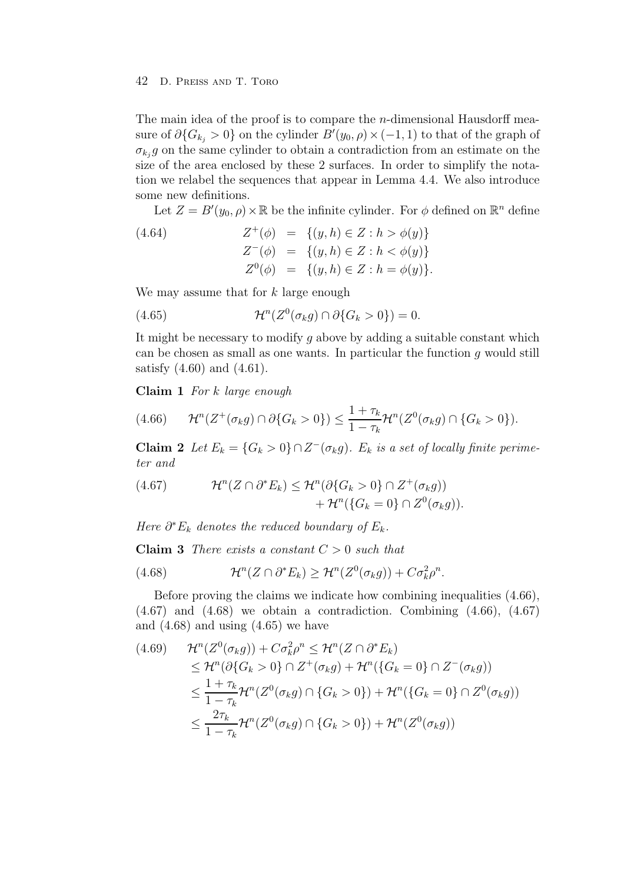The main idea of the proof is to compare the $n$-dimensional Hausdorff measure of $\partial\{G_{k_j} > 0\}$ on the cylinder $B'(y_0, \rho) \times (-1, 1)$ to that of the graph of $\sigma_{k_j} g$ on the same cylinder to obtain a contradiction from an estimate on the size of the area enclosed by these 2 surfaces. In order to simplify the notation we relabel the sequences that appear in Lemma 4.4. We also introduce some new definitions.

Let $Z = B'(y_0, \rho) \times \mathbb{R}$ be the infinite cylinder. For $\phi$ defined on $\mathbb{R}^n$ define

$$
\begin{aligned}
Z^+(\phi) &= \{(y, h) \in Z : h > \phi(y)\} \\
Z^-(\phi) &= \{(y, h) \in Z : h < \phi(y)\} \\
Z^0(\phi) &= \{(y, h) \in Z : h = \phi(y)\}.
\end{aligned}
\tag{4.64}
$$

We may assume that for $k$ large enough

$$
\mathcal{H}^n(Z^0(\sigma_k g) \cap \partial\{G_k > 0\}) = 0. \tag{4.65}
$$

It might be necessary to modify $g$ above by adding a suitable constant which can be chosen as small as one wants. In particular the function $g$ would still satisfy (4.60) and (4.61).

**Claim 1** *For $k$ large enough*

$$
\mathcal{H}^n(Z^+(\sigma_k g) \cap \partial\{G_k > 0\}) \leq \frac{1 + \tau_k}{1 - \tau_k} \mathcal{H}^n(Z^0(\sigma_k g) \cap \{G_k > 0\}). \tag{4.66}
$$

**Claim 2** *Let $E_k = \{G_k > 0\} \cap Z^-(\sigma_k g)$. $E_k$ is a set of locally finite perimeter and*

$$
\begin{aligned}
\mathcal{H}^n(Z \cap \partial^* E_k) \leq\ & \mathcal{H}^n(\partial\{G_k > 0\} \cap Z^+(\sigma_k g)) \\
& + \mathcal{H}^n(\{G_k = 0\} \cap Z^0(\sigma_k g)).
\end{aligned}
\tag{4.67}
$$

*Here $\partial^* E_k$ denotes the reduced boundary of $E_k$.*

**Claim 3** *There exists a constant $C > 0$ such that*

$$
\mathcal{H}^n(Z \cap \partial^* E_k) \geq \mathcal{H}^n(Z^0(\sigma_k g)) + C\sigma_k^2 \rho^n. \tag{4.68}
$$

Before proving the claims we indicate how combining inequalities (4.66), (4.67) and (4.68) we obtain a contradiction. Combining (4.66), (4.67) and (4.68) and using (4.65) we have

$$
\begin{aligned}
\mathcal{H}^n(Z^0(\sigma_k g)) + C\sigma_k^2 \rho^n &\leq \mathcal{H}^n(Z \cap \partial^* E_k) \\
&\leq \mathcal{H}^n(\partial\{G_k > 0\} \cap Z^+(\sigma_k g) + \mathcal{H}^n(\{G_k = 0\} \cap Z^-(\sigma_k g)) \\
&\leq \frac{1 + \tau_k}{1 - \tau_k} \mathcal{H}^n(Z^0(\sigma_k g) \cap \{G_k > 0\}) + \mathcal{H}^n(\{G_k = 0\} \cap Z^0(\sigma_k g)) \\
&\leq \frac{2\tau_k}{1 - \tau_k} \mathcal{H}^n(Z^0(\sigma_k g) \cap \{G_k > 0\}) + \mathcal{H}^n(Z^0(\sigma_k g))
\end{aligned}
\tag{4.69}
$$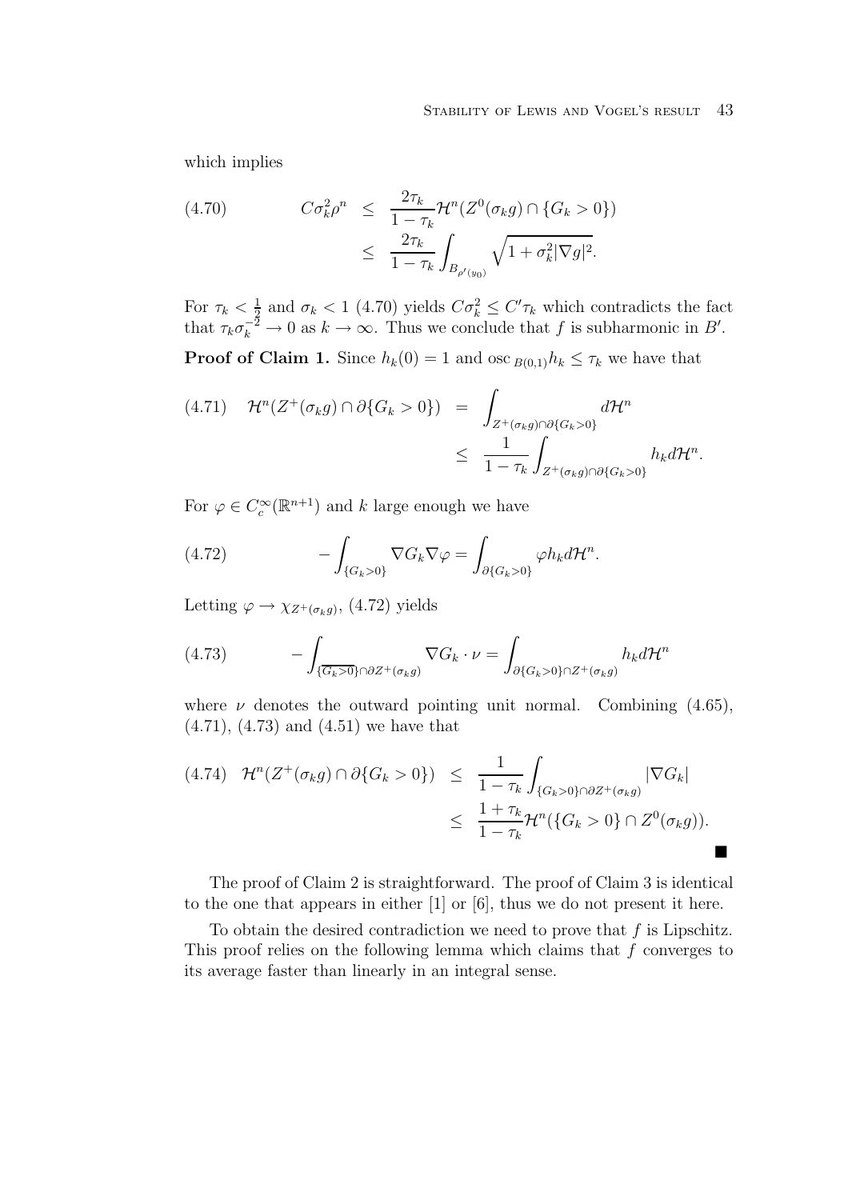which implies

$$
\begin{aligned}
(4.70) \qquad C\sigma_k^2\rho^n &\le \frac{2\tau_k}{1-\tau_k}\mathcal{H}^n(Z^0(\sigma_k g)\cap\{G_k>0\}) \\
&\le \frac{2\tau_k}{1-\tau_k}\int_{B_{\rho'(y_0)}}\sqrt{1+\sigma_k^2|\nabla g|^2}.
\end{aligned}
$$

For $\tau_k < \frac{1}{2}$ and $\sigma_k < 1$ (4.70) yields $C\sigma_k^2 \le C'\tau_k$ which contradicts the fact that $\tau_k\sigma_k^{-2} \to 0$ as $k \to \infty$. Thus we conclude that $f$ is subharmonic in $B'$.

**Proof of Claim 1.** Since $h_k(0) = 1$ and $\operatorname{osc}_{B(0,1)} h_k \le \tau_k$ we have that

$$
\begin{aligned}
(4.71) \quad \mathcal{H}^n(Z^+(\sigma_k g)\cap\partial\{G_k>0\}) &= \int_{Z^+(\sigma_k g)\cap\partial\{G_k>0\}} d\mathcal{H}^n \\
&\le \frac{1}{1-\tau_k}\int_{Z^+(\sigma_k g)\cap\partial\{G_k>0\}} h_k d\mathcal{H}^n.
\end{aligned}
$$

For $\varphi \in C_c^\infty(\mathbb{R}^{n+1})$ and $k$ large enough we have

$$
(4.72) \qquad -\int_{\{G_k>0\}} \nabla G_k \nabla\varphi = \int_{\partial\{G_k>0\}} \varphi h_k d\mathcal{H}^n.
$$

Letting $\varphi \to \chi_{Z^+(\sigma_k g)}$, (4.72) yields

$$
(4.73) \qquad -\int_{\overline{\{G_k>0\}}\cap\partial Z^+(\sigma_k g)} \nabla G_k\cdot\nu = \int_{\partial\{G_k>0\}\cap Z^+(\sigma_k g)} h_k d\mathcal{H}^n
$$

where $\nu$ denotes the outward pointing unit normal. Combining (4.65), (4.71), (4.73) and (4.51) we have that

$$
\begin{aligned}
(4.74) \quad \mathcal{H}^n(Z^+(\sigma_k g)\cap\partial\{G_k>0\}) &\le \frac{1}{1-\tau_k}\int_{\{G_k>0\}\cap\partial Z^+(\sigma_k g)} |\nabla G_k| \\
&\le \frac{1+\tau_k}{1-\tau_k}\mathcal{H}^n(\{G_k>0\}\cap Z^0(\sigma_k g)).
\end{aligned}
$$

■

The proof of Claim 2 is straightforward. The proof of Claim 3 is identical to the one that appears in either [1] or [6], thus we do not present it here.

To obtain the desired contradiction we need to prove that $f$ is Lipschitz. This proof relies on the following lemma which claims that $f$ converges to its average faster than linearly in an integral sense.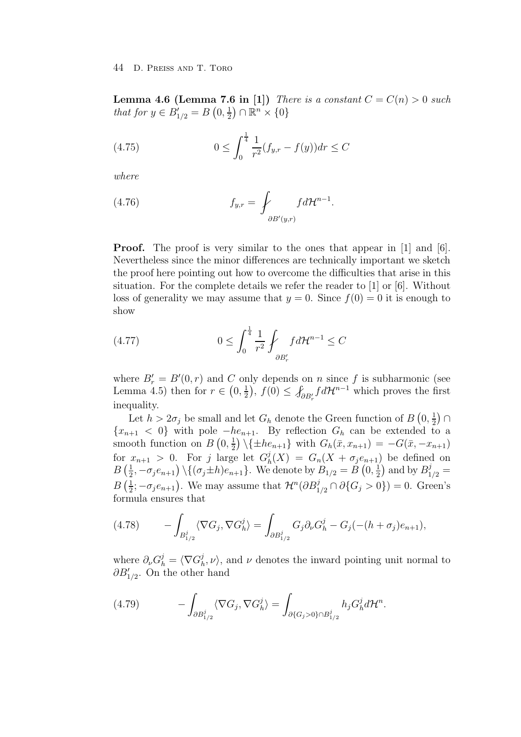**Lemma 4.6 (Lemma 7.6 in [1])** *There is a constant $C = C(n) > 0$ such that for $y \in B'_{1/2} = B\left(0, \frac{1}{2}\right) \cap \mathbb{R}^n \times \{0\}$*

$$0 \leq \int_0^{\frac{1}{4}} \frac{1}{r^2}(f_{y,r} - f(y))dr \leq C \tag{4.75}$$

*where*

$$f_{y,r} = \fint_{\partial B'(y,r)} f d\mathcal{H}^{n-1}. \tag{4.76}$$

**Proof.** The proof is very similar to the ones that appear in [1] and [6]. Nevertheless since the minor differences are technically important we sketch the proof here pointing out how to overcome the difficulties that arise in this situation. For the complete details we refer the reader to [1] or [6]. Without loss of generality we may assume that $y = 0$. Since $f(0) = 0$ it is enough to show

$$0 \leq \int_0^{\frac{1}{4}} \frac{1}{r^2} \fint_{\partial B'_r} f d\mathcal{H}^{n-1} \leq C \tag{4.77}$$

where $B'_r = B'(0, r)$ and $C$ only depends on $n$ since $f$ is subharmonic (see Lemma 4.5) then for $r \in \left(0, \frac{1}{2}\right)$, $f(0) \leq \fint_{\partial B'_r} f d\mathcal{H}^{n-1}$ which proves the first inequality.

Let $h > 2\sigma_j$ be small and let $G_h$ denote the Green function of $B\left(0, \frac{1}{2}\right) \cap \{x_{n+1} < 0\}$ with pole $-he_{n+1}$. By reflection $G_h$ can be extended to a smooth function on $B\left(0, \frac{1}{2}\right) \setminus \{\pm he_{n+1}\}$ with $G_h(\bar{x}, x_{n+1}) = -G(\bar{x}, -x_{n+1})$ for $x_{n+1} > 0$. For $j$ large let $G_h^j(X) = G_n(X + \sigma_j e_{n+1})$ be defined on $B\left(\frac{1}{2}, -\sigma_j e_{n+1}\right) \setminus \{(\sigma_j \pm h)e_{n+1}\}$. We denote by $B_{1/2} = B\left(0, \frac{1}{2}\right)$ and by $B^j_{1/2} = B\left(\frac{1}{2}; -\sigma_j e_{n+1}\right)$. We may assume that $\mathcal{H}^n(\partial B^j_{1/2} \cap \partial\{G_j > 0\}) = 0$. Green's formula ensures that

$$-\int_{B^j_{1/2}} \langle \nabla G_j, \nabla G_h^j \rangle = \int_{\partial B^j_{1/2}} G_j \partial_\nu G_h^j - G_j(-(h + \sigma_j)e_{n+1}), \tag{4.78}$$

where $\partial_\nu G_h^j = \langle \nabla G_h^j, \nu \rangle$, and $\nu$ denotes the inward pointing unit normal to $\partial B'_{1/2}$. On the other hand

$$-\int_{\partial B^j_{1/2}} \langle \nabla G_j, \nabla G_h^j \rangle = \int_{\partial\{G_j > 0\} \cap B^j_{1/2}} h_j G_h^j d\mathcal{H}^n. \tag{4.79}$$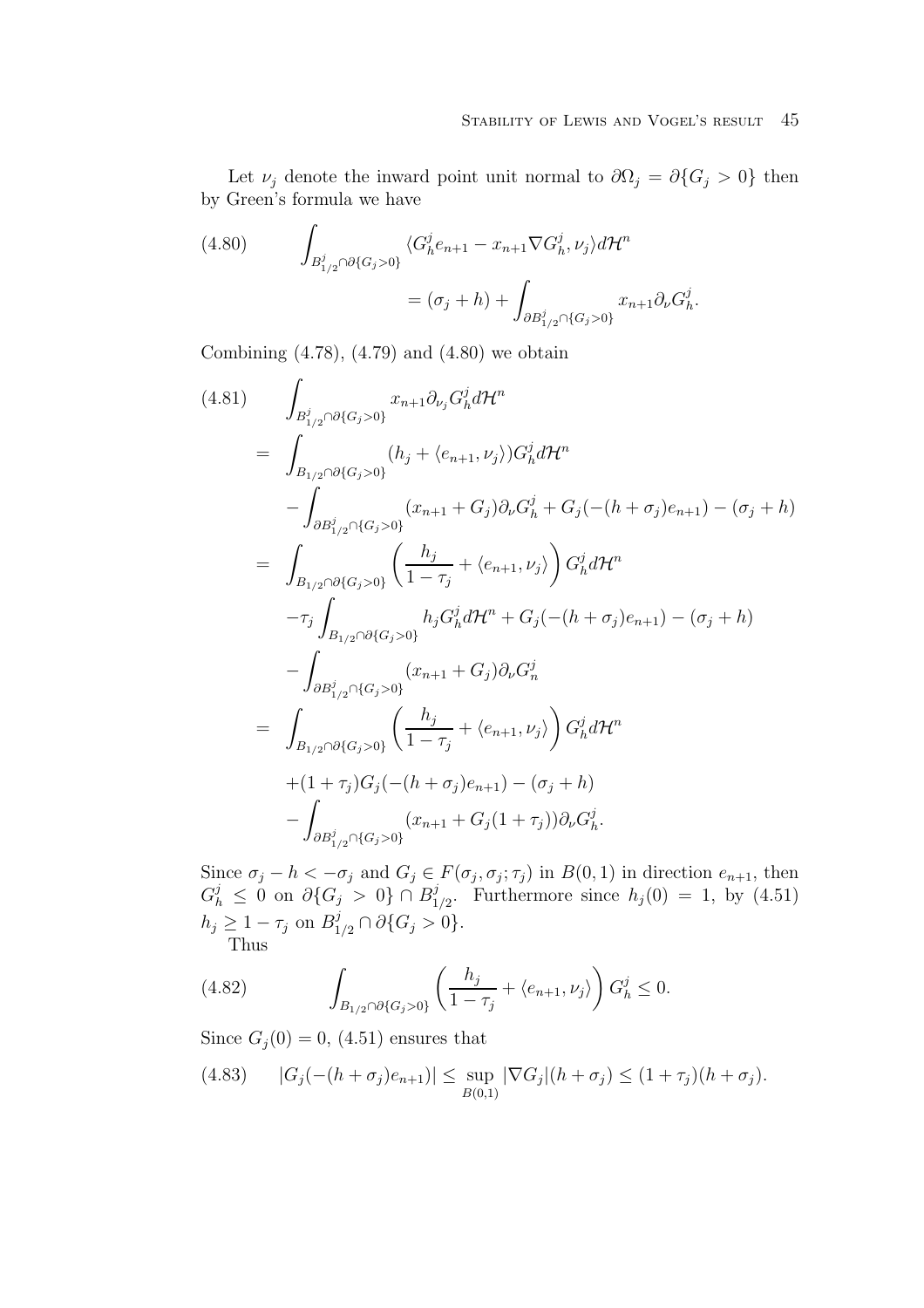Let $\nu_j$ denote the inward point unit normal to $\partial\Omega_j = \partial\{G_j > 0\}$ then by Green's formula we have

$$
\begin{aligned}
(4.80) \qquad \int_{B^j_{1/2}\cap\partial\{G_j>0\}} &\langle G^j_h e_{n+1} - x_{n+1}\nabla G^j_h, \nu_j\rangle d\mathcal{H}^n \\
&= (\sigma_j + h) + \int_{\partial B^j_{1/2}\cap\{G_j>0\}} x_{n+1}\partial_\nu G^j_h.
\end{aligned}
$$

Combining (4.78), (4.79) and (4.80) we obtain

$$
\begin{aligned}
(4.81) \qquad & \int_{B^j_{1/2}\cap\partial\{G_j>0\}} x_{n+1}\partial_{\nu_j} G^j_h d\mathcal{H}^n \\
= \;& \int_{B_{1/2}\cap\partial\{G_j>0\}} (h_j + \langle e_{n+1},\nu_j\rangle) G^j_h d\mathcal{H}^n \\
& - \int_{\partial B^j_{1/2}\cap\{G_j>0\}} (x_{n+1} + G_j)\partial_\nu G^j_h + G_j(-(h+\sigma_j)e_{n+1}) - (\sigma_j + h) \\
= \;& \int_{B_{1/2}\cap\partial\{G_j>0\}} \left(\frac{h_j}{1-\tau_j} + \langle e_{n+1},\nu_j\rangle\right) G^j_h d\mathcal{H}^n \\
& -\tau_j \int_{B_{1/2}\cap\partial\{G_j>0\}} h_j G^j_h d\mathcal{H}^n + G_j(-(h+\sigma_j)e_{n+1}) - (\sigma_j + h) \\
& - \int_{\partial B^j_{1/2}\cap\{G_j>0\}} (x_{n+1} + G_j)\partial_\nu G^j_n \\
= \;& \int_{B_{1/2}\cap\partial\{G_j>0\}} \left(\frac{h_j}{1-\tau_j} + \langle e_{n+1},\nu_j\rangle\right) G^j_h d\mathcal{H}^n \\
& + (1+\tau_j) G_j(-(h+\sigma_j)e_{n+1}) - (\sigma_j + h) \\
& - \int_{\partial B^j_{1/2}\cap\{G_j>0\}} (x_{n+1} + G_j(1+\tau_j))\partial_\nu G^j_h.
\end{aligned}
$$

Since $\sigma_j - h < -\sigma_j$ and $G_j \in F(\sigma_j, \sigma_j; \tau_j)$ in $B(0,1)$ in direction $e_{n+1}$, then $G^j_h \leq 0$ on $\partial\{G_j > 0\} \cap B^j_{1/2}$. Furthermore since $h_j(0) = 1$, by (4.51) $h_j \geq 1 - \tau_j$ on $B^j_{1/2} \cap \partial\{G_j > 0\}$.

Thus

$$
(4.82) \qquad \int_{B_{1/2}\cap\partial\{G_j>0\}} \left(\frac{h_j}{1-\tau_j} + \langle e_{n+1},\nu_j\rangle\right) G^j_h \leq 0.
$$

Since $G_j(0) = 0$, (4.51) ensures that

$$
(4.83) \qquad |G_j(-(h+\sigma_j)e_{n+1})| \leq \sup_{B(0,1)} |\nabla G_j|(h+\sigma_j) \leq (1+\tau_j)(h+\sigma_j).
$$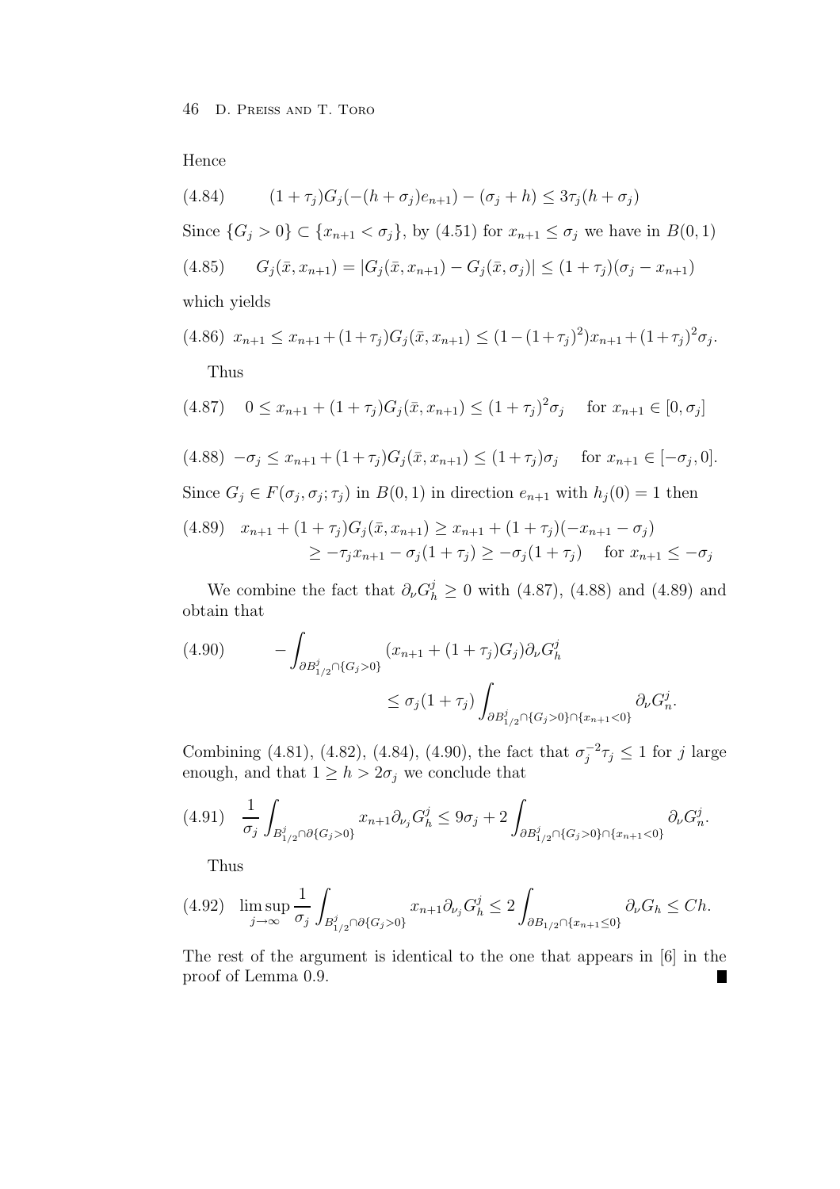Hence

$$(4.84)\qquad (1+\tau_j)G_j(-(h+\sigma_j)e_{n+1}) - (\sigma_j + h) \leq 3\tau_j(h+\sigma_j)$$

Since $\{G_j > 0\} \subset \{x_{n+1} < \sigma_j\}$, by (4.51) for $x_{n+1} \leq \sigma_j$ we have in $B(0,1)$

$$(4.85)\qquad G_j(\bar{x}, x_{n+1}) = |G_j(\bar{x}, x_{n+1}) - G_j(\bar{x}, \sigma_j)| \leq (1+\tau_j)(\sigma_j - x_{n+1})$$

which yields

$$(4.86)\ x_{n+1} \leq x_{n+1} + (1+\tau_j)G_j(\bar{x}, x_{n+1}) \leq (1-(1+\tau_j)^2)x_{n+1} + (1+\tau_j)^2\sigma_j.$$

Thus

$$(4.87)\quad 0 \leq x_{n+1} + (1+\tau_j)G_j(\bar{x}, x_{n+1}) \leq (1+\tau_j)^2\sigma_j \quad \text{ for } x_{n+1} \in [0, \sigma_j]$$

$$(4.88)\ -\sigma_j \leq x_{n+1} + (1+\tau_j)G_j(\bar{x}, x_{n+1}) \leq (1+\tau_j)\sigma_j \quad \text{ for } x_{n+1} \in [-\sigma_j, 0].$$

Since $G_j \in F(\sigma_j, \sigma_j; \tau_j)$ in $B(0,1)$ in direction $e_{n+1}$ with $h_j(0) = 1$ then

$$(4.89)\quad \begin{aligned} x_{n+1} + (1+\tau_j)G_j(\bar{x}, x_{n+1}) &\geq x_{n+1} + (1+\tau_j)(-x_{n+1} - \sigma_j) \\ &\geq -\tau_j x_{n+1} - \sigma_j(1+\tau_j) \geq -\sigma_j(1+\tau_j) \quad \text{ for } x_{n+1} \leq -\sigma_j \end{aligned}$$

We combine the fact that $\partial_\nu G_h^j \geq 0$ with (4.87), (4.88) and (4.89) and obtain that

$$(4.90)\qquad \begin{aligned} -\int_{\partial B_{1/2}^j \cap \{G_j > 0\}} &(x_{n+1} + (1+\tau_j)G_j)\partial_\nu G_h^j \\ &\leq \sigma_j(1+\tau_j)\int_{\partial B_{1/2}^j \cap \{G_j > 0\} \cap \{x_{n+1} < 0\}} \partial_\nu G_n^j. \end{aligned}$$

Combining (4.81), (4.82), (4.84), (4.90), the fact that $\sigma_j^{-2}\tau_j \leq 1$ for $j$ large enough, and that $1 \geq h > 2\sigma_j$ we conclude that

$$(4.91)\quad \frac{1}{\sigma_j}\int_{B_{1/2}^j \cap \partial\{G_j > 0\}} x_{n+1}\partial_{\nu_j} G_h^j \leq 9\sigma_j + 2\int_{\partial B_{1/2}^j \cap \{G_j > 0\} \cap \{x_{n+1} < 0\}} \partial_\nu G_n^j.$$

Thus

$$(4.92)\quad \limsup_{j\to\infty} \frac{1}{\sigma_j}\int_{B_{1/2}^j \cap \partial\{G_j > 0\}} x_{n+1}\partial_{\nu_j} G_h^j \leq 2\int_{\partial B_{1/2} \cap \{x_{n+1} \leq 0\}} \partial_\nu G_h \leq Ch.$$

The rest of the argument is identical to the one that appears in [6] in the proof of Lemma 0.9. ∎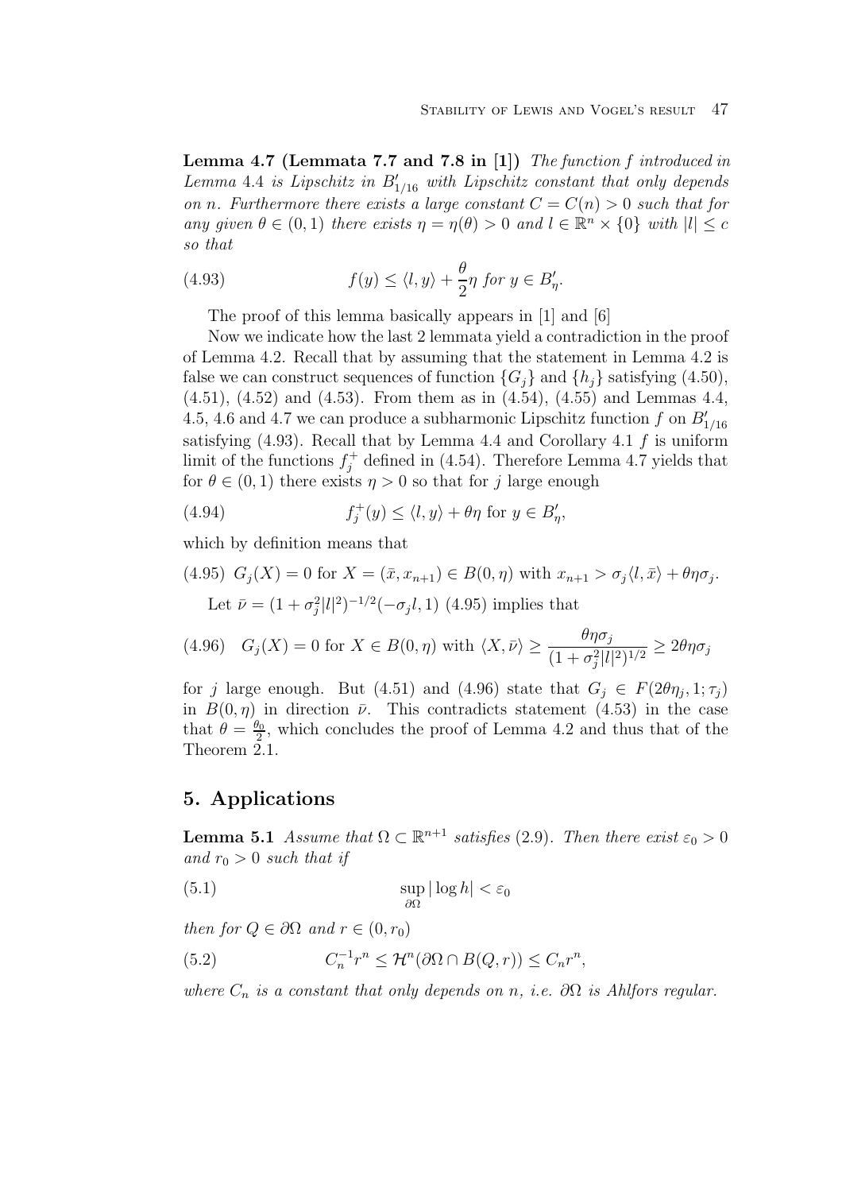**Lemma 4.7 (Lemmata 7.7 and 7.8 in [1])** *The function $f$ introduced in Lemma 4.4 is Lipschitz in $B'_{1/16}$ with Lipschitz constant that only depends on $n$. Furthermore there exists a large constant $C = C(n) > 0$ such that for any given $\theta \in (0,1)$ there exists $\eta = \eta(\theta) > 0$ and $l \in \mathbb{R}^n \times \{0\}$ with $|l| \leq c$ so that*

$$f(y) \leq \langle l, y\rangle + \frac{\theta}{2}\eta \text{ for } y \in B'_\eta. \tag{4.93}$$

The proof of this lemma basically appears in [1] and [6]

Now we indicate how the last 2 lemmata yield a contradiction in the proof of Lemma 4.2. Recall that by assuming that the statement in Lemma 4.2 is false we can construct sequences of function $\{G_j\}$ and $\{h_j\}$ satisfying (4.50), (4.51), (4.52) and (4.53). From them as in (4.54), (4.55) and Lemmas 4.4, 4.5, 4.6 and 4.7 we can produce a subharmonic Lipschitz function $f$ on $B'_{1/16}$ satisfying (4.93). Recall that by Lemma 4.4 and Corollary 4.1 $f$ is uniform limit of the functions $f_j^+$ defined in (4.54). Therefore Lemma 4.7 yields that for $\theta \in (0,1)$ there exists $\eta > 0$ so that for $j$ large enough

$$f_j^+(y) \leq \langle l, y\rangle + \theta\eta \text{ for } y \in B'_\eta, \tag{4.94}$$

which by definition means that

$$G_j(X) = 0 \text{ for } X = (\bar{x}, x_{n+1}) \in B(0,\eta) \text{ with } x_{n+1} > \sigma_j\langle l, \bar{x}\rangle + \theta\eta\sigma_j. \tag{4.95}$$

Let $\bar{\nu} = (1 + \sigma_j^2|l|^2)^{-1/2}(-\sigma_j l, 1)$ (4.95) implies that

$$G_j(X) = 0 \text{ for } X \in B(0,\eta) \text{ with } \langle X, \bar{\nu}\rangle \geq \frac{\theta\eta\sigma_j}{(1+\sigma_j^2|l|^2)^{1/2}} \geq 2\theta\eta\sigma_j \tag{4.96}$$

for $j$ large enough. But (4.51) and (4.96) state that $G_j \in F(2\theta\eta_j, 1; \tau_j)$ in $B(0,\eta)$ in direction $\bar{\nu}$. This contradicts statement (4.53) in the case that $\theta = \frac{\theta_0}{2}$, which concludes the proof of Lemma 4.2 and thus that of the Theorem 2.1.

## 5. Applications

**Lemma 5.1** *Assume that $\Omega \subset \mathbb{R}^{n+1}$ satisfies* (2.9)*. Then there exist $\varepsilon_0 > 0$ and $r_0 > 0$ such that if*

$$\sup_{\partial\Omega} |\log h| < \varepsilon_0 \tag{5.1}$$

*then for $Q \in \partial\Omega$ and $r \in (0, r_0)$*

$$C_n^{-1}r^n \leq \mathcal{H}^n(\partial\Omega \cap B(Q,r)) \leq C_n r^n, \tag{5.2}$$

*where $C_n$ is a constant that only depends on $n$, i.e. $\partial\Omega$ is Ahlfors regular.*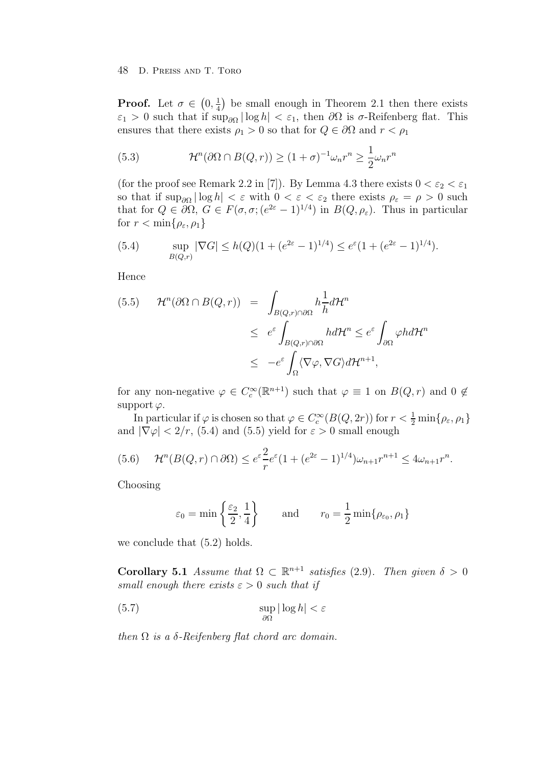**Proof.** Let $\sigma \in \left(0, \frac{1}{4}\right)$ be small enough in Theorem 2.1 then there exists $\varepsilon_1 > 0$ such that if $\sup_{\partial\Omega} |\log h| < \varepsilon_1$, then $\partial\Omega$ is $\sigma$-Reifenberg flat. This ensures that there exists $\rho_1 > 0$ so that for $Q \in \partial\Omega$ and $r < \rho_1$

$$\mathcal{H}^n(\partial\Omega \cap B(Q,r)) \geq (1+\sigma)^{-1}\omega_n r^n \geq \frac{1}{2}\omega_n r^n \tag{5.3}$$

(for the proof see Remark 2.2 in [7]). By Lemma 4.3 there exists $0 < \varepsilon_2 < \varepsilon_1$ so that if $\sup_{\partial\Omega} |\log h| < \varepsilon$ with $0 < \varepsilon < \varepsilon_2$ there exists $\rho_\varepsilon = \rho > 0$ such that for $Q \in \partial\Omega$, $G \in F(\sigma, \sigma; (e^{2\varepsilon} - 1)^{1/4})$ in $B(Q, \rho_\varepsilon)$. Thus in particular for $r < \min\{\rho_\varepsilon, \rho_1\}$

$$\sup_{B(Q,r)} |\nabla G| \leq h(Q)(1 + (e^{2\varepsilon} - 1)^{1/4}) \leq e^\varepsilon (1 + (e^{2\varepsilon} - 1)^{1/4}). \tag{5.4}$$

Hence

$$\begin{aligned} \mathcal{H}^n(\partial\Omega \cap B(Q,r)) &= \int_{B(Q,r)\cap\partial\Omega} h\frac{1}{h} d\mathcal{H}^n \\ &\leq e^\varepsilon \int_{B(Q,r)\cap\partial\Omega} h d\mathcal{H}^n \leq e^\varepsilon \int_{\partial\Omega} \varphi h d\mathcal{H}^n \\ &\leq -e^\varepsilon \int_\Omega \langle \nabla\varphi, \nabla G \rangle d\mathcal{H}^{n+1}, \end{aligned} \tag{5.5}$$

for any non-negative $\varphi \in C_c^\infty(\mathbb{R}^{n+1})$ such that $\varphi \equiv 1$ on $B(Q,r)$ and $0 \notin$ support $\varphi$.

In particular if $\varphi$ is chosen so that $\varphi \in C_c^\infty(B(Q,2r))$ for $r < \frac{1}{2}\min\{\rho_\varepsilon, \rho_1\}$ and $|\nabla\varphi| < 2/r$, (5.4) and (5.5) yield for $\varepsilon > 0$ small enough

$$\mathcal{H}^n(B(Q,r) \cap \partial\Omega) \leq e^\varepsilon \frac{2}{r} e^\varepsilon (1 + (e^{2\varepsilon} - 1)^{1/4})\omega_{n+1} r^{n+1} \leq 4\omega_{n+1} r^n. \tag{5.6}$$

Choosing

$$\varepsilon_0 = \min\left\{\frac{\varepsilon_2}{2}, \frac{1}{4}\right\} \qquad \text{and} \qquad r_0 = \frac{1}{2}\min\{\rho_{\varepsilon_0}, \rho_1\}$$

we conclude that (5.2) holds.

**Corollary 5.1** *Assume that $\Omega \subset \mathbb{R}^{n+1}$ satisfies* (2.9). *Then given $\delta > 0$ small enough there exists $\varepsilon > 0$ such that if*

$$\sup_{\partial\Omega} |\log h| < \varepsilon \tag{5.7}$$

*then $\Omega$ is a $\delta$-Reifenberg flat chord arc domain.*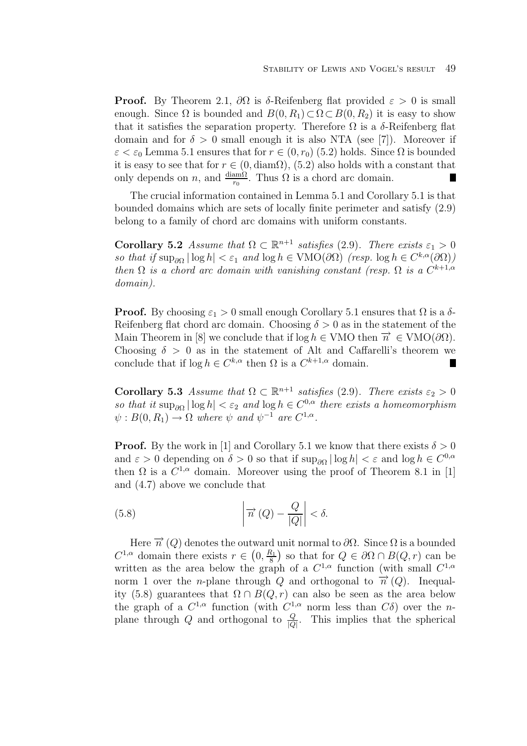**Proof.** By Theorem 2.1, $\partial\Omega$ is $\delta$-Reifenberg flat provided $\varepsilon > 0$ is small enough. Since $\Omega$ is bounded and $B(0, R_1) \subset \Omega \subset B(0, R_2)$ it is easy to show that it satisfies the separation property. Therefore $\Omega$ is a $\delta$-Reifenberg flat domain and for $\delta > 0$ small enough it is also NTA (see [7]). Moreover if $\varepsilon < \varepsilon_0$ Lemma 5.1 ensures that for $r \in (0, r_0)$ (5.2) holds. Since $\Omega$ is bounded it is easy to see that for $r \in (0, \operatorname{diam}\Omega)$, (5.2) also holds with a constant that only depends on $n$, and $\frac{\operatorname{diam}\Omega}{r_0}$. Thus $\Omega$ is a chord arc domain. ■

The crucial information contained in Lemma 5.1 and Corollary 5.1 is that bounded domains which are sets of locally finite perimeter and satisfy (2.9) belong to a family of chord arc domains with uniform constants.

**Corollary 5.2** *Assume that $\Omega \subset \mathbb{R}^{n+1}$ satisfies* (2.9). *There exists $\varepsilon_1 > 0$ so that if $\sup_{\partial\Omega} |\log h| < \varepsilon_1$ and $\log h \in \mathrm{VMO}(\partial\Omega)$ (resp. $\log h \in C^{k,\alpha}(\partial\Omega)$) then $\Omega$ is a chord arc domain with vanishing constant (resp. $\Omega$ is a $C^{k+1,\alpha}$ domain).*

**Proof.** By choosing $\varepsilon_1 > 0$ small enough Corollary 5.1 ensures that $\Omega$ is a $\delta$-Reifenberg flat chord arc domain. Choosing $\delta > 0$ as in the statement of the Main Theorem in [8] we conclude that if $\log h \in \mathrm{VMO}$ then $\overrightarrow{n} \in \mathrm{VMO}(\partial\Omega)$. Choosing $\delta > 0$ as in the statement of Alt and Caffarelli's theorem we conclude that if $\log h \in C^{k,\alpha}$ then $\Omega$ is a $C^{k+1,\alpha}$ domain. ■

**Corollary 5.3** *Assume that $\Omega \subset \mathbb{R}^{n+1}$ satisfies* (2.9). *There exists $\varepsilon_2 > 0$ so that it $\sup_{\partial\Omega} |\log h| < \varepsilon_2$ and $\log h \in C^{0,\alpha}$ there exists a homeomorphism $\psi : B(0, R_1) \to \Omega$ where $\psi$ and $\psi^{-1}$ are $C^{1,\alpha}$.*

**Proof.** By the work in [1] and Corollary 5.1 we know that there exists $\delta > 0$ and $\varepsilon > 0$ depending on $\delta > 0$ so that if $\sup_{\partial\Omega} |\log h| < \varepsilon$ and $\log h \in C^{0,\alpha}$ then $\Omega$ is a $C^{1,\alpha}$ domain. Moreover using the proof of Theorem 8.1 in [1] and (4.7) above we conclude that

$$\left| \overrightarrow{n}(Q) - \frac{Q}{|Q|} \right| < \delta. \tag{5.8}$$

Here $\overrightarrow{n}(Q)$ denotes the outward unit normal to $\partial\Omega$. Since $\Omega$ is a bounded $C^{1,\alpha}$ domain there exists $r \in \left(0, \frac{R_1}{8}\right)$ so that for $Q \in \partial\Omega \cap B(Q, r)$ can be written as the area below the graph of a $C^{1,\alpha}$ function (with small $C^{1,\alpha}$ norm 1 over the $n$-plane through $Q$ and orthogonal to $\overrightarrow{n}(Q)$. Inequality (5.8) guarantees that $\Omega \cap B(Q, r)$ can also be seen as the area below the graph of a $C^{1,\alpha}$ function (with $C^{1,\alpha}$ norm less than $C\delta$) over the $n$-plane through $Q$ and orthogonal to $\frac{Q}{|Q|}$. This implies that the spherical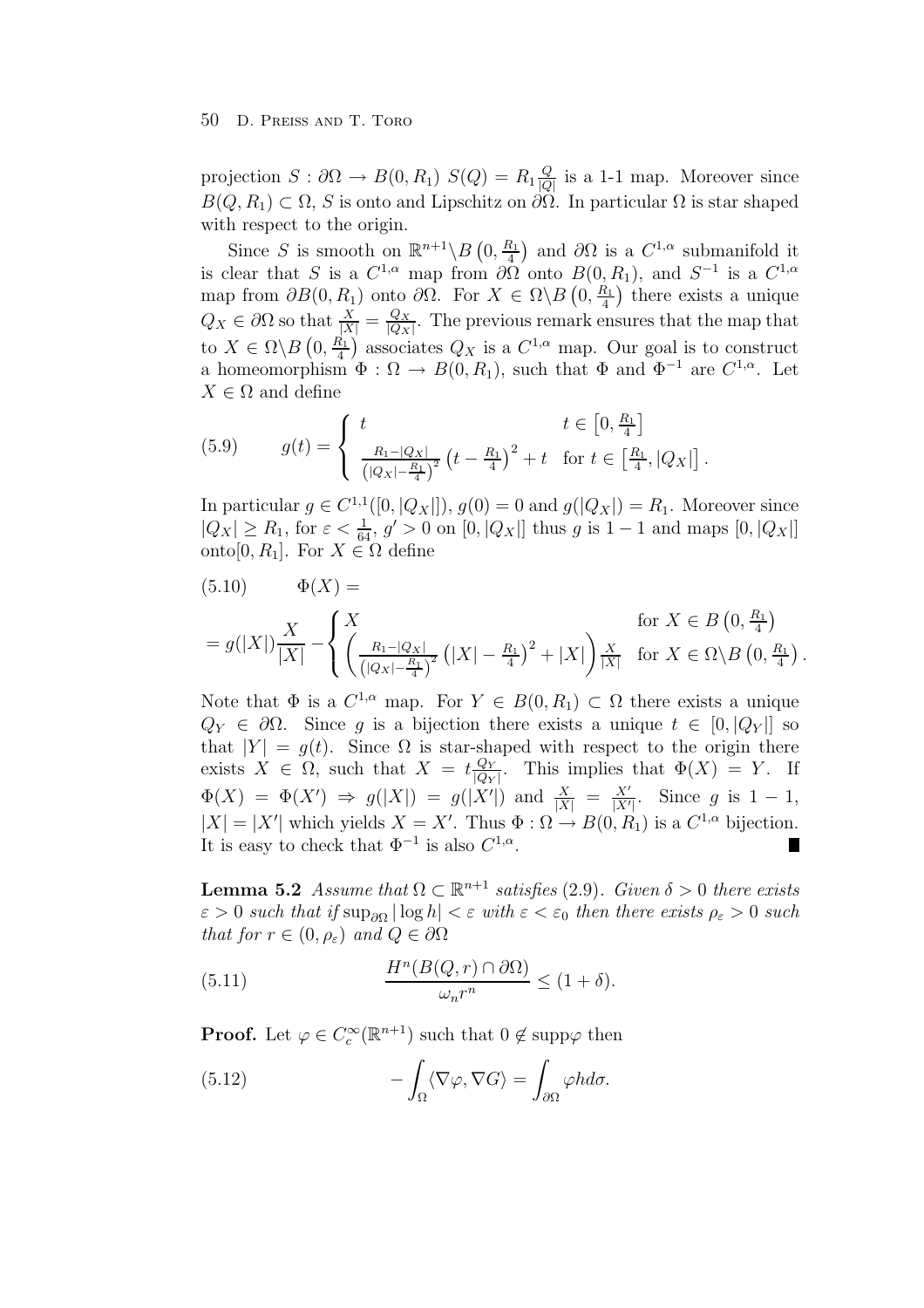projection $S : \partial\Omega \to B(0, R_1)$ $S(Q) = R_1 \frac{Q}{|Q|}$ is a 1-1 map. Moreover since $B(Q, R_1) \subset \Omega$, $S$ is onto and Lipschitz on $\partial\Omega$. In particular $\Omega$ is star shaped with respect to the origin.

Since $S$ is smooth on $\mathbb{R}^{n+1} \backslash B\left(0, \frac{R_1}{4}\right)$ and $\partial\Omega$ is a $C^{1,\alpha}$ submanifold it is clear that $S$ is a $C^{1,\alpha}$ map from $\partial\Omega$ onto $B(0, R_1)$, and $S^{-1}$ is a $C^{1,\alpha}$ map from $\partial B(0, R_1)$ onto $\partial\Omega$. For $X \in \Omega \backslash B\left(0, \frac{R_1}{4}\right)$ there exists a unique $Q_X \in \partial\Omega$ so that $\frac{X}{|X|} = \frac{Q_X}{|Q_X|}$. The previous remark ensures that the map that to $X \in \Omega \backslash B\left(0, \frac{R_1}{4}\right)$ associates $Q_X$ is a $C^{1,\alpha}$ map. Our goal is to construct a homeomorphism $\Phi : \Omega \to B(0, R_1)$, such that $\Phi$ and $\Phi^{-1}$ are $C^{1,\alpha}$. Let $X \in \Omega$ and define

$$
(5.9) \qquad g(t) = \begin{cases} t & t \in \left[0, \frac{R_1}{4}\right] \\ \frac{R_1 - |Q_X|}{\left(|Q_X| - \frac{R_1}{4}\right)^2} \left(t - \frac{R_1}{4}\right)^2 + t & \text{for } t \in \left[\frac{R_1}{4}, |Q_X|\right]. \end{cases}
$$

In particular $g \in C^{1,1}([0, |Q_X|])$, $g(0) = 0$ and $g(|Q_X|) = R_1$. Moreover since $|Q_X| \geq R_1$, for $\varepsilon < \frac{1}{64}$, $g' > 0$ on $[0, |Q_X|]$ thus $g$ is $1-1$ and maps $[0, |Q_X|]$ onto$[0, R_1]$. For $X \in \Omega$ define

$$
(5.10) \qquad \Phi(X) =
$$

$$
= g(|X|)\frac{X}{|X|} - \begin{cases} X & \text{for } X \in B\left(0, \frac{R_1}{4}\right) \\ \left(\frac{R_1 - |Q_X|}{\left(|Q_X| - \frac{R_1}{4}\right)^2} \left(|X| - \frac{R_1}{4}\right)^2 + |X|\right) \frac{X}{|X|} & \text{for } X \in \Omega \backslash B\left(0, \frac{R_1}{4}\right). \end{cases}
$$

Note that $\Phi$ is a $C^{1,\alpha}$ map. For $Y \in B(0, R_1) \subset \Omega$ there exists a unique $Q_Y \in \partial\Omega$. Since $g$ is a bijection there exists a unique $t \in [0, |Q_Y|]$ so that $|Y| = g(t)$. Since $\Omega$ is star-shaped with respect to the origin there exists $X \in \Omega$, such that $X = t\frac{Q_Y}{|Q_Y|}$. This implies that $\Phi(X) = Y$. If $\Phi(X) = \Phi(X') \Rightarrow g(|X|) = g(|X'|)$ and $\frac{X}{|X|} = \frac{X'}{|X'|}$. Since $g$ is $1-1$, $|X| = |X'|$ which yields $X = X'$. Thus $\Phi : \Omega \to B(0, R_1)$ is a $C^{1,\alpha}$ bijection. It is easy to check that $\Phi^{-1}$ is also $C^{1,\alpha}$. ∎

**Lemma 5.2** *Assume that $\Omega \subset \mathbb{R}^{n+1}$ satisfies (2.9). Given $\delta > 0$ there exists $\varepsilon > 0$ such that if $\sup_{\partial\Omega} |\log h| < \varepsilon$ with $\varepsilon < \varepsilon_0$ then there exists $\rho_\varepsilon > 0$ such that for $r \in (0, \rho_\varepsilon)$ and $Q \in \partial\Omega$*

$$
(5.11) \qquad \frac{H^n(B(Q, r) \cap \partial\Omega)}{\omega_n r^n} \leq (1 + \delta).
$$

**Proof.** Let $\varphi \in C_c^\infty(\mathbb{R}^{n+1})$ such that $0 \notin \text{supp}\varphi$ then

$$
(5.12) \qquad -\int_\Omega \langle \nabla\varphi, \nabla G \rangle = \int_{\partial\Omega} \varphi h d\sigma.
$$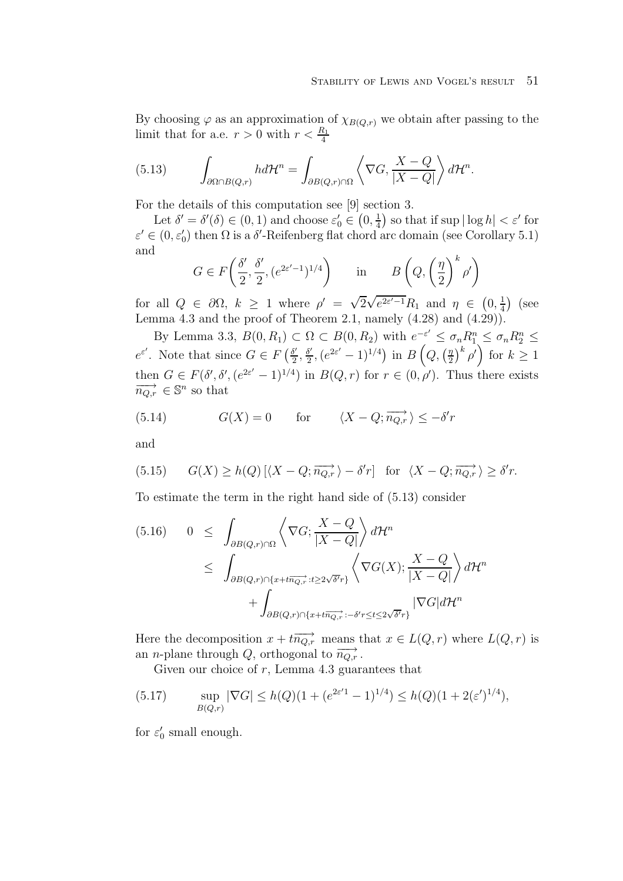By choosing $\varphi$ as an approximation of $\chi_{B(Q,r)}$ we obtain after passing to the limit that for a.e. $r > 0$ with $r < \frac{R_1}{4}$

$$\int_{\partial\Omega\cap B(Q,r)} h d\mathcal{H}^n = \int_{\partial B(Q,r)\cap\Omega} \left\langle \nabla G, \frac{X-Q}{|X-Q|} \right\rangle d\mathcal{H}^n. \tag{5.13}$$

For the details of this computation see [9] section 3.

Let $\delta' = \delta'(\delta) \in (0,1)$ and choose $\varepsilon'_0 \in \left(0, \frac{1}{4}\right)$ so that if $\sup|\log h| < \varepsilon'$ for $\varepsilon' \in (0, \varepsilon'_0)$ then $\Omega$ is a $\delta'$-Reifenberg flat chord arc domain (see Corollary 5.1) and

$$G \in F\left(\frac{\delta'}{2}, \frac{\delta'}{2}, (e^{2\varepsilon'-1})^{1/4}\right) \qquad \text{in} \qquad B\left(Q, \left(\frac{\eta}{2}\right)^k \rho'\right)$$

for all $Q \in \partial\Omega$, $k \geq 1$ where $\rho' = \sqrt{2}\sqrt{e^{2\varepsilon'-1}}R_1$ and $\eta \in \left(0, \frac{1}{4}\right)$ (see Lemma 4.3 and the proof of Theorem 2.1, namely (4.28) and (4.29)).

By Lemma 3.3, $B(0, R_1) \subset \Omega \subset B(0, R_2)$ with $e^{-\varepsilon'} \leq \sigma_n R_1^n \leq \sigma_n R_2^n \leq e^{\varepsilon'}$. Note that since $G \in F\left(\frac{\delta'}{2}, \frac{\delta'}{2}, (e^{2\varepsilon'}-1)^{1/4}\right)$ in $B\left(Q, \left(\frac{\eta}{2}\right)^k \rho'\right)$ for $k \geq 1$ then $G \in F(\delta', \delta', (e^{2\varepsilon'}-1)^{1/4})$ in $B(Q,r)$ for $r \in (0, \rho')$. Thus there exists $\overrightarrow{n_{Q,r}} \in \mathbb{S}^n$ so that

$$G(X) = 0 \qquad \text{for} \qquad \langle X - Q; \overrightarrow{n_{Q,r}} \rangle \leq -\delta' r \tag{5.14}$$

and

$$G(X) \geq h(Q)\left[\langle X - Q; \overrightarrow{n_{Q,r}} \rangle - \delta' r\right] \quad \text{for} \quad \langle X - Q; \overrightarrow{n_{Q,r}} \rangle \geq \delta' r. \tag{5.15}$$

To estimate the term in the right hand side of (5.13) consider

$$\begin{aligned} 0 \;&\leq\; \int_{\partial B(Q,r)\cap\Omega} \left\langle \nabla G; \frac{X-Q}{|X-Q|} \right\rangle d\mathcal{H}^n \\ &\leq\; \int_{\partial B(Q,r)\cap\{x+t\overrightarrow{n_{Q,r}}: t\geq 2\sqrt{\delta'}r\}} \left\langle \nabla G(X); \frac{X-Q}{|X-Q|} \right\rangle d\mathcal{H}^n \\ &\qquad + \int_{\partial B(Q,r)\cap\{x+t\overrightarrow{n_{Q,r}}: -\delta' r\leq t\leq 2\sqrt{\delta'}r\}} |\nabla G| d\mathcal{H}^n \end{aligned} \tag{5.16}$$

Here the decomposition $x + t\overrightarrow{n_{Q,r}}$ means that $x \in L(Q,r)$ where $L(Q,r)$ is an $n$-plane through $Q$, orthogonal to $\overrightarrow{n_{Q,r}}$.

Given our choice of $r$, Lemma 4.3 guarantees that

$$\sup_{B(Q,r)} |\nabla G| \leq h(Q)(1 + (e^{2\varepsilon' 1} - 1)^{1/4}) \leq h(Q)(1 + 2(\varepsilon')^{1/4}), \tag{5.17}$$

for $\varepsilon'_0$ small enough.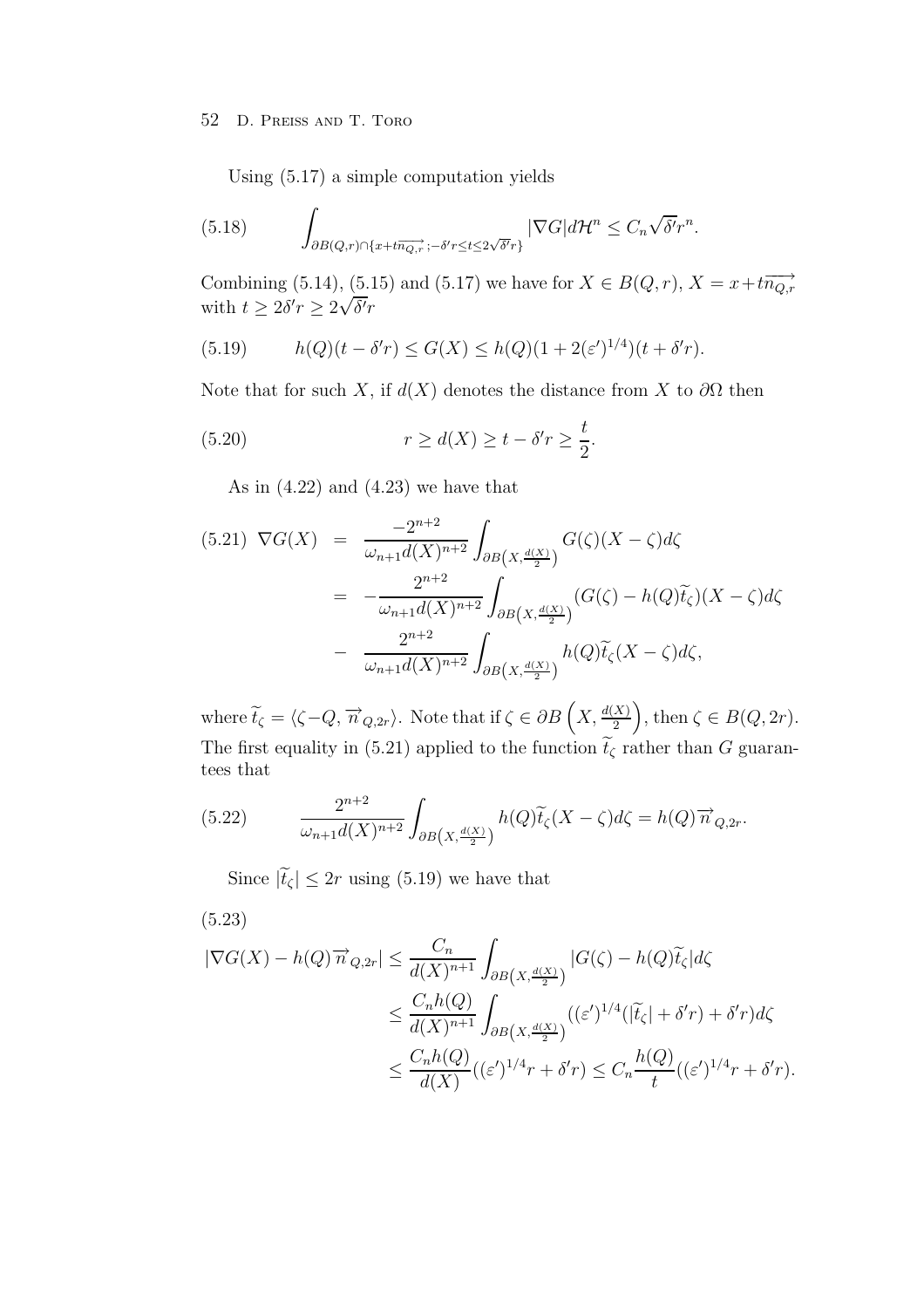Using (5.17) a simple computation yields

$$\int_{\partial B(Q,r)\cap\{x+t\overrightarrow{n_{Q,r}}\,;-\delta' r\leq t\leq 2\sqrt{\delta'}r\}} |\nabla G| d\mathcal{H}^n \leq C_n\sqrt{\delta'}r^n. \tag{5.18}$$

Combining (5.14), (5.15) and (5.17) we have for $X\in B(Q,r)$, $X=x+t\overrightarrow{n_{Q,r}}$ with $t\geq 2\delta' r\geq 2\sqrt{\delta'}r$

$$h(Q)(t-\delta' r)\leq G(X)\leq h(Q)(1+2(\varepsilon')^{1/4})(t+\delta' r). \tag{5.19}$$

Note that for such $X$, if $d(X)$ denotes the distance from $X$ to $\partial\Omega$ then

$$r\geq d(X)\geq t-\delta' r\geq \frac{t}{2}. \tag{5.20}$$

As in (4.22) and (4.23) we have that

$$\begin{aligned} \nabla G(X) &= \frac{-2^{n+2}}{\omega_{n+1}d(X)^{n+2}}\int_{\partial B\left(X,\frac{d(X)}{2}\right)} G(\zeta)(X-\zeta)d\zeta \\ &= -\frac{2^{n+2}}{\omega_{n+1}d(X)^{n+2}}\int_{\partial B\left(X,\frac{d(X)}{2}\right)} (G(\zeta)-h(Q)\widetilde{t}_\zeta)(X-\zeta)d\zeta \\ &\quad - \frac{2^{n+2}}{\omega_{n+1}d(X)^{n+2}}\int_{\partial B\left(X,\frac{d(X)}{2}\right)} h(Q)\widetilde{t}_\zeta(X-\zeta)d\zeta, \end{aligned} \tag{5.21}$$

where $\widetilde{t}_\zeta=\langle \zeta-Q,\overrightarrow{n}_{Q,2r}\rangle$. Note that if $\zeta\in\partial B\left(X,\frac{d(X)}{2}\right)$, then $\zeta\in B(Q,2r)$. The first equality in (5.21) applied to the function $\widetilde{t}_\zeta$ rather than $G$ guarantees that

$$\frac{2^{n+2}}{\omega_{n+1}d(X)^{n+2}}\int_{\partial B\left(X,\frac{d(X)}{2}\right)} h(Q)\widetilde{t}_\zeta(X-\zeta)d\zeta = h(Q)\overrightarrow{n}_{Q,2r}. \tag{5.22}$$

Since $|\widetilde{t}_\zeta|\leq 2r$ using (5.19) we have that

$$\begin{aligned} |\nabla G(X)-h(Q)\overrightarrow{n}_{Q,2r}| &\leq \frac{C_n}{d(X)^{n+1}}\int_{\partial B\left(X,\frac{d(X)}{2}\right)} |G(\zeta)-h(Q)\widetilde{t}_\zeta|d\zeta \\ &\leq \frac{C_n h(Q)}{d(X)^{n+1}}\int_{\partial B\left(X,\frac{d(X)}{2}\right)} ((\varepsilon')^{1/4}(|\widetilde{t}_\zeta|+\delta' r)+\delta' r)d\zeta \\ &\leq \frac{C_n h(Q)}{d(X)}((\varepsilon')^{1/4}r+\delta' r)\leq C_n\frac{h(Q)}{t}((\varepsilon')^{1/4}r+\delta' r). \end{aligned} \tag{5.23}$$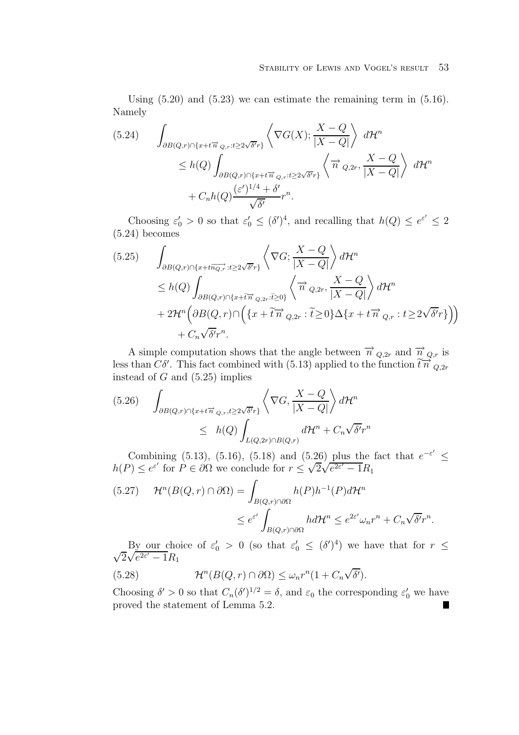Using (5.20) and (5.23) we can estimate the remaining term in (5.16). Namely

$$
\begin{aligned}
(5.24)\qquad \int_{\partial B(Q,r)\cap\{x+t\overrightarrow{n}_{Q,r}:t\geq 2\sqrt{\delta'}r\}} &\left\langle \nabla G(X); \frac{X-Q}{|X-Q|}\right\rangle \, d\mathcal{H}^n \\
&\leq h(Q)\int_{\partial B(Q,r)\cap\{x+t\overrightarrow{n}_{Q,r}:t\geq 2\sqrt{\delta'}r\}} \left\langle \overrightarrow{n}_{Q,2r}, \frac{X-Q}{|X-Q|}\right\rangle \, d\mathcal{H}^n \\
&\quad + C_n h(Q)\frac{(\varepsilon')^{1/4}+\delta'}{\sqrt{\delta'}}r^n.
\end{aligned}
$$

Choosing $\varepsilon_0' > 0$ so that $\varepsilon_0' \leq (\delta')^4$, and recalling that $h(Q) \leq e^{\varepsilon'} \leq 2$ (5.24) becomes

$$
\begin{aligned}
(5.25)\qquad \int_{\partial B(Q,r)\cap\{x+t\overrightarrow{n_{Q,r}}:t\geq 2\sqrt{\delta'}r\}} &\left\langle \nabla G; \frac{X-Q}{|X-Q|}\right\rangle d\mathcal{H}^n \\
&\leq h(Q)\int_{\partial B(Q,r)\cap\{x+\tilde{t}\overrightarrow{n}_{Q,2r}:\tilde{t}\geq 0\}} \left\langle \overrightarrow{n}_{Q,2r}, \frac{X-Q}{|X-Q|}\right\rangle d\mathcal{H}^n \\
&\quad + 2\mathcal{H}^n\Big(\partial B(Q,r)\cap\Big(\{x+\tilde{t}\overrightarrow{n}_{Q,2r}:\tilde{t}\geq 0\}\Delta\{x+t\overrightarrow{n}_{Q,r}:t\geq 2\sqrt{\delta'}r\}\Big)\Big) \\
&\quad + C_n\sqrt{\delta'}r^n.
\end{aligned}
$$

A simple computation shows that the angle between $\overrightarrow{n}_{Q,2r}$ and $\overrightarrow{n}_{Q,r}$ is less than $C\delta'$. This fact combined with (5.13) applied to the function $\tilde{t}\overrightarrow{n}_{Q,2r}$ instead of $G$ and (5.25) implies

$$
\begin{aligned}
(5.26)\qquad \int_{\partial B(Q,r)\cap\{x+t\overrightarrow{n}_{Q,r},t\geq 2\sqrt{\delta'}r\}} &\left\langle \nabla G, \frac{X-Q}{|X-Q|}\right\rangle d\mathcal{H}^n \\
&\leq \ h(Q)\int_{L(Q,2r)\cap B(Q,r)} d\mathcal{H}^n + C_n\sqrt{\delta'}r^n
\end{aligned}
$$

Combining (5.13), (5.16), (5.18) and (5.26) plus the fact that $e^{-\varepsilon'} \leq h(P) \leq e^{\varepsilon'}$ for $P \in \partial\Omega$ we conclude for $r \leq \sqrt{2}\sqrt{e^{2\varepsilon'}-1}R_1$

$$
\begin{aligned}
(5.27)\qquad \mathcal{H}^n(B(Q,r)\cap\partial\Omega) &= \int_{B(Q,r)\cap\partial\Omega} h(P)h^{-1}(P)d\mathcal{H}^n \\
&\leq e^{\varepsilon'}\int_{B(Q,r)\cap\partial\Omega} h d\mathcal{H}^n \leq e^{2\varepsilon'}\omega_n r^n + C_n\sqrt{\delta'}r^n.
\end{aligned}
$$

By our choice of $\varepsilon_0' > 0$ (so that $\varepsilon_0' \leq (\delta')^4$) we have that for $r \leq \sqrt{2}\sqrt{e^{2\varepsilon'}-1}R_1$

$$
(5.28)\qquad \mathcal{H}^n(B(Q,r)\cap\partial\Omega) \leq \omega_n r^n(1+C_n\sqrt{\delta'}).
$$

Choosing $\delta' > 0$ so that $C_n(\delta')^{1/2} = \delta$, and $\varepsilon_0$ the corresponding $\varepsilon_0'$ we have proved the statement of Lemma 5.2. ∎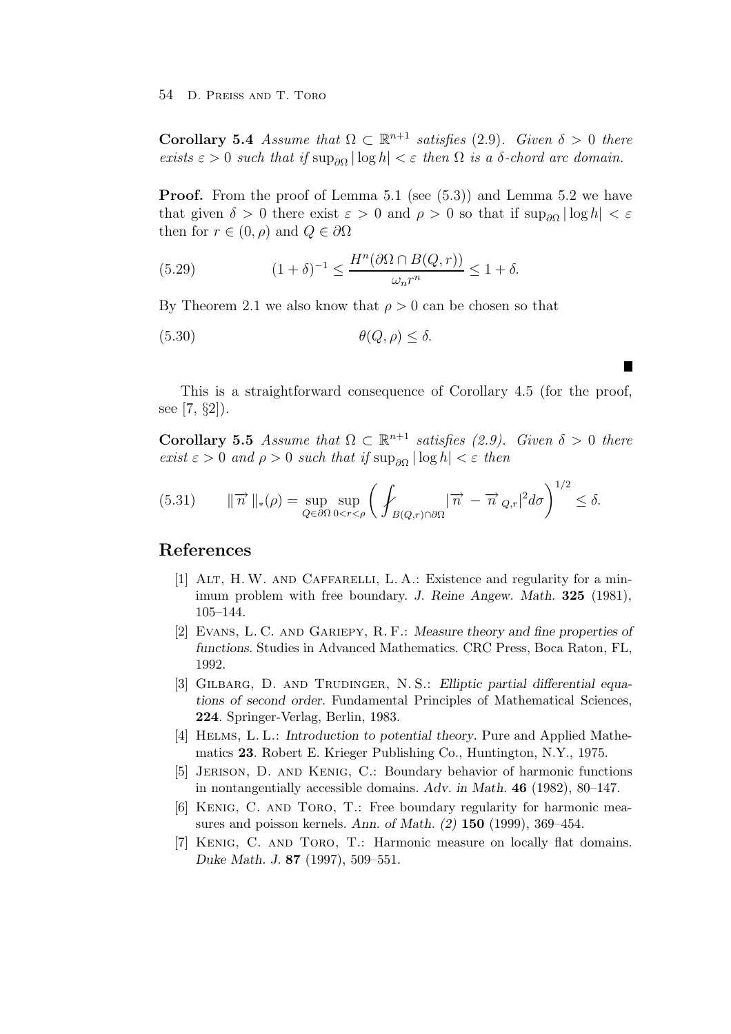**Corollary 5.4** *Assume that $\Omega \subset \mathbb{R}^{n+1}$ satisfies* (2.9)*. Given $\delta > 0$ there exists $\varepsilon > 0$ such that if $\sup_{\partial\Omega} |\log h| < \varepsilon$ then $\Omega$ is a $\delta$-chord arc domain.*

**Proof.** From the proof of Lemma 5.1 (see (5.3)) and Lemma 5.2 we have that given $\delta > 0$ there exist $\varepsilon > 0$ and $\rho > 0$ so that if $\sup_{\partial\Omega} |\log h| < \varepsilon$ then for $r \in (0, \rho)$ and $Q \in \partial\Omega$

$$(1 + \delta)^{-1} \leq \frac{H^n(\partial\Omega \cap B(Q, r))}{\omega_n r^n} \leq 1 + \delta. \tag{5.29}$$

By Theorem 2.1 we also know that $\rho > 0$ can be chosen so that

$$\theta(Q, \rho) \leq \delta. \tag{5.30}$$

■

This is a straightforward consequence of Corollary 4.5 (for the proof, see [7, §2]).

**Corollary 5.5** *Assume that $\Omega \subset \mathbb{R}^{n+1}$ satisfies (2.9). Given $\delta > 0$ there exist $\varepsilon > 0$ and $\rho > 0$ such that if $\sup_{\partial\Omega} |\log h| < \varepsilon$ then*

$$\|\overrightarrow{n}\|_*(\rho) = \sup_{Q \in \partial\Omega} \sup_{0 < r < \rho} \left( ⨍_{B(Q,r) \cap \partial\Omega} |\overrightarrow{n} - \overrightarrow{n}_{Q,r}|^2 d\sigma \right)^{1/2} \leq \delta. \tag{5.31}$$

## References

[1] Alt, H. W. and Caffarelli, L. A.: Existence and regularity for a minimum problem with free boundary. *J. Reine Angew. Math.* **325** (1981), 105–144.

[2] Evans, L. C. and Gariepy, R. F.: *Measure theory and fine properties of functions*. Studies in Advanced Mathematics. CRC Press, Boca Raton, FL, 1992.

[3] Gilbarg, D. and Trudinger, N. S.: *Elliptic partial differential equations of second order*. Fundamental Principles of Mathematical Sciences, **224**. Springer-Verlag, Berlin, 1983.

[4] Helms, L. L.: *Introduction to potential theory*. Pure and Applied Mathematics **23**. Robert E. Krieger Publishing Co., Huntington, N.Y., 1975.

[5] Jerison, D. and Kenig, C.: Boundary behavior of harmonic functions in nontangentially accessible domains. *Adv. in Math.* **46** (1982), 80–147.

[6] Kenig, C. and Toro, T.: Free boundary regularity for harmonic measures and poisson kernels. *Ann. of Math. (2)* **150** (1999), 369–454.

[7] Kenig, C. and Toro, T.: Harmonic measure on locally flat domains. *Duke Math. J.* **87** (1997), 509–551.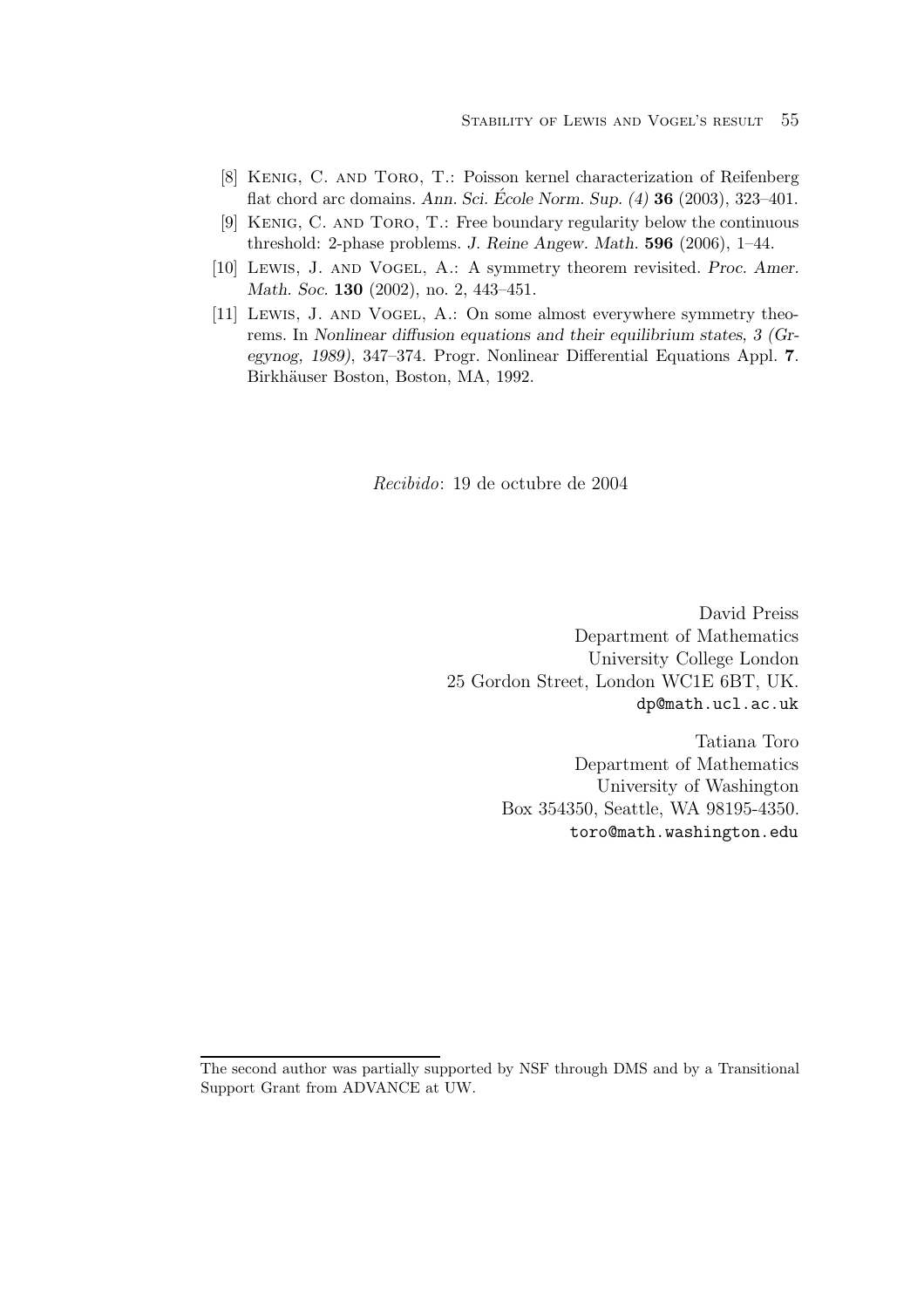[8] Kenig, C. and Toro, T.: Poisson kernel characterization of Reifenberg flat chord arc domains. *Ann. Sci. École Norm. Sup. (4)* **36** (2003), 323–401.

[9] Kenig, C. and Toro, T.: Free boundary regularity below the continuous threshold: 2-phase problems. *J. Reine Angew. Math.* **596** (2006), 1–44.

[10] Lewis, J. and Vogel, A.: A symmetry theorem revisited. *Proc. Amer. Math. Soc.* **130** (2002), no. 2, 443–451.

[11] Lewis, J. and Vogel, A.: On some almost everywhere symmetry theorems. In *Nonlinear diffusion equations and their equilibrium states, 3 (Gregynog, 1989)*, 347–374. Progr. Nonlinear Differential Equations Appl. **7**. Birkhäuser Boston, Boston, MA, 1992.

*Recibido*: 19 de octubre de 2004

David Preiss
Department of Mathematics
University College London
25 Gordon Street, London WC1E 6BT, UK.
dp@math.ucl.ac.uk

Tatiana Toro
Department of Mathematics
University of Washington
Box 354350, Seattle, WA 98195-4350.
toro@math.washington.edu

The second author was partially supported by NSF through DMS and by a Transitional Support Grant from ADVANCE at UW.